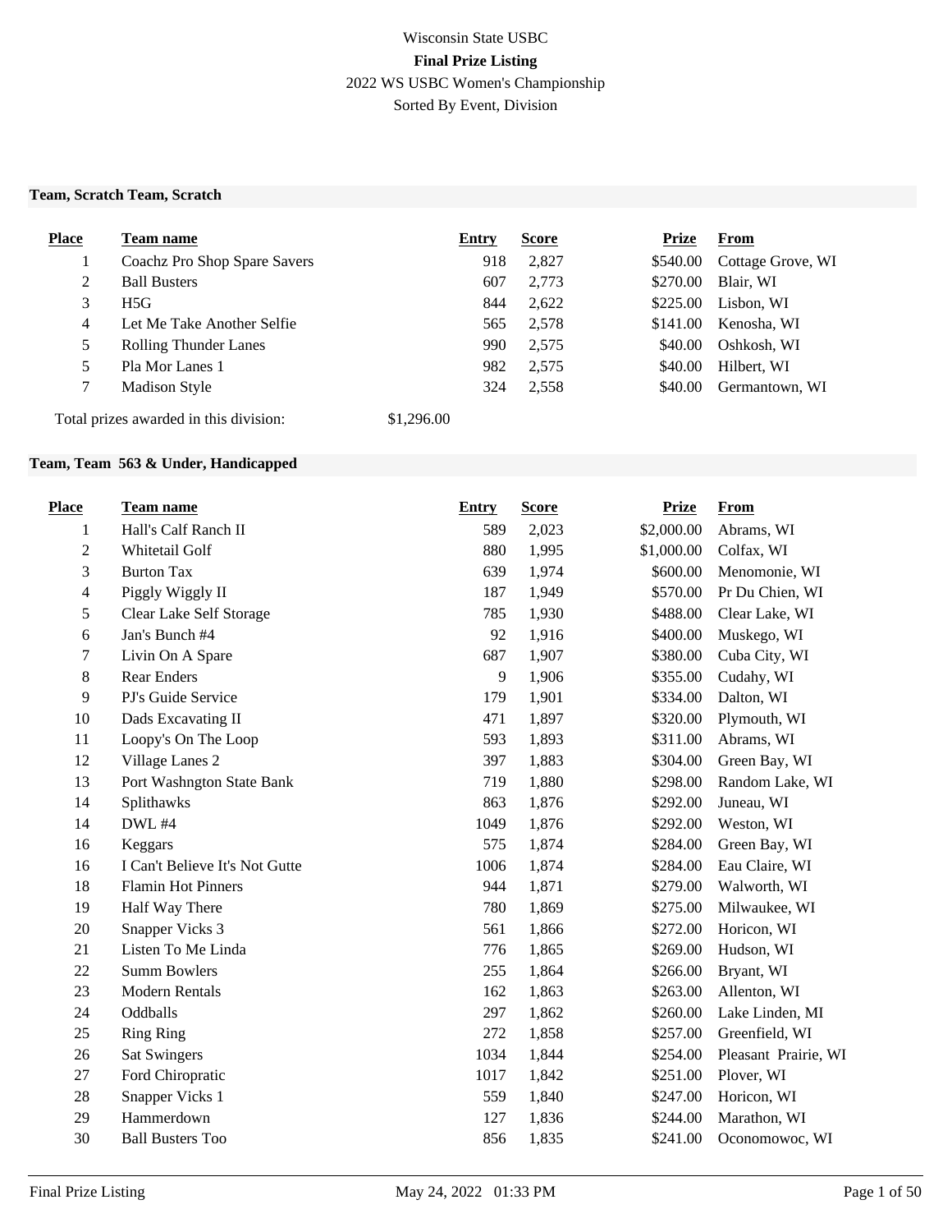Wisconsin State USBC

**Final Prize Listing**

2022 WS USBC Women's Championship

Sorted By Event, Division

### Team, Scratch Team, Scratch

| Place | Team name | Entry | Score | Prize | From |
|---|---|---|---|---|---|
| 1 | Coachz Pro Shop Spare Savers | 918 | 2,827 | $540.00 | Cottage Grove, WI |
| 2 | Ball Busters | 607 | 2,773 | $270.00 | Blair, WI |
| 3 | H5G | 844 | 2,622 | $225.00 | Lisbon, WI |
| 4 | Let Me Take Another Selfie | 565 | 2,578 | $141.00 | Kenosha, WI |
| 5 | Rolling Thunder Lanes | 990 | 2,575 | $40.00 | Oshkosh, WI |
| 5 | Pla Mor Lanes 1 | 982 | 2,575 | $40.00 | Hilbert, WI |
| 7 | Madison Style | 324 | 2,558 | $40.00 | Germantown, WI |

Total prizes awarded in this division: $1,296.00

### Team, Team 563 & Under, Handicapped

| Place | Team name | Entry | Score | Prize | From |
|---|---|---|---|---|---|
| 1 | Hall's Calf Ranch II | 589 | 2,023 | $2,000.00 | Abrams, WI |
| 2 | Whitetail Golf | 880 | 1,995 | $1,000.00 | Colfax, WI |
| 3 | Burton Tax | 639 | 1,974 | $600.00 | Menomonie, WI |
| 4 | Piggly Wiggly II | 187 | 1,949 | $570.00 | Pr Du Chien, WI |
| 5 | Clear Lake Self Storage | 785 | 1,930 | $488.00 | Clear Lake, WI |
| 6 | Jan's Bunch #4 | 92 | 1,916 | $400.00 | Muskego, WI |
| 7 | Livin On A Spare | 687 | 1,907 | $380.00 | Cuba City, WI |
| 8 | Rear Enders | 9 | 1,906 | $355.00 | Cudahy, WI |
| 9 | PJ's Guide Service | 179 | 1,901 | $334.00 | Dalton, WI |
| 10 | Dads Excavating II | 471 | 1,897 | $320.00 | Plymouth, WI |
| 11 | Loopy's On The Loop | 593 | 1,893 | $311.00 | Abrams, WI |
| 12 | Village Lanes 2 | 397 | 1,883 | $304.00 | Green Bay, WI |
| 13 | Port Washngton State Bank | 719 | 1,880 | $298.00 | Random Lake, WI |
| 14 | Splithawks | 863 | 1,876 | $292.00 | Juneau, WI |
| 14 | DWL #4 | 1049 | 1,876 | $292.00 | Weston, WI |
| 16 | Keggars | 575 | 1,874 | $284.00 | Green Bay, WI |
| 16 | I Can't Believe It's Not Gutte | 1006 | 1,874 | $284.00 | Eau Claire, WI |
| 18 | Flamin Hot Pinners | 944 | 1,871 | $279.00 | Walworth, WI |
| 19 | Half Way There | 780 | 1,869 | $275.00 | Milwaukee, WI |
| 20 | Snapper Vicks 3 | 561 | 1,866 | $272.00 | Horicon, WI |
| 21 | Listen To Me Linda | 776 | 1,865 | $269.00 | Hudson, WI |
| 22 | Summ Bowlers | 255 | 1,864 | $266.00 | Bryant, WI |
| 23 | Modern Rentals | 162 | 1,863 | $263.00 | Allenton, WI |
| 24 | Oddballs | 297 | 1,862 | $260.00 | Lake Linden, MI |
| 25 | Ring Ring | 272 | 1,858 | $257.00 | Greenfield, WI |
| 26 | Sat Swingers | 1034 | 1,844 | $254.00 | Pleasant Prairie, WI |
| 27 | Ford Chiropratic | 1017 | 1,842 | $251.00 | Plover, WI |
| 28 | Snapper Vicks 1 | 559 | 1,840 | $247.00 | Horicon, WI |
| 29 | Hammerdown | 127 | 1,836 | $244.00 | Marathon, WI |
| 30 | Ball Busters Too | 856 | 1,835 | $241.00 | Oconomowoc, WI |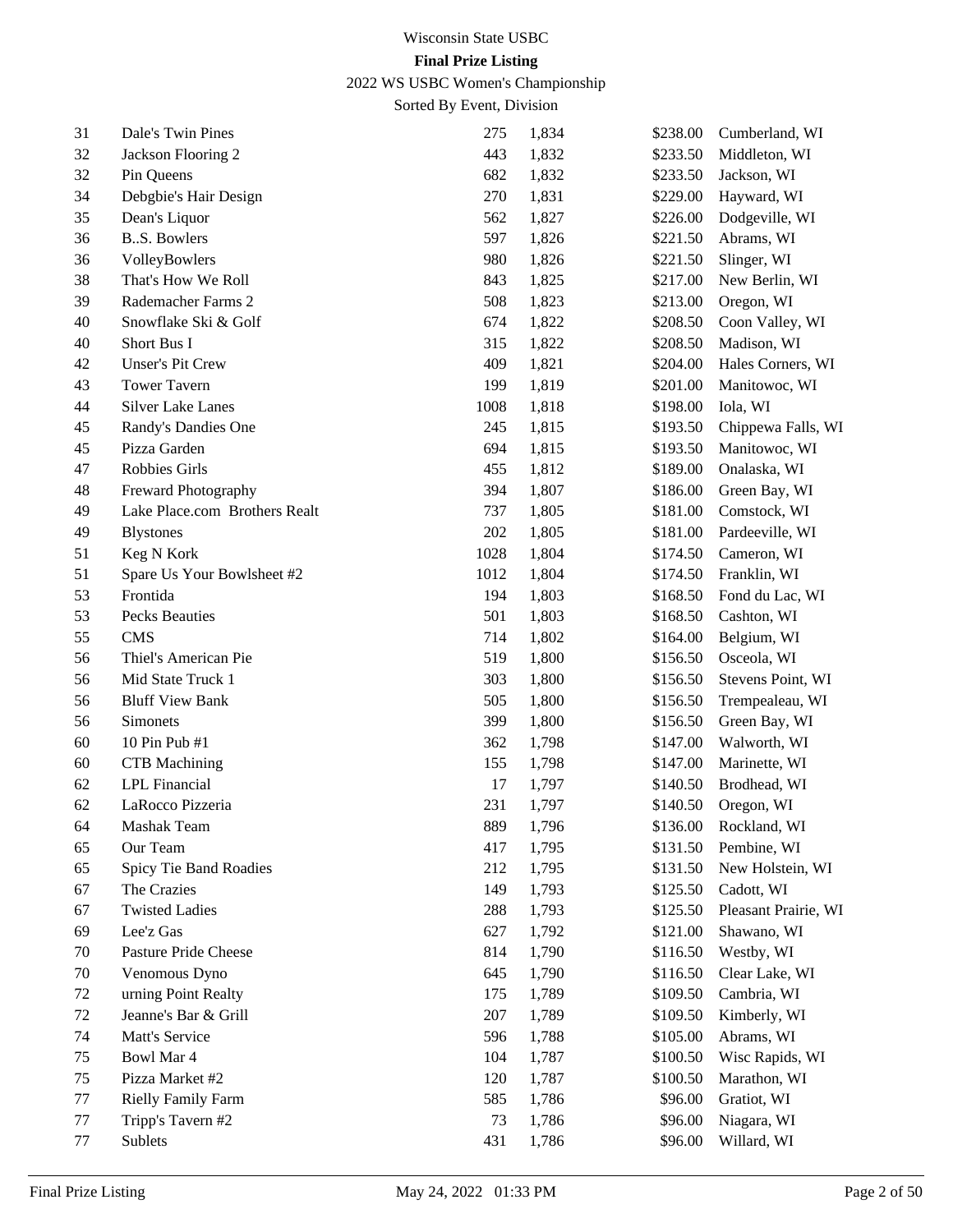Wisconsin State USBC

**Final Prize Listing**

2022 WS USBC Women's Championship

Sorted By Event, Division

| | | | | | |
|---|---|---|---|---|---|
| 31 | Dale's Twin Pines | 275 | 1,834 | $238.00 | Cumberland, WI |
| 32 | Jackson Flooring 2 | 443 | 1,832 | $233.50 | Middleton, WI |
| 32 | Pin Queens | 682 | 1,832 | $233.50 | Jackson, WI |
| 34 | Debgbie's Hair Design | 270 | 1,831 | $229.00 | Hayward, WI |
| 35 | Dean's Liquor | 562 | 1,827 | $226.00 | Dodgeville, WI |
| 36 | B..S. Bowlers | 597 | 1,826 | $221.50 | Abrams, WI |
| 36 | VolleyBowlers | 980 | 1,826 | $221.50 | Slinger, WI |
| 38 | That's How We Roll | 843 | 1,825 | $217.00 | New Berlin, WI |
| 39 | Rademacher Farms 2 | 508 | 1,823 | $213.00 | Oregon, WI |
| 40 | Snowflake Ski & Golf | 674 | 1,822 | $208.50 | Coon Valley, WI |
| 40 | Short Bus I | 315 | 1,822 | $208.50 | Madison, WI |
| 42 | Unser's Pit Crew | 409 | 1,821 | $204.00 | Hales Corners, WI |
| 43 | Tower Tavern | 199 | 1,819 | $201.00 | Manitowoc, WI |
| 44 | Silver Lake Lanes | 1008 | 1,818 | $198.00 | Iola, WI |
| 45 | Randy's Dandies One | 245 | 1,815 | $193.50 | Chippewa Falls, WI |
| 45 | Pizza Garden | 694 | 1,815 | $193.50 | Manitowoc, WI |
| 47 | Robbies Girls | 455 | 1,812 | $189.00 | Onalaska, WI |
| 48 | Freward Photography | 394 | 1,807 | $186.00 | Green Bay, WI |
| 49 | Lake Place.com Brothers Realt | 737 | 1,805 | $181.00 | Comstock, WI |
| 49 | Blystones | 202 | 1,805 | $181.00 | Pardeeville, WI |
| 51 | Keg N Kork | 1028 | 1,804 | $174.50 | Cameron, WI |
| 51 | Spare Us Your Bowlsheet #2 | 1012 | 1,804 | $174.50 | Franklin, WI |
| 53 | Frontida | 194 | 1,803 | $168.50 | Fond du Lac, WI |
| 53 | Pecks Beauties | 501 | 1,803 | $168.50 | Cashton, WI |
| 55 | CMS | 714 | 1,802 | $164.00 | Belgium, WI |
| 56 | Thiel's American Pie | 519 | 1,800 | $156.50 | Osceola, WI |
| 56 | Mid State Truck 1 | 303 | 1,800 | $156.50 | Stevens Point, WI |
| 56 | Bluff View Bank | 505 | 1,800 | $156.50 | Trempealeau, WI |
| 56 | Simonets | 399 | 1,800 | $156.50 | Green Bay, WI |
| 60 | 10 Pin Pub #1 | 362 | 1,798 | $147.00 | Walworth, WI |
| 60 | CTB Machining | 155 | 1,798 | $147.00 | Marinette, WI |
| 62 | LPL Financial | 17 | 1,797 | $140.50 | Brodhead, WI |
| 62 | LaRocco Pizzeria | 231 | 1,797 | $140.50 | Oregon, WI |
| 64 | Mashak Team | 889 | 1,796 | $136.00 | Rockland, WI |
| 65 | Our Team | 417 | 1,795 | $131.50 | Pembine, WI |
| 65 | Spicy Tie Band Roadies | 212 | 1,795 | $131.50 | New Holstein, WI |
| 67 | The Crazies | 149 | 1,793 | $125.50 | Cadott, WI |
| 67 | Twisted Ladies | 288 | 1,793 | $125.50 | Pleasant Prairie, WI |
| 69 | Lee'z Gas | 627 | 1,792 | $121.00 | Shawano, WI |
| 70 | Pasture Pride Cheese | 814 | 1,790 | $116.50 | Westby, WI |
| 70 | Venomous Dyno | 645 | 1,790 | $116.50 | Clear Lake, WI |
| 72 | urning Point Realty | 175 | 1,789 | $109.50 | Cambria, WI |
| 72 | Jeanne's Bar & Grill | 207 | 1,789 | $109.50 | Kimberly, WI |
| 74 | Matt's Service | 596 | 1,788 | $105.00 | Abrams, WI |
| 75 | Bowl Mar 4 | 104 | 1,787 | $100.50 | Wisc Rapids, WI |
| 75 | Pizza Market #2 | 120 | 1,787 | $100.50 | Marathon, WI |
| 77 | Rielly Family Farm | 585 | 1,786 | $96.00 | Gratiot, WI |
| 77 | Tripp's Tavern #2 | 73 | 1,786 | $96.00 | Niagara, WI |
| 77 | Sublets | 431 | 1,786 | $96.00 | Willard, WI |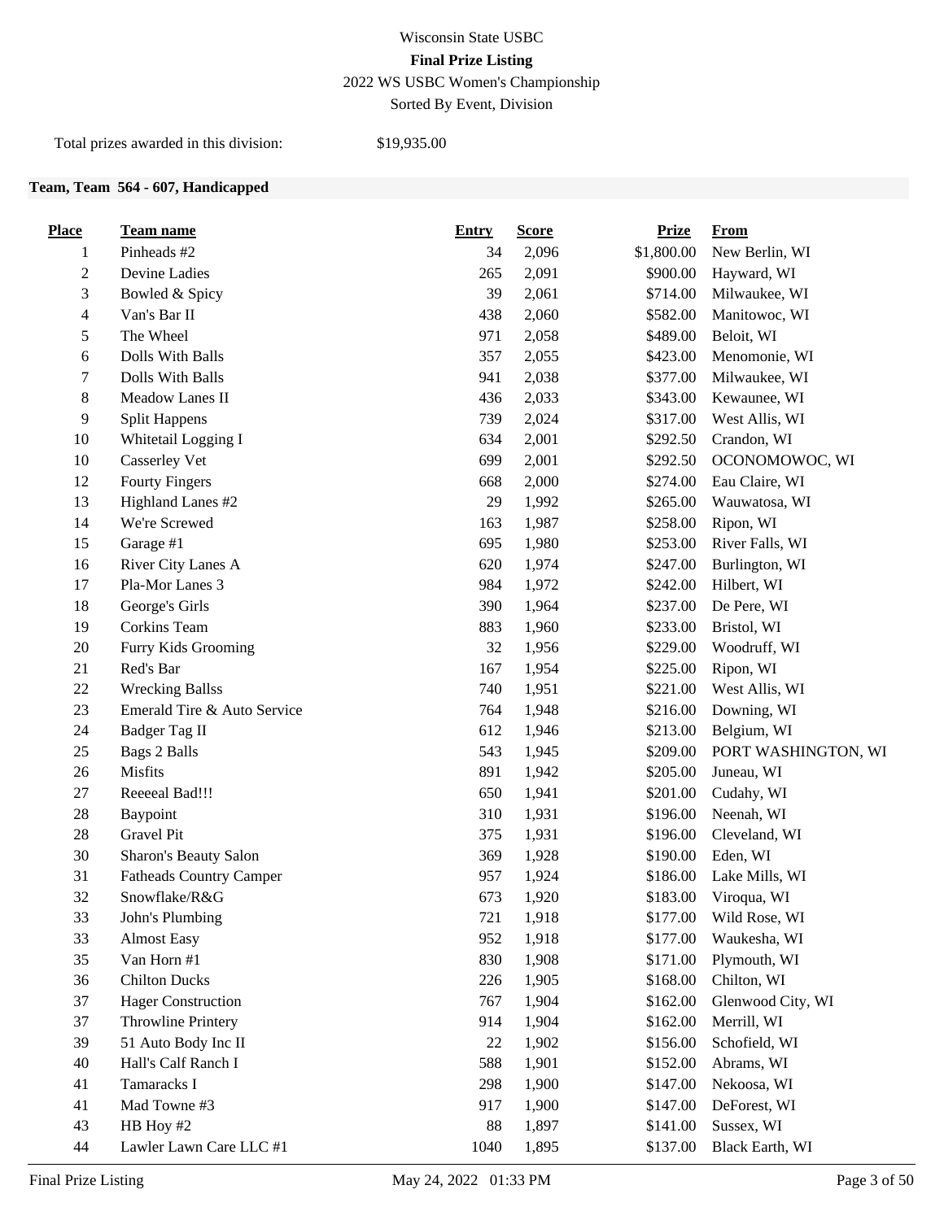Wisconsin State USBC

**Final Prize Listing**

2022 WS USBC Women's Championship

Sorted By Event, Division

Total prizes awarded in this division: $19,935.00

### Team, Team 564 - 607, Handicapped

| Place | Team name | Entry | Score | Prize | From |
|---|---|---|---|---|---|
| 1 | Pinheads #2 | 34 | 2,096 | $1,800.00 | New Berlin, WI |
| 2 | Devine Ladies | 265 | 2,091 | $900.00 | Hayward, WI |
| 3 | Bowled & Spicy | 39 | 2,061 | $714.00 | Milwaukee, WI |
| 4 | Van's Bar II | 438 | 2,060 | $582.00 | Manitowoc, WI |
| 5 | The Wheel | 971 | 2,058 | $489.00 | Beloit, WI |
| 6 | Dolls With Balls | 357 | 2,055 | $423.00 | Menomonie, WI |
| 7 | Dolls With Balls | 941 | 2,038 | $377.00 | Milwaukee, WI |
| 8 | Meadow Lanes II | 436 | 2,033 | $343.00 | Kewaunee, WI |
| 9 | Split Happens | 739 | 2,024 | $317.00 | West Allis, WI |
| 10 | Whitetail Logging I | 634 | 2,001 | $292.50 | Crandon, WI |
| 10 | Casserley Vet | 699 | 2,001 | $292.50 | OCONOMOWOC, WI |
| 12 | Fourty Fingers | 668 | 2,000 | $274.00 | Eau Claire, WI |
| 13 | Highland Lanes #2 | 29 | 1,992 | $265.00 | Wauwatosa, WI |
| 14 | We're Screwed | 163 | 1,987 | $258.00 | Ripon, WI |
| 15 | Garage #1 | 695 | 1,980 | $253.00 | River Falls, WI |
| 16 | River City Lanes A | 620 | 1,974 | $247.00 | Burlington, WI |
| 17 | Pla-Mor Lanes 3 | 984 | 1,972 | $242.00 | Hilbert, WI |
| 18 | George's Girls | 390 | 1,964 | $237.00 | De Pere, WI |
| 19 | Corkins Team | 883 | 1,960 | $233.00 | Bristol, WI |
| 20 | Furry Kids Grooming | 32 | 1,956 | $229.00 | Woodruff, WI |
| 21 | Red's Bar | 167 | 1,954 | $225.00 | Ripon, WI |
| 22 | Wrecking Ballss | 740 | 1,951 | $221.00 | West Allis, WI |
| 23 | Emerald Tire & Auto Service | 764 | 1,948 | $216.00 | Downing, WI |
| 24 | Badger Tag II | 612 | 1,946 | $213.00 | Belgium, WI |
| 25 | Bags 2 Balls | 543 | 1,945 | $209.00 | PORT WASHINGTON, WI |
| 26 | Misfits | 891 | 1,942 | $205.00 | Juneau, WI |
| 27 | Reeeeal Bad!!! | 650 | 1,941 | $201.00 | Cudahy, WI |
| 28 | Baypoint | 310 | 1,931 | $196.00 | Neenah, WI |
| 28 | Gravel Pit | 375 | 1,931 | $196.00 | Cleveland, WI |
| 30 | Sharon's Beauty Salon | 369 | 1,928 | $190.00 | Eden, WI |
| 31 | Fatheads Country Camper | 957 | 1,924 | $186.00 | Lake Mills, WI |
| 32 | Snowflake/R&G | 673 | 1,920 | $183.00 | Viroqua, WI |
| 33 | John's Plumbing | 721 | 1,918 | $177.00 | Wild Rose, WI |
| 33 | Almost Easy | 952 | 1,918 | $177.00 | Waukesha, WI |
| 35 | Van Horn #1 | 830 | 1,908 | $171.00 | Plymouth, WI |
| 36 | Chilton Ducks | 226 | 1,905 | $168.00 | Chilton, WI |
| 37 | Hager Construction | 767 | 1,904 | $162.00 | Glenwood City, WI |
| 37 | Throwline Printery | 914 | 1,904 | $162.00 | Merrill, WI |
| 39 | 51 Auto Body Inc II | 22 | 1,902 | $156.00 | Schofield, WI |
| 40 | Hall's Calf Ranch I | 588 | 1,901 | $152.00 | Abrams, WI |
| 41 | Tamaracks I | 298 | 1,900 | $147.00 | Nekoosa, WI |
| 41 | Mad Towne #3 | 917 | 1,900 | $147.00 | DeForest, WI |
| 43 | HB Hoy #2 | 88 | 1,897 | $141.00 | Sussex, WI |
| 44 | Lawler Lawn Care LLC #1 | 1040 | 1,895 | $137.00 | Black Earth, WI |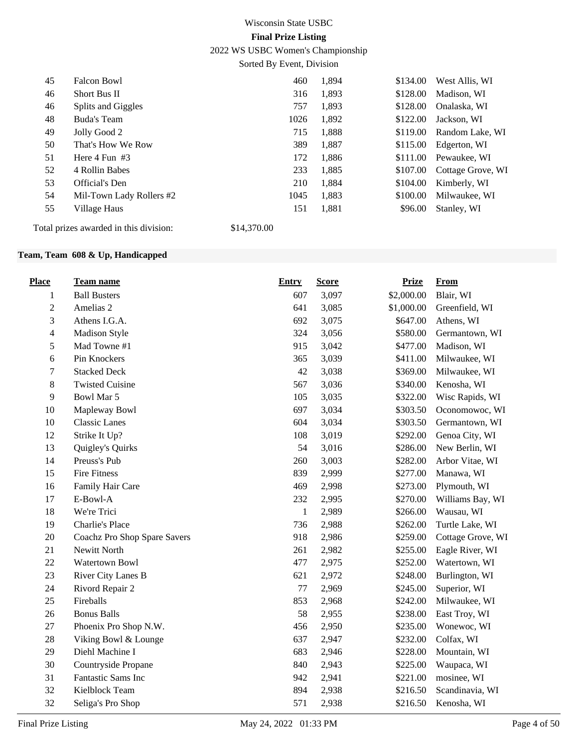| 45 | Falcon Bowl | 460 | 1,894 | $134.00 | West Allis, WI |
|---|---|---|---|---|---|
| 46 | Short Bus II | 316 | 1,893 | $128.00 | Madison, WI |
| 46 | Splits and Giggles | 757 | 1,893 | $128.00 | Onalaska, WI |
| 48 | Buda's Team | 1026 | 1,892 | $122.00 | Jackson, WI |
| 49 | Jolly Good 2 | 715 | 1,888 | $119.00 | Random Lake, WI |
| 50 | That's How We Row | 389 | 1,887 | $115.00 | Edgerton, WI |
| 51 | Here 4 Fun #3 | 172 | 1,886 | $111.00 | Pewaukee, WI |
| 52 | 4 Rollin Babes | 233 | 1,885 | $107.00 | Cottage Grove, WI |
| 53 | Official's Den | 210 | 1,884 | $104.00 | Kimberly, WI |
| 54 | Mil-Town Lady Rollers #2 | 1045 | 1,883 | $100.00 | Milwaukee, WI |
| 55 | Village Haus | 151 | 1,881 | $96.00 | Stanley, WI |

Total prizes awarded in this division: $14,370.00

**Team, Team 608 & Up, Handicapped**

| Place | Team name | Entry | Score | Prize | From |
|---|---|---|---|---|---|
| 1 | Ball Busters | 607 | 3,097 | $2,000.00 | Blair, WI |
| 2 | Amelias 2 | 641 | 3,085 | $1,000.00 | Greenfield, WI |
| 3 | Athens I.G.A. | 692 | 3,075 | $647.00 | Athens, WI |
| 4 | Madison Style | 324 | 3,056 | $580.00 | Germantown, WI |
| 5 | Mad Towne #1 | 915 | 3,042 | $477.00 | Madison, WI |
| 6 | Pin Knockers | 365 | 3,039 | $411.00 | Milwaukee, WI |
| 7 | Stacked Deck | 42 | 3,038 | $369.00 | Milwaukee, WI |
| 8 | Twisted Cuisine | 567 | 3,036 | $340.00 | Kenosha, WI |
| 9 | Bowl Mar 5 | 105 | 3,035 | $322.00 | Wisc Rapids, WI |
| 10 | Mapleway Bowl | 697 | 3,034 | $303.50 | Oconomowoc, WI |
| 10 | Classic Lanes | 604 | 3,034 | $303.50 | Germantown, WI |
| 12 | Strike It Up? | 108 | 3,019 | $292.00 | Genoa City, WI |
| 13 | Quigley's Quirks | 54 | 3,016 | $286.00 | New Berlin, WI |
| 14 | Preuss's Pub | 260 | 3,003 | $282.00 | Arbor Vitae, WI |
| 15 | Fire Fitness | 839 | 2,999 | $277.00 | Manawa, WI |
| 16 | Family Hair Care | 469 | 2,998 | $273.00 | Plymouth, WI |
| 17 | E-Bowl-A | 232 | 2,995 | $270.00 | Williams Bay, WI |
| 18 | We're Trici | 1 | 2,989 | $266.00 | Wausau, WI |
| 19 | Charlie's Place | 736 | 2,988 | $262.00 | Turtle Lake, WI |
| 20 | Coachz Pro Shop Spare Savers | 918 | 2,986 | $259.00 | Cottage Grove, WI |
| 21 | Newitt North | 261 | 2,982 | $255.00 | Eagle River, WI |
| 22 | Watertown Bowl | 477 | 2,975 | $252.00 | Watertown, WI |
| 23 | River City Lanes B | 621 | 2,972 | $248.00 | Burlington, WI |
| 24 | Rivord Repair 2 | 77 | 2,969 | $245.00 | Superior, WI |
| 25 | Fireballs | 853 | 2,968 | $242.00 | Milwaukee, WI |
| 26 | Bonus Balls | 58 | 2,955 | $238.00 | East Troy, WI |
| 27 | Phoenix Pro Shop N.W. | 456 | 2,950 | $235.00 | Wonewoc, WI |
| 28 | Viking Bowl & Lounge | 637 | 2,947 | $232.00 | Colfax, WI |
| 29 | Diehl Machine I | 683 | 2,946 | $228.00 | Mountain, WI |
| 30 | Countryside Propane | 840 | 2,943 | $225.00 | Waupaca, WI |
| 31 | Fantastic Sams Inc | 942 | 2,941 | $221.00 | mosinee, WI |
| 32 | Kielblock Team | 894 | 2,938 | $216.50 | Scandinavia, WI |
| 32 | Seliga's Pro Shop | 571 | 2,938 | $216.50 | Kenosha, WI |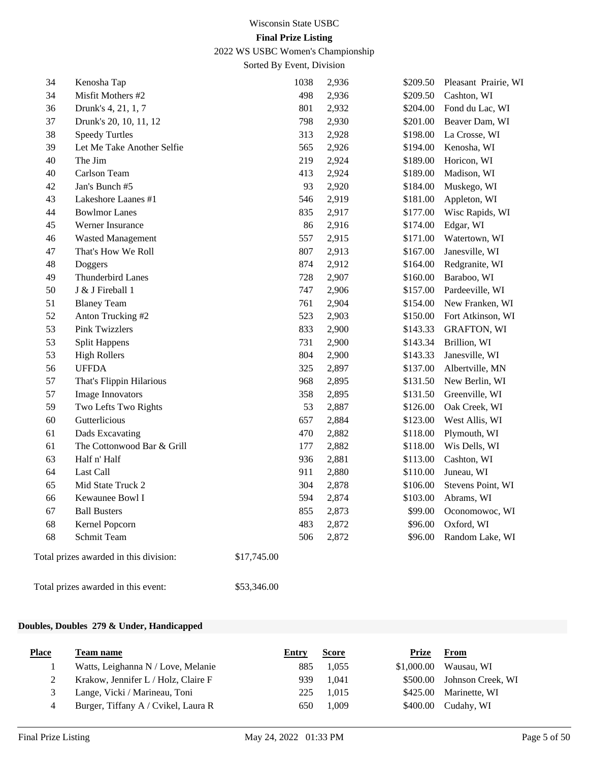| Place | Team name | Entry | Score | Prize | From |
|---|---|---|---|---|---|
| 34 | Kenosha Tap | 1038 | 2,936 | $209.50 | Pleasant Prairie, WI |
| 34 | Misfit Mothers #2 | 498 | 2,936 | $209.50 | Cashton, WI |
| 36 | Drunk's 4, 21, 1, 7 | 801 | 2,932 | $204.00 | Fond du Lac, WI |
| 37 | Drunk's 20, 10, 11, 12 | 798 | 2,930 | $201.00 | Beaver Dam, WI |
| 38 | Speedy Turtles | 313 | 2,928 | $198.00 | La Crosse, WI |
| 39 | Let Me Take Another Selfie | 565 | 2,926 | $194.00 | Kenosha, WI |
| 40 | The Jim | 219 | 2,924 | $189.00 | Horicon, WI |
| 40 | Carlson Team | 413 | 2,924 | $189.00 | Madison, WI |
| 42 | Jan's Bunch #5 | 93 | 2,920 | $184.00 | Muskego, WI |
| 43 | Lakeshore Laanes #1 | 546 | 2,919 | $181.00 | Appleton, WI |
| 44 | Bowlmor Lanes | 835 | 2,917 | $177.00 | Wisc Rapids, WI |
| 45 | Werner Insurance | 86 | 2,916 | $174.00 | Edgar, WI |
| 46 | Wasted Management | 557 | 2,915 | $171.00 | Watertown, WI |
| 47 | That's How We Roll | 807 | 2,913 | $167.00 | Janesville, WI |
| 48 | Doggers | 874 | 2,912 | $164.00 | Redgranite, WI |
| 49 | Thunderbird Lanes | 728 | 2,907 | $160.00 | Baraboo, WI |
| 50 | J & J Fireball 1 | 747 | 2,906 | $157.00 | Pardeeville, WI |
| 51 | Blaney Team | 761 | 2,904 | $154.00 | New Franken, WI |
| 52 | Anton Trucking #2 | 523 | 2,903 | $150.00 | Fort Atkinson, WI |
| 53 | Pink Twizzlers | 833 | 2,900 | $143.33 | GRAFTON, WI |
| 53 | Split Happens | 731 | 2,900 | $143.34 | Brillion, WI |
| 53 | High Rollers | 804 | 2,900 | $143.33 | Janesville, WI |
| 56 | UFFDA | 325 | 2,897 | $137.00 | Albertville, MN |
| 57 | That's Flippin Hilarious | 968 | 2,895 | $131.50 | New Berlin, WI |
| 57 | Image Innovators | 358 | 2,895 | $131.50 | Greenville, WI |
| 59 | Two Lefts Two Rights | 53 | 2,887 | $126.00 | Oak Creek, WI |
| 60 | Gutterlicious | 657 | 2,884 | $123.00 | West Allis, WI |
| 61 | Dads Excavating | 470 | 2,882 | $118.00 | Plymouth, WI |
| 61 | The Cottonwood Bar & Grill | 177 | 2,882 | $118.00 | Wis Dells, WI |
| 63 | Half n' Half | 936 | 2,881 | $113.00 | Cashton, WI |
| 64 | Last Call | 911 | 2,880 | $110.00 | Juneau, WI |
| 65 | Mid State Truck 2 | 304 | 2,878 | $106.00 | Stevens Point, WI |
| 66 | Kewaunee Bowl I | 594 | 2,874 | $103.00 | Abrams, WI |
| 67 | Ball Busters | 855 | 2,873 | $99.00 | Oconomowoc, WI |
| 68 | Kernel Popcorn | 483 | 2,872 | $96.00 | Oxford, WI |
| 68 | Schmit Team | 506 | 2,872 | $96.00 | Random Lake, WI |

Total prizes awarded in this division: $17,745.00

Total prizes awarded in this event: $53,346.00

**Doubles, Doubles 279 & Under, Handicapped**

| Place | Team name | Entry | Score | Prize | From |
|---|---|---|---|---|---|
| 1 | Watts, Leighanna N / Love, Melanie | 885 | 1,055 | $1,000.00 | Wausau, WI |
| 2 | Krakow, Jennifer L / Holz, Claire F | 939 | 1,041 | $500.00 | Johnson Creek, WI |
| 3 | Lange, Vicki / Marineau, Toni | 225 | 1,015 | $425.00 | Marinette, WI |
| 4 | Burger, Tiffany A / Cvikel, Laura R | 650 | 1,009 | $400.00 | Cudahy, WI |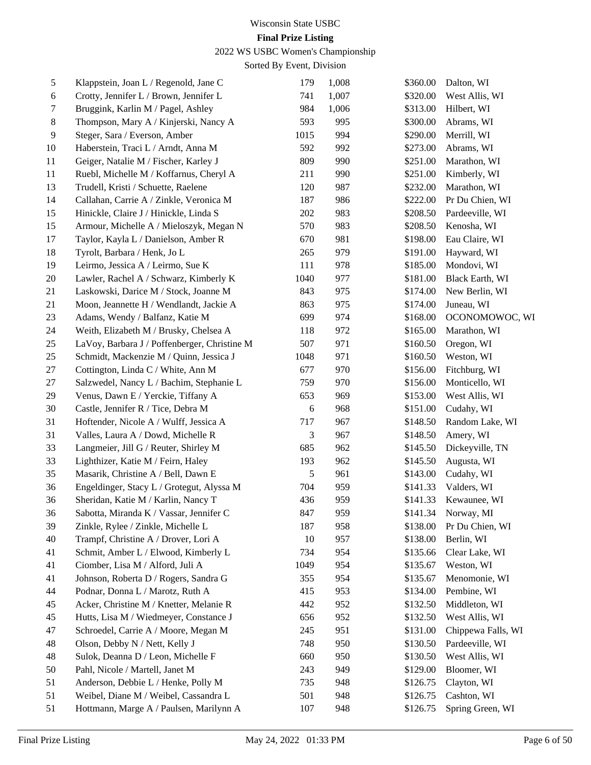Wisconsin State USBC

**Final Prize Listing**

2022 WS USBC Women's Championship

Sorted By Event, Division

| Place | Name | ID | Score | Prize | City |
|---|---|---|---|---|---|
| 5 | Klappstein, Joan L / Regenold, Jane C | 179 | 1,008 | $360.00 | Dalton, WI |
| 6 | Crotty, Jennifer L / Brown, Jennifer L | 741 | 1,007 | $320.00 | West Allis, WI |
| 7 | Bruggink, Karlin M / Pagel, Ashley | 984 | 1,006 | $313.00 | Hilbert, WI |
| 8 | Thompson, Mary A / Kinjerski, Nancy A | 593 | 995 | $300.00 | Abrams, WI |
| 9 | Steger, Sara / Everson, Amber | 1015 | 994 | $290.00 | Merrill, WI |
| 10 | Haberstein, Traci L / Arndt, Anna M | 592 | 992 | $273.00 | Abrams, WI |
| 11 | Geiger, Natalie M / Fischer, Karley J | 809 | 990 | $251.00 | Marathon, WI |
| 11 | Ruebl, Michelle M / Koffarnus, Cheryl A | 211 | 990 | $251.00 | Kimberly, WI |
| 13 | Trudell, Kristi / Schuette, Raelene | 120 | 987 | $232.00 | Marathon, WI |
| 14 | Callahan, Carrie A / Zinkle, Veronica M | 187 | 986 | $222.00 | Pr Du Chien, WI |
| 15 | Hinickle, Claire J / Hinickle, Linda S | 202 | 983 | $208.50 | Pardeeville, WI |
| 15 | Armour, Michelle A / Mieloszyk, Megan N | 570 | 983 | $208.50 | Kenosha, WI |
| 17 | Taylor, Kayla L / Danielson, Amber R | 670 | 981 | $198.00 | Eau Claire, WI |
| 18 | Tyrolt, Barbara / Henk, Jo L | 265 | 979 | $191.00 | Hayward, WI |
| 19 | Leirmo, Jessica A / Leirmo, Sue K | 111 | 978 | $185.00 | Mondovi, WI |
| 20 | Lawler, Rachel A / Schwarz, Kimberly K | 1040 | 977 | $181.00 | Black Earth, WI |
| 21 | Laskowski, Darice M / Stock, Joanne M | 843 | 975 | $174.00 | New Berlin, WI |
| 21 | Moon, Jeannette H / Wendlandt, Jackie A | 863 | 975 | $174.00 | Juneau, WI |
| 23 | Adams, Wendy / Balfanz, Katie M | 699 | 974 | $168.00 | OCONOMOWOC, WI |
| 24 | Weith, Elizabeth M / Brusky, Chelsea A | 118 | 972 | $165.00 | Marathon, WI |
| 25 | LaVoy, Barbara J / Poffenberger, Christine M | 507 | 971 | $160.50 | Oregon, WI |
| 25 | Schmidt, Mackenzie M / Quinn, Jessica J | 1048 | 971 | $160.50 | Weston, WI |
| 27 | Cottington, Linda C / White, Ann M | 677 | 970 | $156.00 | Fitchburg, WI |
| 27 | Salzwedel, Nancy L / Bachim, Stephanie L | 759 | 970 | $156.00 | Monticello, WI |
| 29 | Venus, Dawn E / Yerckie, Tiffany A | 653 | 969 | $153.00 | West Allis, WI |
| 30 | Castle, Jennifer R / Tice, Debra M | 6 | 968 | $151.00 | Cudahy, WI |
| 31 | Hoftender, Nicole A / Wulff, Jessica A | 717 | 967 | $148.50 | Random Lake, WI |
| 31 | Valles, Laura A / Dowd, Michelle R | 3 | 967 | $148.50 | Amery, WI |
| 33 | Langmeier, Jill G / Reuter, Shirley M | 685 | 962 | $145.50 | Dickeyville, TN |
| 33 | Lighthizer, Katie M / Feirn, Haley | 193 | 962 | $145.50 | Augusta, WI |
| 35 | Masarik, Christine A / Bell, Dawn E | 5 | 961 | $143.00 | Cudahy, WI |
| 36 | Engeldinger, Stacy L / Grotegut, Alyssa M | 704 | 959 | $141.33 | Valders, WI |
| 36 | Sheridan, Katie M / Karlin, Nancy T | 436 | 959 | $141.33 | Kewaunee, WI |
| 36 | Sabotta, Miranda K / Vassar, Jennifer C | 847 | 959 | $141.34 | Norway, MI |
| 39 | Zinkle, Rylee / Zinkle, Michelle L | 187 | 958 | $138.00 | Pr Du Chien, WI |
| 40 | Trampf, Christine A / Drover, Lori A | 10 | 957 | $138.00 | Berlin, WI |
| 41 | Schmit, Amber L / Elwood, Kimberly L | 734 | 954 | $135.66 | Clear Lake, WI |
| 41 | Ciomber, Lisa M / Alford, Juli A | 1049 | 954 | $135.67 | Weston, WI |
| 41 | Johnson, Roberta D / Rogers, Sandra G | 355 | 954 | $135.67 | Menomonie, WI |
| 44 | Podnar, Donna L / Marotz, Ruth A | 415 | 953 | $134.00 | Pembine, WI |
| 45 | Acker, Christine M / Knetter, Melanie R | 442 | 952 | $132.50 | Middleton, WI |
| 45 | Hutts, Lisa M / Wiedmeyer, Constance J | 656 | 952 | $132.50 | West Allis, WI |
| 47 | Schroedel, Carrie A / Moore, Megan M | 245 | 951 | $131.00 | Chippewa Falls, WI |
| 48 | Olson, Debby N / Nett, Kelly J | 748 | 950 | $130.50 | Pardeeville, WI |
| 48 | Sulok, Deanna D / Leon, Michelle F | 660 | 950 | $130.50 | West Allis, WI |
| 50 | Pahl, Nicole / Martell, Janet M | 243 | 949 | $129.00 | Bloomer, WI |
| 51 | Anderson, Debbie L / Henke, Polly M | 735 | 948 | $126.75 | Clayton, WI |
| 51 | Weibel, Diane M / Weibel, Cassandra L | 501 | 948 | $126.75 | Cashton, WI |
| 51 | Hottmann, Marge A / Paulsen, Marilynn A | 107 | 948 | $126.75 | Spring Green, WI |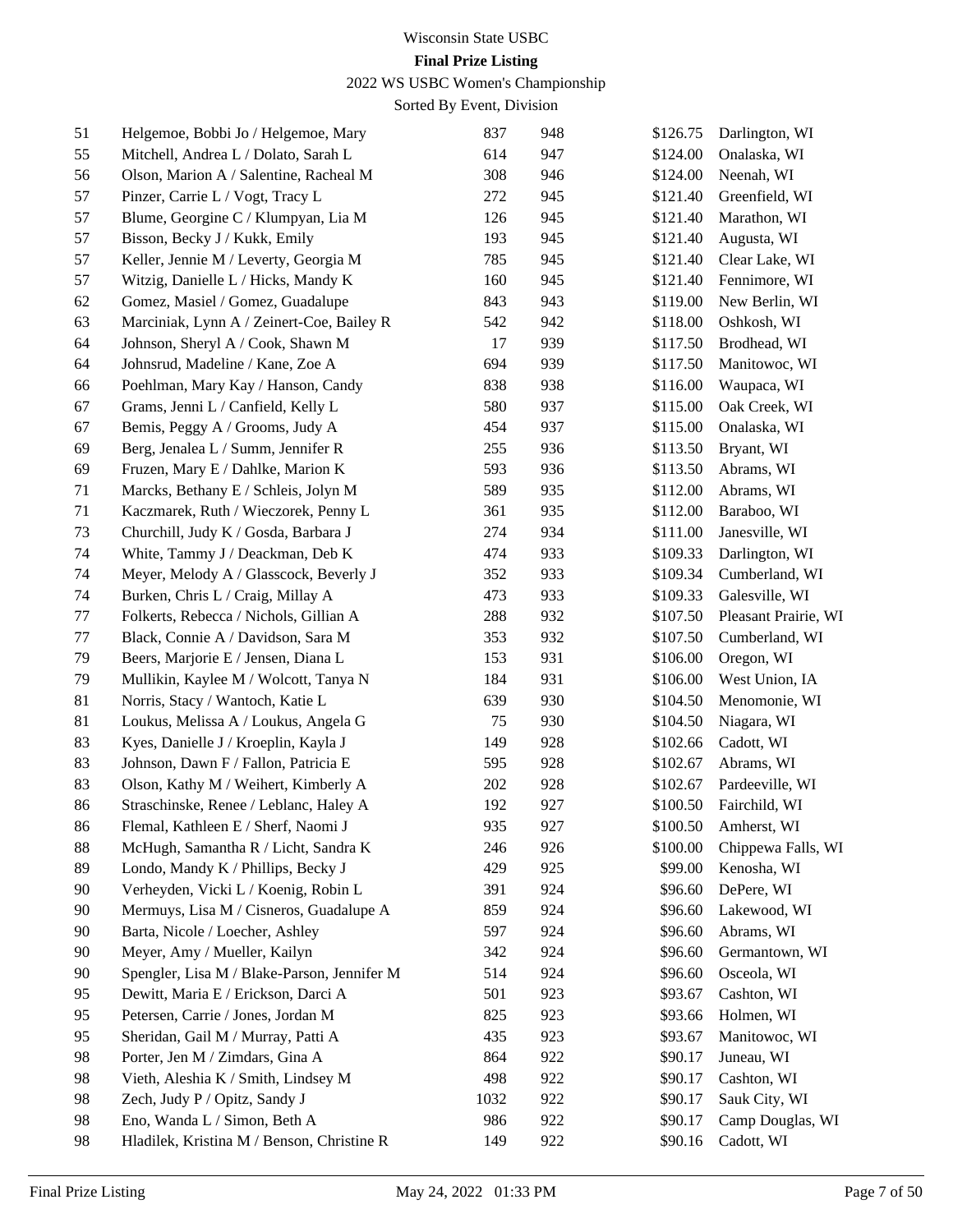Wisconsin State USBC

**Final Prize Listing**

2022 WS USBC Women's Championship

Sorted By Event, Division

| | | | | | |
|---|---|---|---|---|---|
| 51 | Helgemoe, Bobbi Jo / Helgemoe, Mary | 837 | 948 | $126.75 | Darlington, WI |
| 55 | Mitchell, Andrea L / Dolato, Sarah L | 614 | 947 | $124.00 | Onalaska, WI |
| 56 | Olson, Marion A / Salentine, Racheal M | 308 | 946 | $124.00 | Neenah, WI |
| 57 | Pinzer, Carrie L / Vogt, Tracy L | 272 | 945 | $121.40 | Greenfield, WI |
| 57 | Blume, Georgine C / Klumpyan, Lia M | 126 | 945 | $121.40 | Marathon, WI |
| 57 | Bisson, Becky J / Kukk, Emily | 193 | 945 | $121.40 | Augusta, WI |
| 57 | Keller, Jennie M / Leverty, Georgia M | 785 | 945 | $121.40 | Clear Lake, WI |
| 57 | Witzig, Danielle L / Hicks, Mandy K | 160 | 945 | $121.40 | Fennimore, WI |
| 62 | Gomez, Masiel / Gomez, Guadalupe | 843 | 943 | $119.00 | New Berlin, WI |
| 63 | Marciniak, Lynn A / Zeinert-Coe, Bailey R | 542 | 942 | $118.00 | Oshkosh, WI |
| 64 | Johnson, Sheryl A / Cook, Shawn M | 17 | 939 | $117.50 | Brodhead, WI |
| 64 | Johnsrud, Madeline / Kane, Zoe A | 694 | 939 | $117.50 | Manitowoc, WI |
| 66 | Poehlman, Mary Kay / Hanson, Candy | 838 | 938 | $116.00 | Waupaca, WI |
| 67 | Grams, Jenni L / Canfield, Kelly L | 580 | 937 | $115.00 | Oak Creek, WI |
| 67 | Bemis, Peggy A / Grooms, Judy A | 454 | 937 | $115.00 | Onalaska, WI |
| 69 | Berg, Jenalea L / Summ, Jennifer R | 255 | 936 | $113.50 | Bryant, WI |
| 69 | Fruzen, Mary E / Dahlke, Marion K | 593 | 936 | $113.50 | Abrams, WI |
| 71 | Marcks, Bethany E / Schleis, Jolyn M | 589 | 935 | $112.00 | Abrams, WI |
| 71 | Kaczmarek, Ruth / Wieczorek, Penny L | 361 | 935 | $112.00 | Baraboo, WI |
| 73 | Churchill, Judy K / Gosda, Barbara J | 274 | 934 | $111.00 | Janesville, WI |
| 74 | White, Tammy J / Deackman, Deb K | 474 | 933 | $109.33 | Darlington, WI |
| 74 | Meyer, Melody A / Glasscock, Beverly J | 352 | 933 | $109.34 | Cumberland, WI |
| 74 | Burken, Chris L / Craig, Millay A | 473 | 933 | $109.33 | Galesville, WI |
| 77 | Folkerts, Rebecca / Nichols, Gillian A | 288 | 932 | $107.50 | Pleasant Prairie, WI |
| 77 | Black, Connie A / Davidson, Sara M | 353 | 932 | $107.50 | Cumberland, WI |
| 79 | Beers, Marjorie E / Jensen, Diana L | 153 | 931 | $106.00 | Oregon, WI |
| 79 | Mullikin, Kaylee M / Wolcott, Tanya N | 184 | 931 | $106.00 | West Union, IA |
| 81 | Norris, Stacy / Wantoch, Katie L | 639 | 930 | $104.50 | Menomonie, WI |
| 81 | Loukus, Melissa A / Loukus, Angela G | 75 | 930 | $104.50 | Niagara, WI |
| 83 | Kyes, Danielle J / Kroeplin, Kayla J | 149 | 928 | $102.66 | Cadott, WI |
| 83 | Johnson, Dawn F / Fallon, Patricia E | 595 | 928 | $102.67 | Abrams, WI |
| 83 | Olson, Kathy M / Weihert, Kimberly A | 202 | 928 | $102.67 | Pardeeville, WI |
| 86 | Straschinske, Renee / Leblanc, Haley A | 192 | 927 | $100.50 | Fairchild, WI |
| 86 | Flemal, Kathleen E / Sherf, Naomi J | 935 | 927 | $100.50 | Amherst, WI |
| 88 | McHugh, Samantha R / Licht, Sandra K | 246 | 926 | $100.00 | Chippewa Falls, WI |
| 89 | Londo, Mandy K / Phillips, Becky J | 429 | 925 | $99.00 | Kenosha, WI |
| 90 | Verheyden, Vicki L / Koenig, Robin L | 391 | 924 | $96.60 | DePere, WI |
| 90 | Mermuys, Lisa M / Cisneros, Guadalupe A | 859 | 924 | $96.60 | Lakewood, WI |
| 90 | Barta, Nicole / Loecher, Ashley | 597 | 924 | $96.60 | Abrams, WI |
| 90 | Meyer, Amy / Mueller, Kailyn | 342 | 924 | $96.60 | Germantown, WI |
| 90 | Spengler, Lisa M / Blake-Parson, Jennifer M | 514 | 924 | $96.60 | Osceola, WI |
| 95 | Dewitt, Maria E / Erickson, Darci A | 501 | 923 | $93.67 | Cashton, WI |
| 95 | Petersen, Carrie / Jones, Jordan M | 825 | 923 | $93.66 | Holmen, WI |
| 95 | Sheridan, Gail M / Murray, Patti A | 435 | 923 | $93.67 | Manitowoc, WI |
| 98 | Porter, Jen M / Zimdars, Gina A | 864 | 922 | $90.17 | Juneau, WI |
| 98 | Vieth, Aleshia K / Smith, Lindsey M | 498 | 922 | $90.17 | Cashton, WI |
| 98 | Zech, Judy P / Opitz, Sandy J | 1032 | 922 | $90.17 | Sauk City, WI |
| 98 | Eno, Wanda L / Simon, Beth A | 986 | 922 | $90.17 | Camp Douglas, WI |
| 98 | Hladilek, Kristina M / Benson, Christine R | 149 | 922 | $90.16 | Cadott, WI |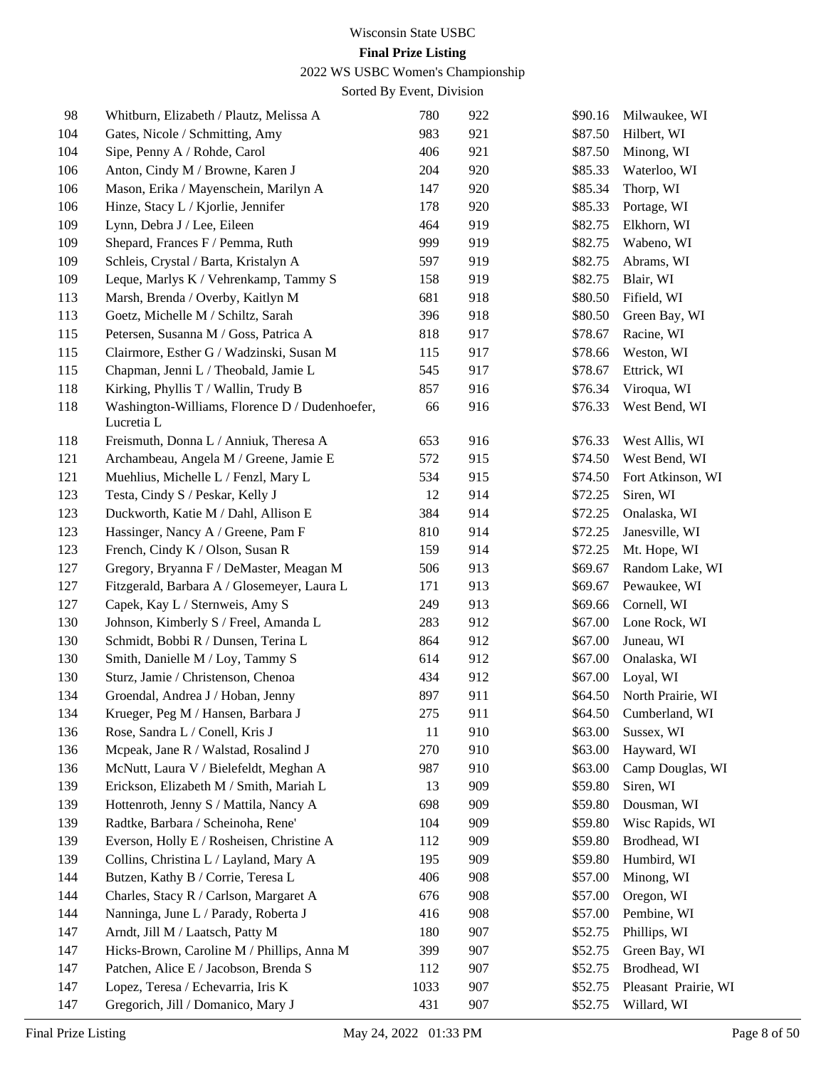Wisconsin State USBC

**Final Prize Listing**

2022 WS USBC Women's Championship

Sorted By Event, Division

| | | | | | |
|---|---|---|---|---|---|
| 98 | Whitburn, Elizabeth / Plautz, Melissa A | 780 | 922 | $90.16 | Milwaukee, WI |
| 104 | Gates, Nicole / Schmitting, Amy | 983 | 921 | $87.50 | Hilbert, WI |
| 104 | Sipe, Penny A / Rohde, Carol | 406 | 921 | $87.50 | Minong, WI |
| 106 | Anton, Cindy M / Browne, Karen J | 204 | 920 | $85.33 | Waterloo, WI |
| 106 | Mason, Erika / Mayenschein, Marilyn A | 147 | 920 | $85.34 | Thorp, WI |
| 106 | Hinze, Stacy L / Kjorlie, Jennifer | 178 | 920 | $85.33 | Portage, WI |
| 109 | Lynn, Debra J / Lee, Eileen | 464 | 919 | $82.75 | Elkhorn, WI |
| 109 | Shepard, Frances F / Pemma, Ruth | 999 | 919 | $82.75 | Wabeno, WI |
| 109 | Schleis, Crystal / Barta, Kristalyn A | 597 | 919 | $82.75 | Abrams, WI |
| 109 | Leque, Marlys K / Vehrenkamp, Tammy S | 158 | 919 | $82.75 | Blair, WI |
| 113 | Marsh, Brenda / Overby, Kaitlyn M | 681 | 918 | $80.50 | Fifield, WI |
| 113 | Goetz, Michelle M / Schiltz, Sarah | 396 | 918 | $80.50 | Green Bay, WI |
| 115 | Petersen, Susanna M / Goss, Patrica A | 818 | 917 | $78.67 | Racine, WI |
| 115 | Clairmore, Esther G / Wadzinski, Susan M | 115 | 917 | $78.66 | Weston, WI |
| 115 | Chapman, Jenni L / Theobald, Jamie L | 545 | 917 | $78.67 | Ettrick, WI |
| 118 | Kirking, Phyllis T / Wallin, Trudy B | 857 | 916 | $76.34 | Viroqua, WI |
| 118 | Washington-Williams, Florence D / Dudenhoefer, Lucretia L | 66 | 916 | $76.33 | West Bend, WI |
| 118 | Freismuth, Donna L / Anniuk, Theresa A | 653 | 916 | $76.33 | West Allis, WI |
| 121 | Archambeau, Angela M / Greene, Jamie E | 572 | 915 | $74.50 | West Bend, WI |
| 121 | Muehlius, Michelle L / Fenzl, Mary L | 534 | 915 | $74.50 | Fort Atkinson, WI |
| 123 | Testa, Cindy S / Peskar, Kelly J | 12 | 914 | $72.25 | Siren, WI |
| 123 | Duckworth, Katie M / Dahl, Allison E | 384 | 914 | $72.25 | Onalaska, WI |
| 123 | Hassinger, Nancy A / Greene, Pam F | 810 | 914 | $72.25 | Janesville, WI |
| 123 | French, Cindy K / Olson, Susan R | 159 | 914 | $72.25 | Mt. Hope, WI |
| 127 | Gregory, Bryanna F / DeMaster, Meagan M | 506 | 913 | $69.67 | Random Lake, WI |
| 127 | Fitzgerald, Barbara A / Glosemeyer, Laura L | 171 | 913 | $69.67 | Pewaukee, WI |
| 127 | Capek, Kay L / Sternweis, Amy S | 249 | 913 | $69.66 | Cornell, WI |
| 130 | Johnson, Kimberly S / Freel, Amanda L | 283 | 912 | $67.00 | Lone Rock, WI |
| 130 | Schmidt, Bobbi R / Dunsen, Terina L | 864 | 912 | $67.00 | Juneau, WI |
| 130 | Smith, Danielle M / Loy, Tammy S | 614 | 912 | $67.00 | Onalaska, WI |
| 130 | Sturz, Jamie / Christenson, Chenoa | 434 | 912 | $67.00 | Loyal, WI |
| 134 | Groendal, Andrea J / Hoban, Jenny | 897 | 911 | $64.50 | North Prairie, WI |
| 134 | Krueger, Peg M / Hansen, Barbara J | 275 | 911 | $64.50 | Cumberland, WI |
| 136 | Rose, Sandra L / Conell, Kris J | 11 | 910 | $63.00 | Sussex, WI |
| 136 | Mcpeak, Jane R / Walstad, Rosalind J | 270 | 910 | $63.00 | Hayward, WI |
| 136 | McNutt, Laura V / Bielefeldt, Meghan A | 987 | 910 | $63.00 | Camp Douglas, WI |
| 139 | Erickson, Elizabeth M / Smith, Mariah L | 13 | 909 | $59.80 | Siren, WI |
| 139 | Hottenroth, Jenny S / Mattila, Nancy A | 698 | 909 | $59.80 | Dousman, WI |
| 139 | Radtke, Barbara / Scheinoha, Rene' | 104 | 909 | $59.80 | Wisc Rapids, WI |
| 139 | Everson, Holly E / Rosheisen, Christine A | 112 | 909 | $59.80 | Brodhead, WI |
| 139 | Collins, Christina L / Layland, Mary A | 195 | 909 | $59.80 | Humbird, WI |
| 144 | Butzen, Kathy B / Corrie, Teresa L | 406 | 908 | $57.00 | Minong, WI |
| 144 | Charles, Stacy R / Carlson, Margaret A | 676 | 908 | $57.00 | Oregon, WI |
| 144 | Nanninga, June L / Parady, Roberta J | 416 | 908 | $57.00 | Pembine, WI |
| 147 | Arndt, Jill M / Laatsch, Patty M | 180 | 907 | $52.75 | Phillips, WI |
| 147 | Hicks-Brown, Caroline M / Phillips, Anna M | 399 | 907 | $52.75 | Green Bay, WI |
| 147 | Patchen, Alice E / Jacobson, Brenda S | 112 | 907 | $52.75 | Brodhead, WI |
| 147 | Lopez, Teresa / Echevarria, Iris K | 1033 | 907 | $52.75 | Pleasant Prairie, WI |
| 147 | Gregorich, Jill / Domanico, Mary J | 431 | 907 | $52.75 | Willard, WI |

Final Prize Listing May 24, 2022 01:33 PM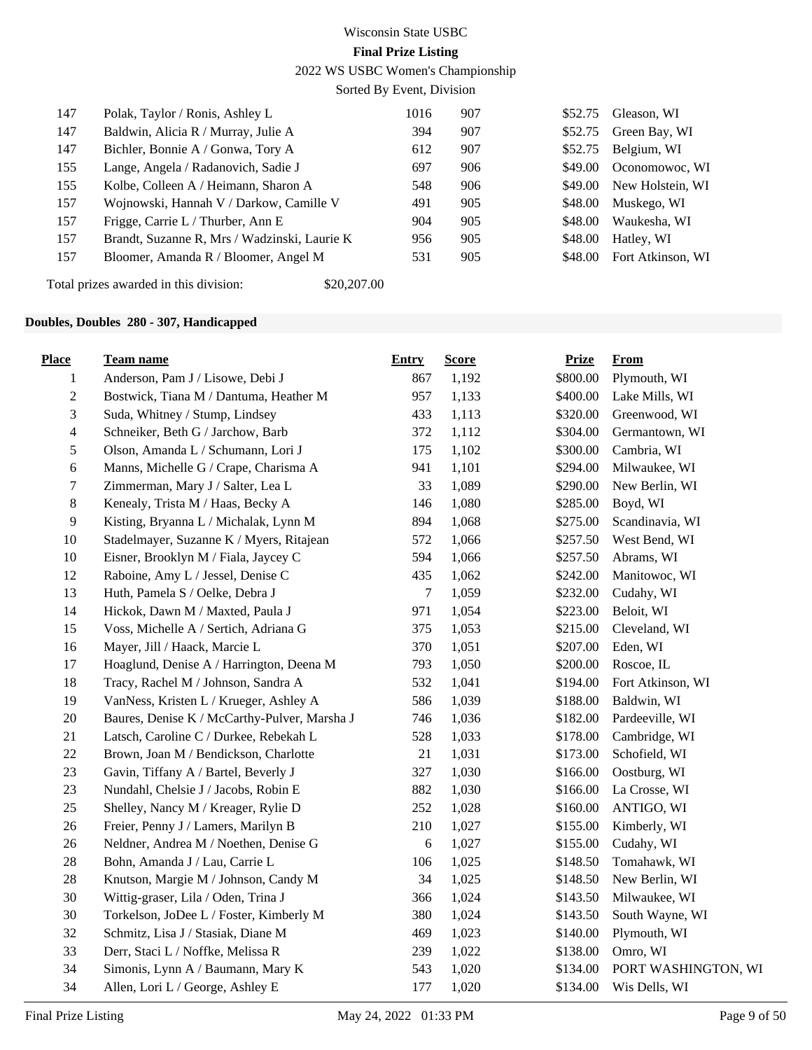| Place | Team name | Entry | Score | Prize | From |
|---|---|---|---|---|---|
| 147 | Polak, Taylor / Ronis, Ashley L | 1016 | 907 | $52.75 | Gleason, WI |
| 147 | Baldwin, Alicia R / Murray, Julie A | 394 | 907 | $52.75 | Green Bay, WI |
| 147 | Bichler, Bonnie A / Gonwa, Tory A | 612 | 907 | $52.75 | Belgium, WI |
| 155 | Lange, Angela / Radanovich, Sadie J | 697 | 906 | $49.00 | Oconomowoc, WI |
| 155 | Kolbe, Colleen A / Heimann, Sharon A | 548 | 906 | $49.00 | New Holstein, WI |
| 157 | Wojnowski, Hannah V / Darkow, Camille V | 491 | 905 | $48.00 | Muskego, WI |
| 157 | Frigge, Carrie L / Thurber, Ann E | 904 | 905 | $48.00 | Waukesha, WI |
| 157 | Brandt, Suzanne R, Mrs / Wadzinski, Laurie K | 956 | 905 | $48.00 | Hatley, WI |
| 157 | Bloomer, Amanda R / Bloomer, Angel M | 531 | 905 | $48.00 | Fort Atkinson, WI |

Total prizes awarded in this division: $20,207.00

**Doubles, Doubles 280 - 307, Handicapped**

| Place | Team name | Entry | Score | Prize | From |
|---|---|---|---|---|---|
| 1 | Anderson, Pam J / Lisowe, Debi J | 867 | 1,192 | $800.00 | Plymouth, WI |
| 2 | Bostwick, Tiana M / Dantuma, Heather M | 957 | 1,133 | $400.00 | Lake Mills, WI |
| 3 | Suda, Whitney / Stump, Lindsey | 433 | 1,113 | $320.00 | Greenwood, WI |
| 4 | Schneiker, Beth G / Jarchow, Barb | 372 | 1,112 | $304.00 | Germantown, WI |
| 5 | Olson, Amanda L / Schumann, Lori J | 175 | 1,102 | $300.00 | Cambria, WI |
| 6 | Manns, Michelle G / Crape, Charisma A | 941 | 1,101 | $294.00 | Milwaukee, WI |
| 7 | Zimmerman, Mary J / Salter, Lea L | 33 | 1,089 | $290.00 | New Berlin, WI |
| 8 | Kenealy, Trista M / Haas, Becky A | 146 | 1,080 | $285.00 | Boyd, WI |
| 9 | Kisting, Bryanna L / Michalak, Lynn M | 894 | 1,068 | $275.00 | Scandinavia, WI |
| 10 | Stadelmayer, Suzanne K / Myers, Ritajean | 572 | 1,066 | $257.50 | West Bend, WI |
| 10 | Eisner, Brooklyn M / Fiala, Jaycey C | 594 | 1,066 | $257.50 | Abrams, WI |
| 12 | Raboine, Amy L / Jessel, Denise C | 435 | 1,062 | $242.00 | Manitowoc, WI |
| 13 | Huth, Pamela S / Oelke, Debra J | 7 | 1,059 | $232.00 | Cudahy, WI |
| 14 | Hickok, Dawn M / Maxted, Paula J | 971 | 1,054 | $223.00 | Beloit, WI |
| 15 | Voss, Michelle A / Sertich, Adriana G | 375 | 1,053 | $215.00 | Cleveland, WI |
| 16 | Mayer, Jill / Haack, Marcie L | 370 | 1,051 | $207.00 | Eden, WI |
| 17 | Hoaglund, Denise A / Harrington, Deena M | 793 | 1,050 | $200.00 | Roscoe, IL |
| 18 | Tracy, Rachel M / Johnson, Sandra A | 532 | 1,041 | $194.00 | Fort Atkinson, WI |
| 19 | VanNess, Kristen L / Krueger, Ashley A | 586 | 1,039 | $188.00 | Baldwin, WI |
| 20 | Baures, Denise K / McCarthy-Pulver, Marsha J | 746 | 1,036 | $182.00 | Pardeeville, WI |
| 21 | Latsch, Caroline C / Durkee, Rebekah L | 528 | 1,033 | $178.00 | Cambridge, WI |
| 22 | Brown, Joan M / Bendickson, Charlotte | 21 | 1,031 | $173.00 | Schofield, WI |
| 23 | Gavin, Tiffany A / Bartel, Beverly J | 327 | 1,030 | $166.00 | Oostburg, WI |
| 23 | Nundahl, Chelsie J / Jacobs, Robin E | 882 | 1,030 | $166.00 | La Crosse, WI |
| 25 | Shelley, Nancy M / Kreager, Rylie D | 252 | 1,028 | $160.00 | ANTIGO, WI |
| 26 | Freier, Penny J / Lamers, Marilyn B | 210 | 1,027 | $155.00 | Kimberly, WI |
| 26 | Neldner, Andrea M / Noethen, Denise G | 6 | 1,027 | $155.00 | Cudahy, WI |
| 28 | Bohn, Amanda J / Lau, Carrie L | 106 | 1,025 | $148.50 | Tomahawk, WI |
| 28 | Knutson, Margie M / Johnson, Candy M | 34 | 1,025 | $148.50 | New Berlin, WI |
| 30 | Wittig-graser, Lila / Oden, Trina J | 366 | 1,024 | $143.50 | Milwaukee, WI |
| 30 | Torkelson, JoDee L / Foster, Kimberly M | 380 | 1,024 | $143.50 | South Wayne, WI |
| 32 | Schmitz, Lisa J / Stasiak, Diane M | 469 | 1,023 | $140.00 | Plymouth, WI |
| 33 | Derr, Staci L / Noffke, Melissa R | 239 | 1,022 | $138.00 | Omro, WI |
| 34 | Simonis, Lynn A / Baumann, Mary K | 543 | 1,020 | $134.00 | PORT WASHINGTON, WI |
| 34 | Allen, Lori L / George, Ashley E | 177 | 1,020 | $134.00 | Wis Dells, WI |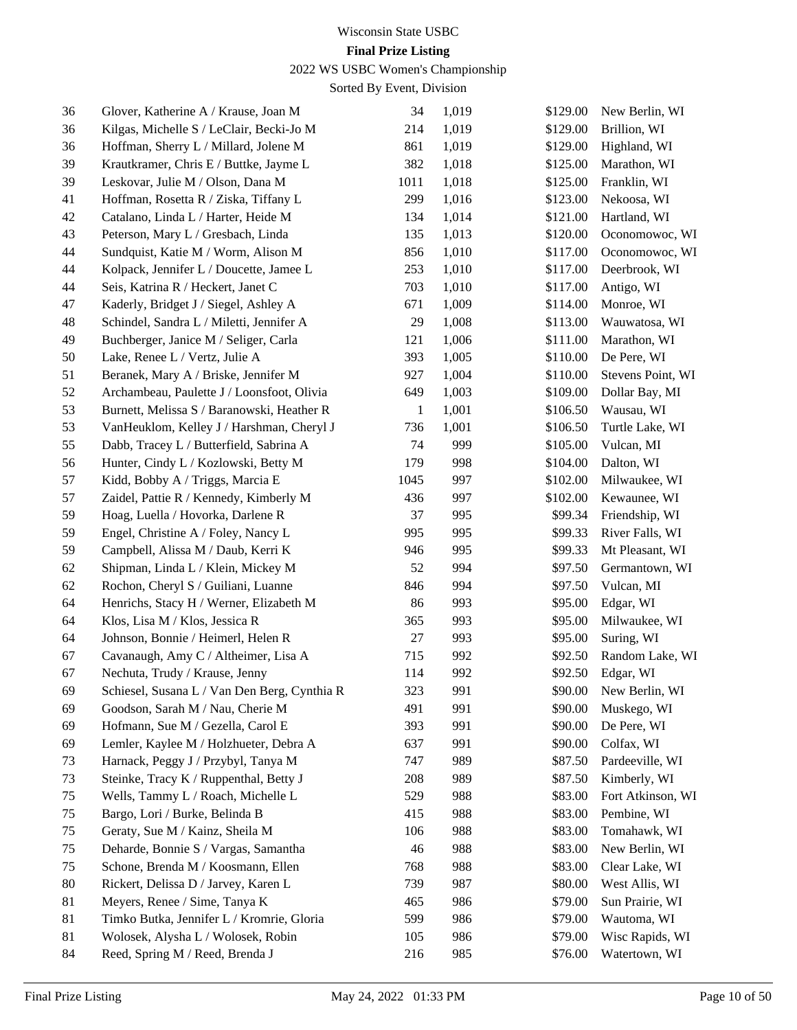# Wisconsin State USBC

**Final Prize Listing**

2022 WS USBC Women's Championship

Sorted By Event, Division

| | | | | | |
|---|---|---|---|---|---|
| 36 | Glover, Katherine A / Krause, Joan M | 34 | 1,019 | $129.00 | New Berlin, WI |
| 36 | Kilgas, Michelle S / LeClair, Becki-Jo M | 214 | 1,019 | $129.00 | Brillion, WI |
| 36 | Hoffman, Sherry L / Millard, Jolene M | 861 | 1,019 | $129.00 | Highland, WI |
| 39 | Krautkramer, Chris E / Buttke, Jayme L | 382 | 1,018 | $125.00 | Marathon, WI |
| 39 | Leskovar, Julie M / Olson, Dana M | 1011 | 1,018 | $125.00 | Franklin, WI |
| 41 | Hoffman, Rosetta R / Ziska, Tiffany L | 299 | 1,016 | $123.00 | Nekoosa, WI |
| 42 | Catalano, Linda L / Harter, Heide M | 134 | 1,014 | $121.00 | Hartland, WI |
| 43 | Peterson, Mary L / Gresbach, Linda | 135 | 1,013 | $120.00 | Oconomowoc, WI |
| 44 | Sundquist, Katie M / Worm, Alison M | 856 | 1,010 | $117.00 | Oconomowoc, WI |
| 44 | Kolpack, Jennifer L / Doucette, Jamee L | 253 | 1,010 | $117.00 | Deerbrook, WI |
| 44 | Seis, Katrina R / Heckert, Janet C | 703 | 1,010 | $117.00 | Antigo, WI |
| 47 | Kaderly, Bridget J / Siegel, Ashley A | 671 | 1,009 | $114.00 | Monroe, WI |
| 48 | Schindel, Sandra L / Miletti, Jennifer A | 29 | 1,008 | $113.00 | Wauwatosa, WI |
| 49 | Buchberger, Janice M / Seliger, Carla | 121 | 1,006 | $111.00 | Marathon, WI |
| 50 | Lake, Renee L / Vertz, Julie A | 393 | 1,005 | $110.00 | De Pere, WI |
| 51 | Beranek, Mary A / Briske, Jennifer M | 927 | 1,004 | $110.00 | Stevens Point, WI |
| 52 | Archambeau, Paulette J / Loonsfoot, Olivia | 649 | 1,003 | $109.00 | Dollar Bay, MI |
| 53 | Burnett, Melissa S / Baranowski, Heather R | 1 | 1,001 | $106.50 | Wausau, WI |
| 53 | VanHeuklom, Kelley J / Harshman, Cheryl J | 736 | 1,001 | $106.50 | Turtle Lake, WI |
| 55 | Dabb, Tracey L / Butterfield, Sabrina A | 74 | 999 | $105.00 | Vulcan, MI |
| 56 | Hunter, Cindy L / Kozlowski, Betty M | 179 | 998 | $104.00 | Dalton, WI |
| 57 | Kidd, Bobby A / Triggs, Marcia E | 1045 | 997 | $102.00 | Milwaukee, WI |
| 57 | Zaidel, Pattie R / Kennedy, Kimberly M | 436 | 997 | $102.00 | Kewaunee, WI |
| 59 | Hoag, Luella / Hovorka, Darlene R | 37 | 995 | $99.34 | Friendship, WI |
| 59 | Engel, Christine A / Foley, Nancy L | 995 | 995 | $99.33 | River Falls, WI |
| 59 | Campbell, Alissa M / Daub, Kerri K | 946 | 995 | $99.33 | Mt Pleasant, WI |
| 62 | Shipman, Linda L / Klein, Mickey M | 52 | 994 | $97.50 | Germantown, WI |
| 62 | Rochon, Cheryl S / Guiliani, Luanne | 846 | 994 | $97.50 | Vulcan, MI |
| 64 | Henrichs, Stacy H / Werner, Elizabeth M | 86 | 993 | $95.00 | Edgar, WI |
| 64 | Klos, Lisa M / Klos, Jessica R | 365 | 993 | $95.00 | Milwaukee, WI |
| 64 | Johnson, Bonnie / Heimerl, Helen R | 27 | 993 | $95.00 | Suring, WI |
| 67 | Cavanaugh, Amy C / Altheimer, Lisa A | 715 | 992 | $92.50 | Random Lake, WI |
| 67 | Nechuta, Trudy / Krause, Jenny | 114 | 992 | $92.50 | Edgar, WI |
| 69 | Schiesel, Susana L / Van Den Berg, Cynthia R | 323 | 991 | $90.00 | New Berlin, WI |
| 69 | Goodson, Sarah M / Nau, Cherie M | 491 | 991 | $90.00 | Muskego, WI |
| 69 | Hofmann, Sue M / Gezella, Carol E | 393 | 991 | $90.00 | De Pere, WI |
| 69 | Lemler, Kaylee M / Holzhueter, Debra A | 637 | 991 | $90.00 | Colfax, WI |
| 73 | Harnack, Peggy J / Przybyl, Tanya M | 747 | 989 | $87.50 | Pardeeville, WI |
| 73 | Steinke, Tracy K / Ruppenthal, Betty J | 208 | 989 | $87.50 | Kimberly, WI |
| 75 | Wells, Tammy L / Roach, Michelle L | 529 | 988 | $83.00 | Fort Atkinson, WI |
| 75 | Bargo, Lori / Burke, Belinda B | 415 | 988 | $83.00 | Pembine, WI |
| 75 | Geraty, Sue M / Kainz, Sheila M | 106 | 988 | $83.00 | Tomahawk, WI |
| 75 | Deharde, Bonnie S / Vargas, Samantha | 46 | 988 | $83.00 | New Berlin, WI |
| 75 | Schone, Brenda M / Koosmann, Ellen | 768 | 988 | $83.00 | Clear Lake, WI |
| 80 | Rickert, Delissa D / Jarvey, Karen L | 739 | 987 | $80.00 | West Allis, WI |
| 81 | Meyers, Renee / Sime, Tanya K | 465 | 986 | $79.00 | Sun Prairie, WI |
| 81 | Timko Butka, Jennifer L / Kromrie, Gloria | 599 | 986 | $79.00 | Wautoma, WI |
| 81 | Wolosek, Alysha L / Wolosek, Robin | 105 | 986 | $79.00 | Wisc Rapids, WI |
| 84 | Reed, Spring M / Reed, Brenda J | 216 | 985 | $76.00 | Watertown, WI |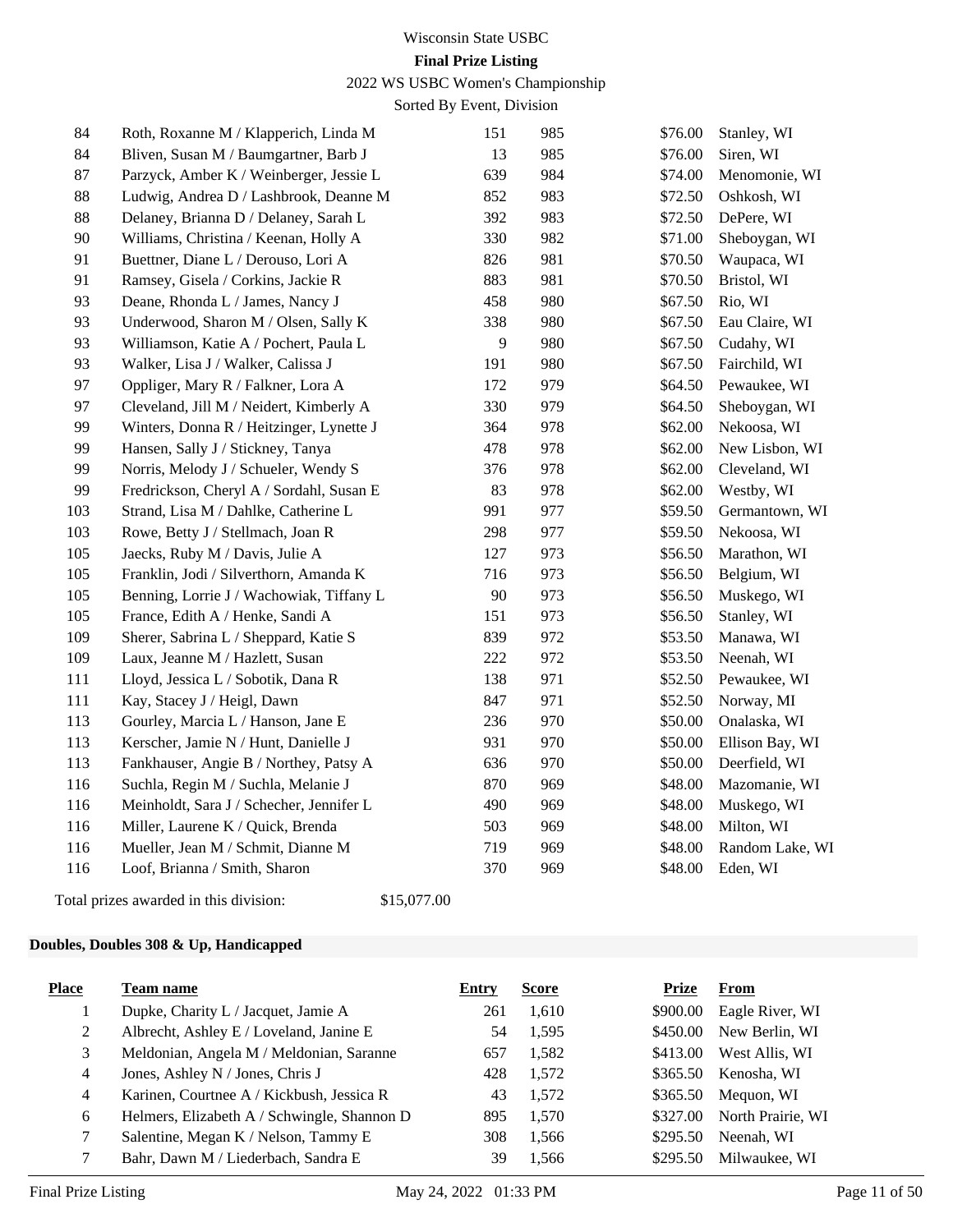| Place | Team name | Entry | Score | Prize | From |
|---|---|---|---|---|---|
| 84 | Roth, Roxanne M / Klapperich, Linda M | 151 | 985 | $76.00 | Stanley, WI |
| 84 | Bliven, Susan M / Baumgartner, Barb J | 13 | 985 | $76.00 | Siren, WI |
| 87 | Parzyck, Amber K / Weinberger, Jessie L | 639 | 984 | $74.00 | Menomonie, WI |
| 88 | Ludwig, Andrea D / Lashbrook, Deanne M | 852 | 983 | $72.50 | Oshkosh, WI |
| 88 | Delaney, Brianna D / Delaney, Sarah L | 392 | 983 | $72.50 | DePere, WI |
| 90 | Williams, Christina / Keenan, Holly A | 330 | 982 | $71.00 | Sheboygan, WI |
| 91 | Buettner, Diane L / Derouso, Lori A | 826 | 981 | $70.50 | Waupaca, WI |
| 91 | Ramsey, Gisela / Corkins, Jackie R | 883 | 981 | $70.50 | Bristol, WI |
| 93 | Deane, Rhonda L / James, Nancy J | 458 | 980 | $67.50 | Rio, WI |
| 93 | Underwood, Sharon M / Olsen, Sally K | 338 | 980 | $67.50 | Eau Claire, WI |
| 93 | Williamson, Katie A / Pochert, Paula L | 9 | 980 | $67.50 | Cudahy, WI |
| 93 | Walker, Lisa J / Walker, Calissa J | 191 | 980 | $67.50 | Fairchild, WI |
| 97 | Oppliger, Mary R / Falkner, Lora A | 172 | 979 | $64.50 | Pewaukee, WI |
| 97 | Cleveland, Jill M / Neidert, Kimberly A | 330 | 979 | $64.50 | Sheboygan, WI |
| 99 | Winters, Donna R / Heitzinger, Lynette J | 364 | 978 | $62.00 | Nekoosa, WI |
| 99 | Hansen, Sally J / Stickney, Tanya | 478 | 978 | $62.00 | New Lisbon, WI |
| 99 | Norris, Melody J / Schueler, Wendy S | 376 | 978 | $62.00 | Cleveland, WI |
| 99 | Fredrickson, Cheryl A / Sordahl, Susan E | 83 | 978 | $62.00 | Westby, WI |
| 103 | Strand, Lisa M / Dahlke, Catherine L | 991 | 977 | $59.50 | Germantown, WI |
| 103 | Rowe, Betty J / Stellmach, Joan R | 298 | 977 | $59.50 | Nekoosa, WI |
| 105 | Jaecks, Ruby M / Davis, Julie A | 127 | 973 | $56.50 | Marathon, WI |
| 105 | Franklin, Jodi / Silverthorn, Amanda K | 716 | 973 | $56.50 | Belgium, WI |
| 105 | Benning, Lorrie J / Wachowiak, Tiffany L | 90 | 973 | $56.50 | Muskego, WI |
| 105 | France, Edith A / Henke, Sandi A | 151 | 973 | $56.50 | Stanley, WI |
| 109 | Sherer, Sabrina L / Sheppard, Katie S | 839 | 972 | $53.50 | Manawa, WI |
| 109 | Laux, Jeanne M / Hazlett, Susan | 222 | 972 | $53.50 | Neenah, WI |
| 111 | Lloyd, Jessica L / Sobotik, Dana R | 138 | 971 | $52.50 | Pewaukee, WI |
| 111 | Kay, Stacey J / Heigl, Dawn | 847 | 971 | $52.50 | Norway, MI |
| 113 | Gourley, Marcia L / Hanson, Jane E | 236 | 970 | $50.00 | Onalaska, WI |
| 113 | Kerscher, Jamie N / Hunt, Danielle J | 931 | 970 | $50.00 | Ellison Bay, WI |
| 113 | Fankhauser, Angie B / Northey, Patsy A | 636 | 970 | $50.00 | Deerfield, WI |
| 116 | Suchla, Regin M / Suchla, Melanie J | 870 | 969 | $48.00 | Mazomanie, WI |
| 116 | Meinholdt, Sara J / Schecher, Jennifer L | 490 | 969 | $48.00 | Muskego, WI |
| 116 | Miller, Laurene K / Quick, Brenda | 503 | 969 | $48.00 | Milton, WI |
| 116 | Mueller, Jean M / Schmit, Dianne M | 719 | 969 | $48.00 | Random Lake, WI |
| 116 | Loof, Brianna / Smith, Sharon | 370 | 969 | $48.00 | Eden, WI |

Total prizes awarded in this division: $15,077.00

## Doubles, Doubles 308 & Up, Handicapped

| Place | Team name | Entry | Score | Prize | From |
|---|---|---|---|---|---|
| 1 | Dupke, Charity L / Jacquet, Jamie A | 261 | 1,610 | $900.00 | Eagle River, WI |
| 2 | Albrecht, Ashley E / Loveland, Janine E | 54 | 1,595 | $450.00 | New Berlin, WI |
| 3 | Meldonian, Angela M / Meldonian, Saranne | 657 | 1,582 | $413.00 | West Allis, WI |
| 4 | Jones, Ashley N / Jones, Chris J | 428 | 1,572 | $365.50 | Kenosha, WI |
| 4 | Karinen, Courtnee A / Kickbush, Jessica R | 43 | 1,572 | $365.50 | Mequon, WI |
| 6 | Helmers, Elizabeth A / Schwingle, Shannon D | 895 | 1,570 | $327.00 | North Prairie, WI |
| 7 | Salentine, Megan K / Nelson, Tammy E | 308 | 1,566 | $295.50 | Neenah, WI |
| 7 | Bahr, Dawn M / Liederbach, Sandra E | 39 | 1,566 | $295.50 | Milwaukee, WI |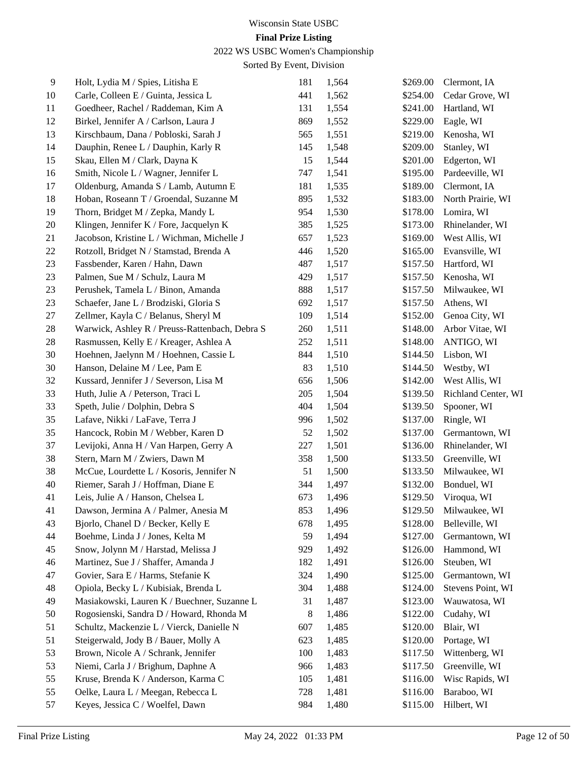# Wisconsin State USBC

**Final Prize Listing**

2022 WS USBC Women's Championship

Sorted By Event, Division

| | | | | | |
|---|---|---|---|---|---|
| 9 | Holt, Lydia M / Spies, Litisha E | 181 | 1,564 | $269.00 | Clermont, IA |
| 10 | Carle, Colleen E / Guinta, Jessica L | 441 | 1,562 | $254.00 | Cedar Grove, WI |
| 11 | Goedheer, Rachel / Raddeman, Kim A | 131 | 1,554 | $241.00 | Hartland, WI |
| 12 | Birkel, Jennifer A / Carlson, Laura J | 869 | 1,552 | $229.00 | Eagle, WI |
| 13 | Kirschbaum, Dana / Pobloski, Sarah J | 565 | 1,551 | $219.00 | Kenosha, WI |
| 14 | Dauphin, Renee L / Dauphin, Karly R | 145 | 1,548 | $209.00 | Stanley, WI |
| 15 | Skau, Ellen M / Clark, Dayna K | 15 | 1,544 | $201.00 | Edgerton, WI |
| 16 | Smith, Nicole L / Wagner, Jennifer L | 747 | 1,541 | $195.00 | Pardeeville, WI |
| 17 | Oldenburg, Amanda S / Lamb, Autumn E | 181 | 1,535 | $189.00 | Clermont, IA |
| 18 | Hoban, Roseann T / Groendal, Suzanne M | 895 | 1,532 | $183.00 | North Prairie, WI |
| 19 | Thorn, Bridget M / Zepka, Mandy L | 954 | 1,530 | $178.00 | Lomira, WI |
| 20 | Klingen, Jennifer K / Fore, Jacquelyn K | 385 | 1,525 | $173.00 | Rhinelander, WI |
| 21 | Jacobson, Kristine L / Wichman, Michelle J | 657 | 1,523 | $169.00 | West Allis, WI |
| 22 | Rotzoll, Bridget N / Stamstad, Brenda A | 446 | 1,520 | $165.00 | Evansville, WI |
| 23 | Fassbender, Karen / Hahn, Dawn | 487 | 1,517 | $157.50 | Hartford, WI |
| 23 | Palmen, Sue M / Schulz, Laura M | 429 | 1,517 | $157.50 | Kenosha, WI |
| 23 | Perushek, Tamela L / Binon, Amanda | 888 | 1,517 | $157.50 | Milwaukee, WI |
| 23 | Schaefer, Jane L / Brodziski, Gloria S | 692 | 1,517 | $157.50 | Athens, WI |
| 27 | Zellmer, Kayla C / Belanus, Sheryl M | 109 | 1,514 | $152.00 | Genoa City, WI |
| 28 | Warwick, Ashley R / Preuss-Rattenbach, Debra S | 260 | 1,511 | $148.00 | Arbor Vitae, WI |
| 28 | Rasmussen, Kelly E / Kreager, Ashlea A | 252 | 1,511 | $148.00 | ANTIGO, WI |
| 30 | Hoehnen, Jaelynn M / Hoehnen, Cassie L | 844 | 1,510 | $144.50 | Lisbon, WI |
| 30 | Hanson, Delaine M / Lee, Pam E | 83 | 1,510 | $144.50 | Westby, WI |
| 32 | Kussard, Jennifer J / Severson, Lisa M | 656 | 1,506 | $142.00 | West Allis, WI |
| 33 | Huth, Julie A / Peterson, Traci L | 205 | 1,504 | $139.50 | Richland Center, WI |
| 33 | Speth, Julie / Dolphin, Debra S | 404 | 1,504 | $139.50 | Spooner, WI |
| 35 | Lafave, Nikki / LaFave, Terra J | 996 | 1,502 | $137.00 | Ringle, WI |
| 35 | Hancock, Robin M / Webber, Karen D | 52 | 1,502 | $137.00 | Germantown, WI |
| 37 | Levijoki, Anna H / Van Harpen, Gerry A | 227 | 1,501 | $136.00 | Rhinelander, WI |
| 38 | Stern, Marn M / Zwiers, Dawn M | 358 | 1,500 | $133.50 | Greenville, WI |
| 38 | McCue, Lourdette L / Kosoris, Jennifer N | 51 | 1,500 | $133.50 | Milwaukee, WI |
| 40 | Riemer, Sarah J / Hoffman, Diane E | 344 | 1,497 | $132.00 | Bonduel, WI |
| 41 | Leis, Julie A / Hanson, Chelsea L | 673 | 1,496 | $129.50 | Viroqua, WI |
| 41 | Dawson, Jermina A / Palmer, Anesia M | 853 | 1,496 | $129.50 | Milwaukee, WI |
| 43 | Bjorlo, Chanel D / Becker, Kelly E | 678 | 1,495 | $128.00 | Belleville, WI |
| 44 | Boehme, Linda J / Jones, Kelta M | 59 | 1,494 | $127.00 | Germantown, WI |
| 45 | Snow, Jolynn M / Harstad, Melissa J | 929 | 1,492 | $126.00 | Hammond, WI |
| 46 | Martinez, Sue J / Shaffer, Amanda J | 182 | 1,491 | $126.00 | Steuben, WI |
| 47 | Govier, Sara E / Harms, Stefanie K | 324 | 1,490 | $125.00 | Germantown, WI |
| 48 | Opiola, Becky L / Kubisiak, Brenda L | 304 | 1,488 | $124.00 | Stevens Point, WI |
| 49 | Masiakowski, Lauren K / Buechner, Suzanne L | 31 | 1,487 | $123.00 | Wauwatosa, WI |
| 50 | Rogosienski, Sandra D / Howard, Rhonda M | 8 | 1,486 | $122.00 | Cudahy, WI |
| 51 | Schultz, Mackenzie L / Vierck, Danielle N | 607 | 1,485 | $120.00 | Blair, WI |
| 51 | Steigerwald, Jody B / Bauer, Molly A | 623 | 1,485 | $120.00 | Portage, WI |
| 53 | Brown, Nicole A / Schrank, Jennifer | 100 | 1,483 | $117.50 | Wittenberg, WI |
| 53 | Niemi, Carla J / Brighum, Daphne A | 966 | 1,483 | $117.50 | Greenville, WI |
| 55 | Kruse, Brenda K / Anderson, Karma C | 105 | 1,481 | $116.00 | Wisc Rapids, WI |
| 55 | Oelke, Laura L / Meegan, Rebecca L | 728 | 1,481 | $116.00 | Baraboo, WI |
| 57 | Keyes, Jessica C / Woelfel, Dawn | 984 | 1,480 | $115.00 | Hilbert, WI |

Final Prize Listing May 24, 2022 01:33 PM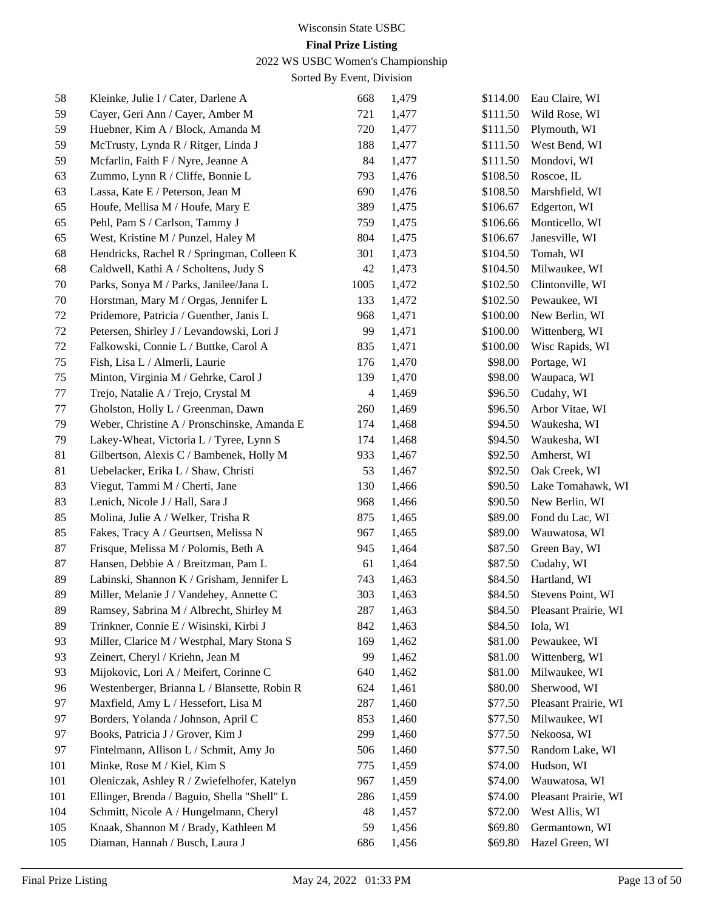Wisconsin State USBC

**Final Prize Listing**

2022 WS USBC Women's Championship

Sorted By Event, Division

| | | | | | |
|---|---|---|---|---|---|
| 58 | Kleinke, Julie I / Cater, Darlene A | 668 | 1,479 | $114.00 | Eau Claire, WI |
| 59 | Cayer, Geri Ann / Cayer, Amber M | 721 | 1,477 | $111.50 | Wild Rose, WI |
| 59 | Huebner, Kim A / Block, Amanda M | 720 | 1,477 | $111.50 | Plymouth, WI |
| 59 | McTrusty, Lynda R / Ritger, Linda J | 188 | 1,477 | $111.50 | West Bend, WI |
| 59 | Mcfarlin, Faith F / Nyre, Jeanne A | 84 | 1,477 | $111.50 | Mondovi, WI |
| 63 | Zummo, Lynn R / Cliffe, Bonnie L | 793 | 1,476 | $108.50 | Roscoe, IL |
| 63 | Lassa, Kate E / Peterson, Jean M | 690 | 1,476 | $108.50 | Marshfield, WI |
| 65 | Houfe, Mellisa M / Houfe, Mary E | 389 | 1,475 | $106.67 | Edgerton, WI |
| 65 | Pehl, Pam S / Carlson, Tammy J | 759 | 1,475 | $106.66 | Monticello, WI |
| 65 | West, Kristine M / Punzel, Haley M | 804 | 1,475 | $106.67 | Janesville, WI |
| 68 | Hendricks, Rachel R / Springman, Colleen K | 301 | 1,473 | $104.50 | Tomah, WI |
| 68 | Caldwell, Kathi A / Scholtens, Judy S | 42 | 1,473 | $104.50 | Milwaukee, WI |
| 70 | Parks, Sonya M / Parks, Janilee/Jana L | 1005 | 1,472 | $102.50 | Clintonville, WI |
| 70 | Horstman, Mary M / Orgas, Jennifer L | 133 | 1,472 | $102.50 | Pewaukee, WI |
| 72 | Pridemore, Patricia / Guenther, Janis L | 968 | 1,471 | $100.00 | New Berlin, WI |
| 72 | Petersen, Shirley J / Levandowski, Lori J | 99 | 1,471 | $100.00 | Wittenberg, WI |
| 72 | Falkowski, Connie L / Buttke, Carol A | 835 | 1,471 | $100.00 | Wisc Rapids, WI |
| 75 | Fish, Lisa L / Almerli, Laurie | 176 | 1,470 | $98.00 | Portage, WI |
| 75 | Minton, Virginia M / Gehrke, Carol J | 139 | 1,470 | $98.00 | Waupaca, WI |
| 77 | Trejo, Natalie A / Trejo, Crystal M | 4 | 1,469 | $96.50 | Cudahy, WI |
| 77 | Gholston, Holly L / Greenman, Dawn | 260 | 1,469 | $96.50 | Arbor Vitae, WI |
| 79 | Weber, Christine A / Pronschinske, Amanda E | 174 | 1,468 | $94.50 | Waukesha, WI |
| 79 | Lakey-Wheat, Victoria L / Tyree, Lynn S | 174 | 1,468 | $94.50 | Waukesha, WI |
| 81 | Gilbertson, Alexis C / Bambenek, Holly M | 933 | 1,467 | $92.50 | Amherst, WI |
| 81 | Uebelacker, Erika L / Shaw, Christi | 53 | 1,467 | $92.50 | Oak Creek, WI |
| 83 | Viegut, Tammi M / Cherti, Jane | 130 | 1,466 | $90.50 | Lake Tomahawk, WI |
| 83 | Lenich, Nicole J / Hall, Sara J | 968 | 1,466 | $90.50 | New Berlin, WI |
| 85 | Molina, Julie A / Welker, Trisha R | 875 | 1,465 | $89.00 | Fond du Lac, WI |
| 85 | Fakes, Tracy A / Geurtsen, Melissa N | 967 | 1,465 | $89.00 | Wauwatosa, WI |
| 87 | Frisque, Melissa M / Polomis, Beth A | 945 | 1,464 | $87.50 | Green Bay, WI |
| 87 | Hansen, Debbie A / Breitzman, Pam L | 61 | 1,464 | $87.50 | Cudahy, WI |
| 89 | Labinski, Shannon K / Grisham, Jennifer L | 743 | 1,463 | $84.50 | Hartland, WI |
| 89 | Miller, Melanie J / Vandehey, Annette C | 303 | 1,463 | $84.50 | Stevens Point, WI |
| 89 | Ramsey, Sabrina M / Albrecht, Shirley M | 287 | 1,463 | $84.50 | Pleasant Prairie, WI |
| 89 | Trinkner, Connie E / Wisinski, Kirbi J | 842 | 1,463 | $84.50 | Iola, WI |
| 93 | Miller, Clarice M / Westphal, Mary Stona S | 169 | 1,462 | $81.00 | Pewaukee, WI |
| 93 | Zeinert, Cheryl / Kriehn, Jean M | 99 | 1,462 | $81.00 | Wittenberg, WI |
| 93 | Mijokovic, Lori A / Meifert, Corinne C | 640 | 1,462 | $81.00 | Milwaukee, WI |
| 96 | Westenberger, Brianna L / Blansette, Robin R | 624 | 1,461 | $80.00 | Sherwood, WI |
| 97 | Maxfield, Amy L / Hessefort, Lisa M | 287 | 1,460 | $77.50 | Pleasant Prairie, WI |
| 97 | Borders, Yolanda / Johnson, April C | 853 | 1,460 | $77.50 | Milwaukee, WI |
| 97 | Books, Patricia J / Grover, Kim J | 299 | 1,460 | $77.50 | Nekoosa, WI |
| 97 | Fintelmann, Allison L / Schmit, Amy Jo | 506 | 1,460 | $77.50 | Random Lake, WI |
| 101 | Minke, Rose M / Kiel, Kim S | 775 | 1,459 | $74.00 | Hudson, WI |
| 101 | Oleniczak, Ashley R / Zwiefelhofer, Katelyn | 967 | 1,459 | $74.00 | Wauwatosa, WI |
| 101 | Ellinger, Brenda / Baguio, Shella "Shell" L | 286 | 1,459 | $74.00 | Pleasant Prairie, WI |
| 104 | Schmitt, Nicole A / Hungelmann, Cheryl | 48 | 1,457 | $72.00 | West Allis, WI |
| 105 | Knaak, Shannon M / Brady, Kathleen M | 59 | 1,456 | $69.80 | Germantown, WI |
| 105 | Diaman, Hannah / Busch, Laura J | 686 | 1,456 | $69.80 | Hazel Green, WI |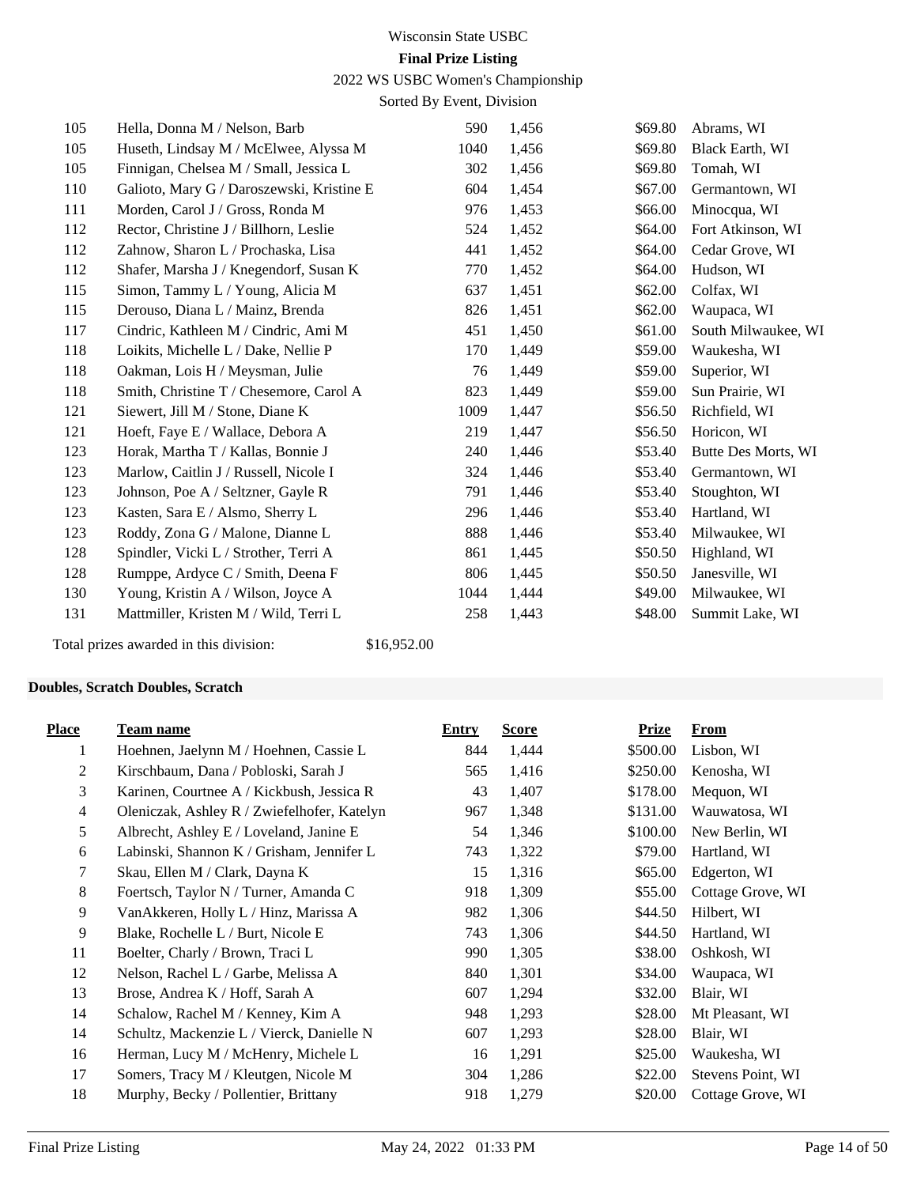Wisconsin State USBC

**Final Prize Listing**

2022 WS USBC Women's Championship

Sorted By Event, Division

| Place | Team name | Entry | Score | Prize | From |
|---|---|---|---|---|---|
| 105 | Hella, Donna M / Nelson, Barb | 590 | 1,456 | $69.80 | Abrams, WI |
| 105 | Huseth, Lindsay M / McElwee, Alyssa M | 1040 | 1,456 | $69.80 | Black Earth, WI |
| 105 | Finnigan, Chelsea M / Small, Jessica L | 302 | 1,456 | $69.80 | Tomah, WI |
| 110 | Galioto, Mary G / Daroszewski, Kristine E | 604 | 1,454 | $67.00 | Germantown, WI |
| 111 | Morden, Carol J / Gross, Ronda M | 976 | 1,453 | $66.00 | Minocqua, WI |
| 112 | Rector, Christine J / Billhorn, Leslie | 524 | 1,452 | $64.00 | Fort Atkinson, WI |
| 112 | Zahnow, Sharon L / Prochaska, Lisa | 441 | 1,452 | $64.00 | Cedar Grove, WI |
| 112 | Shafer, Marsha J / Knegendorf, Susan K | 770 | 1,452 | $64.00 | Hudson, WI |
| 115 | Simon, Tammy L / Young, Alicia M | 637 | 1,451 | $62.00 | Colfax, WI |
| 115 | Derouso, Diana L / Mainz, Brenda | 826 | 1,451 | $62.00 | Waupaca, WI |
| 117 | Cindric, Kathleen M / Cindric, Ami M | 451 | 1,450 | $61.00 | South Milwaukee, WI |
| 118 | Loikits, Michelle L / Dake, Nellie P | 170 | 1,449 | $59.00 | Waukesha, WI |
| 118 | Oakman, Lois H / Meysman, Julie | 76 | 1,449 | $59.00 | Superior, WI |
| 118 | Smith, Christine T / Chesemore, Carol A | 823 | 1,449 | $59.00 | Sun Prairie, WI |
| 121 | Siewert, Jill M / Stone, Diane K | 1009 | 1,447 | $56.50 | Richfield, WI |
| 121 | Hoeft, Faye E / Wallace, Debora A | 219 | 1,447 | $56.50 | Horicon, WI |
| 123 | Horak, Martha T / Kallas, Bonnie J | 240 | 1,446 | $53.40 | Butte Des Morts, WI |
| 123 | Marlow, Caitlin J / Russell, Nicole I | 324 | 1,446 | $53.40 | Germantown, WI |
| 123 | Johnson, Poe A / Seltzner, Gayle R | 791 | 1,446 | $53.40 | Stoughton, WI |
| 123 | Kasten, Sara E / Alsmo, Sherry L | 296 | 1,446 | $53.40 | Hartland, WI |
| 123 | Roddy, Zona G / Malone, Dianne L | 888 | 1,446 | $53.40 | Milwaukee, WI |
| 128 | Spindler, Vicki L / Strother, Terri A | 861 | 1,445 | $50.50 | Highland, WI |
| 128 | Rumppe, Ardyce C / Smith, Deena F | 806 | 1,445 | $50.50 | Janesville, WI |
| 130 | Young, Kristin A / Wilson, Joyce A | 1044 | 1,444 | $49.00 | Milwaukee, WI |
| 131 | Mattmiller, Kristen M / Wild, Terri L | 258 | 1,443 | $48.00 | Summit Lake, WI |

Total prizes awarded in this division: $16,952.00

**Doubles, Scratch Doubles, Scratch**

| Place | Team name | Entry | Score | Prize | From |
|---|---|---|---|---|---|
| 1 | Hoehnen, Jaelynn M / Hoehnen, Cassie L | 844 | 1,444 | $500.00 | Lisbon, WI |
| 2 | Kirschbaum, Dana / Pobloski, Sarah J | 565 | 1,416 | $250.00 | Kenosha, WI |
| 3 | Karinen, Courtnee A / Kickbush, Jessica R | 43 | 1,407 | $178.00 | Mequon, WI |
| 4 | Oleniczak, Ashley R / Zwiefelhofer, Katelyn | 967 | 1,348 | $131.00 | Wauwatosa, WI |
| 5 | Albrecht, Ashley E / Loveland, Janine E | 54 | 1,346 | $100.00 | New Berlin, WI |
| 6 | Labinski, Shannon K / Grisham, Jennifer L | 743 | 1,322 | $79.00 | Hartland, WI |
| 7 | Skau, Ellen M / Clark, Dayna K | 15 | 1,316 | $65.00 | Edgerton, WI |
| 8 | Foertsch, Taylor N / Turner, Amanda C | 918 | 1,309 | $55.00 | Cottage Grove, WI |
| 9 | VanAkkeren, Holly L / Hinz, Marissa A | 982 | 1,306 | $44.50 | Hilbert, WI |
| 9 | Blake, Rochelle L / Burt, Nicole E | 743 | 1,306 | $44.50 | Hartland, WI |
| 11 | Boelter, Charly / Brown, Traci L | 990 | 1,305 | $38.00 | Oshkosh, WI |
| 12 | Nelson, Rachel L / Garbe, Melissa A | 840 | 1,301 | $34.00 | Waupaca, WI |
| 13 | Brose, Andrea K / Hoff, Sarah A | 607 | 1,294 | $32.00 | Blair, WI |
| 14 | Schalow, Rachel M / Kenney, Kim A | 948 | 1,293 | $28.00 | Mt Pleasant, WI |
| 14 | Schultz, Mackenzie L / Vierck, Danielle N | 607 | 1,293 | $28.00 | Blair, WI |
| 16 | Herman, Lucy M / McHenry, Michele L | 16 | 1,291 | $25.00 | Waukesha, WI |
| 17 | Somers, Tracy M / Kleutgen, Nicole M | 304 | 1,286 | $22.00 | Stevens Point, WI |
| 18 | Murphy, Becky / Pollentier, Brittany | 918 | 1,279 | $20.00 | Cottage Grove, WI |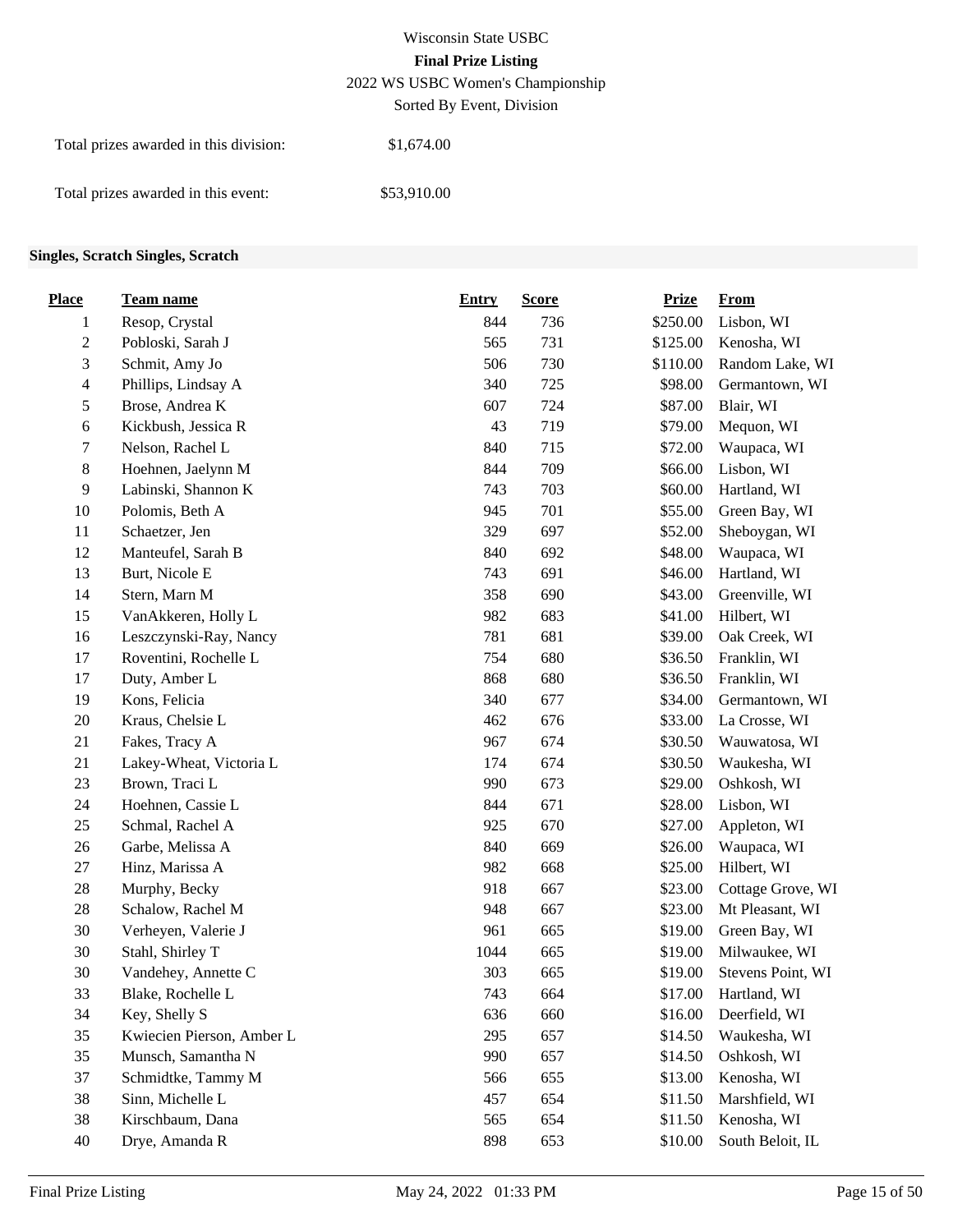Wisconsin State USBC

**Final Prize Listing**

2022 WS USBC Women's Championship

Sorted By Event, Division

Total prizes awarded in this division: $1,674.00

Total prizes awarded in this event: $53,910.00

**Singles, Scratch Singles, Scratch**

| Place | Team name | Entry | Score | Prize | From |
|---|---|---|---|---|---|
| 1 | Resop, Crystal | 844 | 736 | $250.00 | Lisbon, WI |
| 2 | Pobloski, Sarah J | 565 | 731 | $125.00 | Kenosha, WI |
| 3 | Schmit, Amy Jo | 506 | 730 | $110.00 | Random Lake, WI |
| 4 | Phillips, Lindsay A | 340 | 725 | $98.00 | Germantown, WI |
| 5 | Brose, Andrea K | 607 | 724 | $87.00 | Blair, WI |
| 6 | Kickbush, Jessica R | 43 | 719 | $79.00 | Mequon, WI |
| 7 | Nelson, Rachel L | 840 | 715 | $72.00 | Waupaca, WI |
| 8 | Hoehnen, Jaelynn M | 844 | 709 | $66.00 | Lisbon, WI |
| 9 | Labinski, Shannon K | 743 | 703 | $60.00 | Hartland, WI |
| 10 | Polomis, Beth A | 945 | 701 | $55.00 | Green Bay, WI |
| 11 | Schaetzer, Jen | 329 | 697 | $52.00 | Sheboygan, WI |
| 12 | Manteufel, Sarah B | 840 | 692 | $48.00 | Waupaca, WI |
| 13 | Burt, Nicole E | 743 | 691 | $46.00 | Hartland, WI |
| 14 | Stern, Marn M | 358 | 690 | $43.00 | Greenville, WI |
| 15 | VanAkkeren, Holly L | 982 | 683 | $41.00 | Hilbert, WI |
| 16 | Leszczynski-Ray, Nancy | 781 | 681 | $39.00 | Oak Creek, WI |
| 17 | Roventini, Rochelle L | 754 | 680 | $36.50 | Franklin, WI |
| 17 | Duty, Amber L | 868 | 680 | $36.50 | Franklin, WI |
| 19 | Kons, Felicia | 340 | 677 | $34.00 | Germantown, WI |
| 20 | Kraus, Chelsie L | 462 | 676 | $33.00 | La Crosse, WI |
| 21 | Fakes, Tracy A | 967 | 674 | $30.50 | Wauwatosa, WI |
| 21 | Lakey-Wheat, Victoria L | 174 | 674 | $30.50 | Waukesha, WI |
| 23 | Brown, Traci L | 990 | 673 | $29.00 | Oshkosh, WI |
| 24 | Hoehnen, Cassie L | 844 | 671 | $28.00 | Lisbon, WI |
| 25 | Schmal, Rachel A | 925 | 670 | $27.00 | Appleton, WI |
| 26 | Garbe, Melissa A | 840 | 669 | $26.00 | Waupaca, WI |
| 27 | Hinz, Marissa A | 982 | 668 | $25.00 | Hilbert, WI |
| 28 | Murphy, Becky | 918 | 667 | $23.00 | Cottage Grove, WI |
| 28 | Schalow, Rachel M | 948 | 667 | $23.00 | Mt Pleasant, WI |
| 30 | Verheyen, Valerie J | 961 | 665 | $19.00 | Green Bay, WI |
| 30 | Stahl, Shirley T | 1044 | 665 | $19.00 | Milwaukee, WI |
| 30 | Vandehey, Annette C | 303 | 665 | $19.00 | Stevens Point, WI |
| 33 | Blake, Rochelle L | 743 | 664 | $17.00 | Hartland, WI |
| 34 | Key, Shelly S | 636 | 660 | $16.00 | Deerfield, WI |
| 35 | Kwiecien Pierson, Amber L | 295 | 657 | $14.50 | Waukesha, WI |
| 35 | Munsch, Samantha N | 990 | 657 | $14.50 | Oshkosh, WI |
| 37 | Schmidtke, Tammy M | 566 | 655 | $13.00 | Kenosha, WI |
| 38 | Sinn, Michelle L | 457 | 654 | $11.50 | Marshfield, WI |
| 38 | Kirschbaum, Dana | 565 | 654 | $11.50 | Kenosha, WI |
| 40 | Drye, Amanda R | 898 | 653 | $10.00 | South Beloit, IL |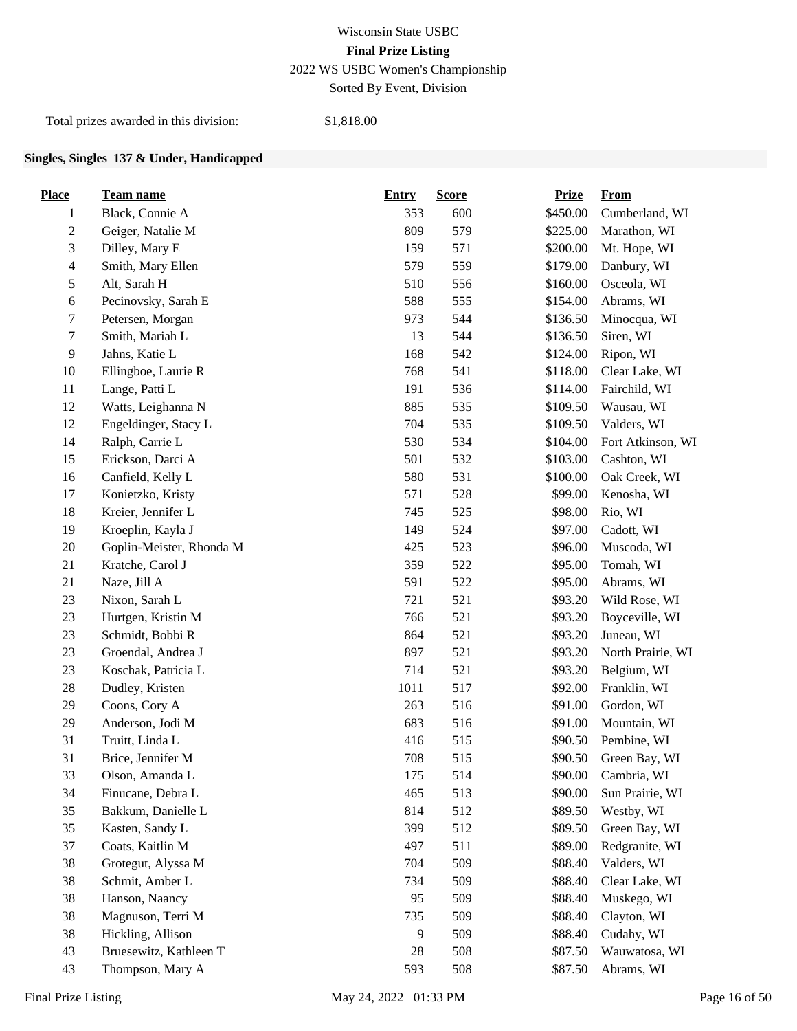Wisconsin State USBC

**Final Prize Listing**

2022 WS USBC Women's Championship

Sorted By Event, Division

Total prizes awarded in this division: $1,818.00

### Singles, Singles 137 & Under, Handicapped

| Place | Team name | Entry | Score | Prize | From |
|---|---|---|---|---|---|
| 1 | Black, Connie A | 353 | 600 | $450.00 | Cumberland, WI |
| 2 | Geiger, Natalie M | 809 | 579 | $225.00 | Marathon, WI |
| 3 | Dilley, Mary E | 159 | 571 | $200.00 | Mt. Hope, WI |
| 4 | Smith, Mary Ellen | 579 | 559 | $179.00 | Danbury, WI |
| 5 | Alt, Sarah H | 510 | 556 | $160.00 | Osceola, WI |
| 6 | Pecinovsky, Sarah E | 588 | 555 | $154.00 | Abrams, WI |
| 7 | Petersen, Morgan | 973 | 544 | $136.50 | Minocqua, WI |
| 7 | Smith, Mariah L | 13 | 544 | $136.50 | Siren, WI |
| 9 | Jahns, Katie L | 168 | 542 | $124.00 | Ripon, WI |
| 10 | Ellingboe, Laurie R | 768 | 541 | $118.00 | Clear Lake, WI |
| 11 | Lange, Patti L | 191 | 536 | $114.00 | Fairchild, WI |
| 12 | Watts, Leighanna N | 885 | 535 | $109.50 | Wausau, WI |
| 12 | Engeldinger, Stacy L | 704 | 535 | $109.50 | Valders, WI |
| 14 | Ralph, Carrie L | 530 | 534 | $104.00 | Fort Atkinson, WI |
| 15 | Erickson, Darci A | 501 | 532 | $103.00 | Cashton, WI |
| 16 | Canfield, Kelly L | 580 | 531 | $100.00 | Oak Creek, WI |
| 17 | Konietzko, Kristy | 571 | 528 | $99.00 | Kenosha, WI |
| 18 | Kreier, Jennifer L | 745 | 525 | $98.00 | Rio, WI |
| 19 | Kroeplin, Kayla J | 149 | 524 | $97.00 | Cadott, WI |
| 20 | Goplin-Meister, Rhonda M | 425 | 523 | $96.00 | Muscoda, WI |
| 21 | Kratche, Carol J | 359 | 522 | $95.00 | Tomah, WI |
| 21 | Naze, Jill A | 591 | 522 | $95.00 | Abrams, WI |
| 23 | Nixon, Sarah L | 721 | 521 | $93.20 | Wild Rose, WI |
| 23 | Hurtgen, Kristin M | 766 | 521 | $93.20 | Boyceville, WI |
| 23 | Schmidt, Bobbi R | 864 | 521 | $93.20 | Juneau, WI |
| 23 | Groendal, Andrea J | 897 | 521 | $93.20 | North Prairie, WI |
| 23 | Koschak, Patricia L | 714 | 521 | $93.20 | Belgium, WI |
| 28 | Dudley, Kristen | 1011 | 517 | $92.00 | Franklin, WI |
| 29 | Coons, Cory A | 263 | 516 | $91.00 | Gordon, WI |
| 29 | Anderson, Jodi M | 683 | 516 | $91.00 | Mountain, WI |
| 31 | Truitt, Linda L | 416 | 515 | $90.50 | Pembine, WI |
| 31 | Brice, Jennifer M | 708 | 515 | $90.50 | Green Bay, WI |
| 33 | Olson, Amanda L | 175 | 514 | $90.00 | Cambria, WI |
| 34 | Finucane, Debra L | 465 | 513 | $90.00 | Sun Prairie, WI |
| 35 | Bakkum, Danielle L | 814 | 512 | $89.50 | Westby, WI |
| 35 | Kasten, Sandy L | 399 | 512 | $89.50 | Green Bay, WI |
| 37 | Coats, Kaitlin M | 497 | 511 | $89.00 | Redgranite, WI |
| 38 | Grotegut, Alyssa M | 704 | 509 | $88.40 | Valders, WI |
| 38 | Schmit, Amber L | 734 | 509 | $88.40 | Clear Lake, WI |
| 38 | Hanson, Naancy | 95 | 509 | $88.40 | Muskego, WI |
| 38 | Magnuson, Terri M | 735 | 509 | $88.40 | Clayton, WI |
| 38 | Hickling, Allison | 9 | 509 | $88.40 | Cudahy, WI |
| 43 | Bruesewitz, Kathleen T | 28 | 508 | $87.50 | Wauwatosa, WI |
| 43 | Thompson, Mary A | 593 | 508 | $87.50 | Abrams, WI |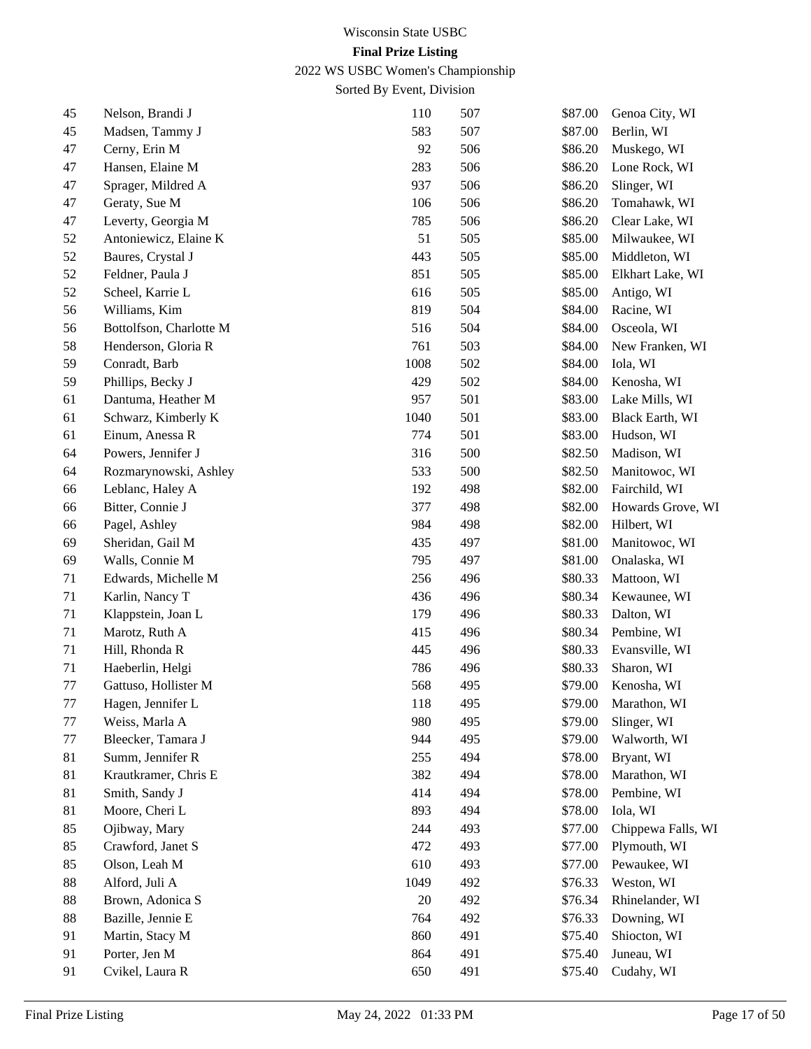Wisconsin State USBC

**Final Prize Listing**

2022 WS USBC Women's Championship

Sorted By Event, Division

| | | | | | |
|---|---|---|---|---|---|
| 45 | Nelson, Brandi J | 110 | 507 | $87.00 | Genoa City, WI |
| 45 | Madsen, Tammy J | 583 | 507 | $87.00 | Berlin, WI |
| 47 | Cerny, Erin M | 92 | 506 | $86.20 | Muskego, WI |
| 47 | Hansen, Elaine M | 283 | 506 | $86.20 | Lone Rock, WI |
| 47 | Sprager, Mildred A | 937 | 506 | $86.20 | Slinger, WI |
| 47 | Geraty, Sue M | 106 | 506 | $86.20 | Tomahawk, WI |
| 47 | Leverty, Georgia M | 785 | 506 | $86.20 | Clear Lake, WI |
| 52 | Antoniewicz, Elaine K | 51 | 505 | $85.00 | Milwaukee, WI |
| 52 | Baures, Crystal J | 443 | 505 | $85.00 | Middleton, WI |
| 52 | Feldner, Paula J | 851 | 505 | $85.00 | Elkhart Lake, WI |
| 52 | Scheel, Karrie L | 616 | 505 | $85.00 | Antigo, WI |
| 56 | Williams, Kim | 819 | 504 | $84.00 | Racine, WI |
| 56 | Bottolfson, Charlotte M | 516 | 504 | $84.00 | Osceola, WI |
| 58 | Henderson, Gloria R | 761 | 503 | $84.00 | New Franken, WI |
| 59 | Conradt, Barb | 1008 | 502 | $84.00 | Iola, WI |
| 59 | Phillips, Becky J | 429 | 502 | $84.00 | Kenosha, WI |
| 61 | Dantuma, Heather M | 957 | 501 | $83.00 | Lake Mills, WI |
| 61 | Schwarz, Kimberly K | 1040 | 501 | $83.00 | Black Earth, WI |
| 61 | Einum, Anessa R | 774 | 501 | $83.00 | Hudson, WI |
| 64 | Powers, Jennifer J | 316 | 500 | $82.50 | Madison, WI |
| 64 | Rozmarynowski, Ashley | 533 | 500 | $82.50 | Manitowoc, WI |
| 66 | Leblanc, Haley A | 192 | 498 | $82.00 | Fairchild, WI |
| 66 | Bitter, Connie J | 377 | 498 | $82.00 | Howards Grove, WI |
| 66 | Pagel, Ashley | 984 | 498 | $82.00 | Hilbert, WI |
| 69 | Sheridan, Gail M | 435 | 497 | $81.00 | Manitowoc, WI |
| 69 | Walls, Connie M | 795 | 497 | $81.00 | Onalaska, WI |
| 71 | Edwards, Michelle M | 256 | 496 | $80.33 | Mattoon, WI |
| 71 | Karlin, Nancy T | 436 | 496 | $80.34 | Kewaunee, WI |
| 71 | Klappstein, Joan L | 179 | 496 | $80.33 | Dalton, WI |
| 71 | Marotz, Ruth A | 415 | 496 | $80.34 | Pembine, WI |
| 71 | Hill, Rhonda R | 445 | 496 | $80.33 | Evansville, WI |
| 71 | Haeberlin, Helgi | 786 | 496 | $80.33 | Sharon, WI |
| 77 | Gattuso, Hollister M | 568 | 495 | $79.00 | Kenosha, WI |
| 77 | Hagen, Jennifer L | 118 | 495 | $79.00 | Marathon, WI |
| 77 | Weiss, Marla A | 980 | 495 | $79.00 | Slinger, WI |
| 77 | Bleecker, Tamara J | 944 | 495 | $79.00 | Walworth, WI |
| 81 | Summ, Jennifer R | 255 | 494 | $78.00 | Bryant, WI |
| 81 | Krautkramer, Chris E | 382 | 494 | $78.00 | Marathon, WI |
| 81 | Smith, Sandy J | 414 | 494 | $78.00 | Pembine, WI |
| 81 | Moore, Cheri L | 893 | 494 | $78.00 | Iola, WI |
| 85 | Ojibway, Mary | 244 | 493 | $77.00 | Chippewa Falls, WI |
| 85 | Crawford, Janet S | 472 | 493 | $77.00 | Plymouth, WI |
| 85 | Olson, Leah M | 610 | 493 | $77.00 | Pewaukee, WI |
| 88 | Alford, Juli A | 1049 | 492 | $76.33 | Weston, WI |
| 88 | Brown, Adonica S | 20 | 492 | $76.34 | Rhinelander, WI |
| 88 | Bazille, Jennie E | 764 | 492 | $76.33 | Downing, WI |
| 91 | Martin, Stacy M | 860 | 491 | $75.40 | Shiocton, WI |
| 91 | Porter, Jen M | 864 | 491 | $75.40 | Juneau, WI |
| 91 | Cvikel, Laura R | 650 | 491 | $75.40 | Cudahy, WI |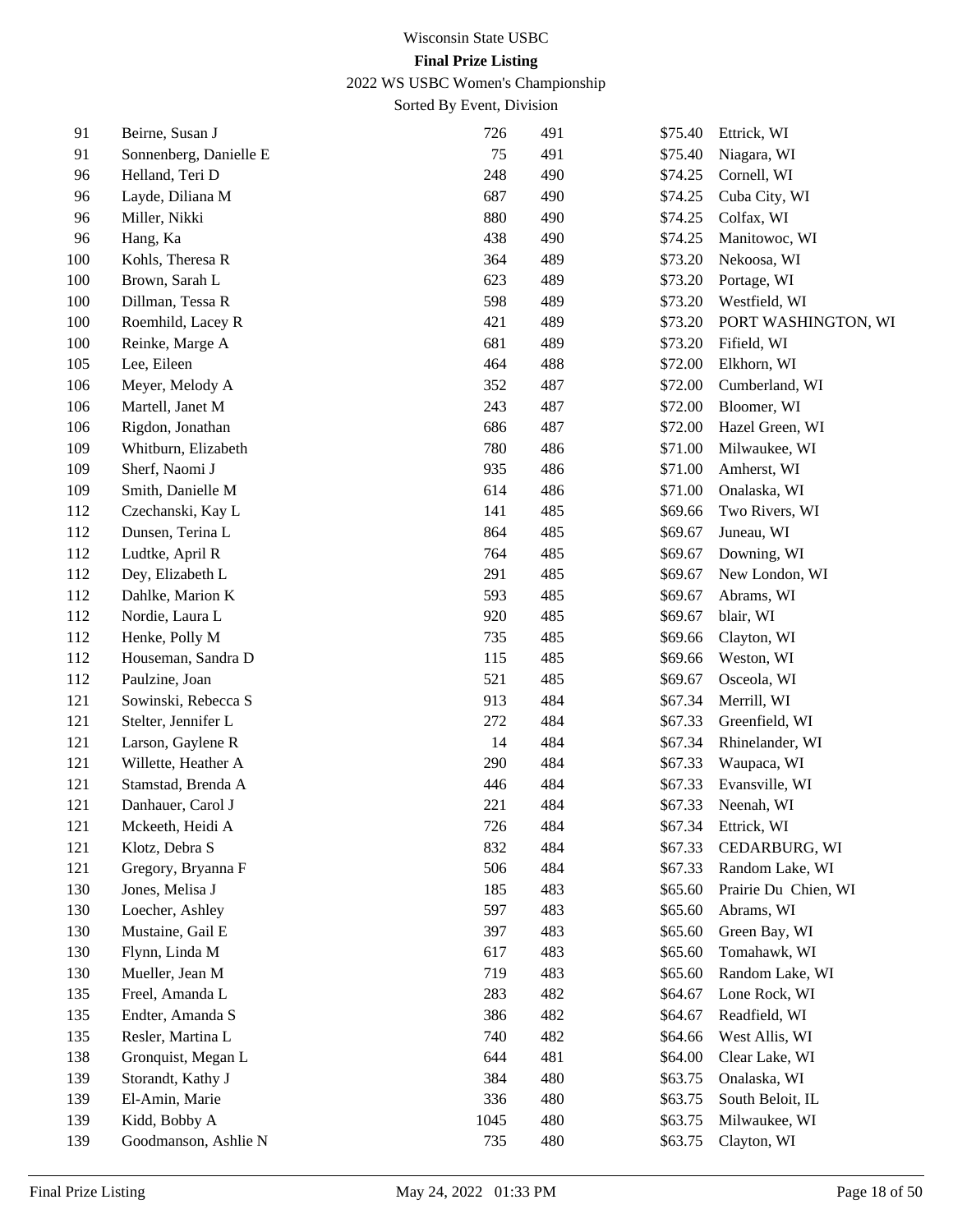Wisconsin State USBC

**Final Prize Listing**

2022 WS USBC Women's Championship

Sorted By Event, Division

| | | | | | |
|---|---|---|---|---|---|
| 91 | Beirne, Susan J | 726 | 491 | $75.40 | Ettrick, WI |
| 91 | Sonnenberg, Danielle E | 75 | 491 | $75.40 | Niagara, WI |
| 96 | Helland, Teri D | 248 | 490 | $74.25 | Cornell, WI |
| 96 | Layde, Diliana M | 687 | 490 | $74.25 | Cuba City, WI |
| 96 | Miller, Nikki | 880 | 490 | $74.25 | Colfax, WI |
| 96 | Hang, Ka | 438 | 490 | $74.25 | Manitowoc, WI |
| 100 | Kohls, Theresa R | 364 | 489 | $73.20 | Nekoosa, WI |
| 100 | Brown, Sarah L | 623 | 489 | $73.20 | Portage, WI |
| 100 | Dillman, Tessa R | 598 | 489 | $73.20 | Westfield, WI |
| 100 | Roemhild, Lacey R | 421 | 489 | $73.20 | PORT WASHINGTON, WI |
| 100 | Reinke, Marge A | 681 | 489 | $73.20 | Fifield, WI |
| 105 | Lee, Eileen | 464 | 488 | $72.00 | Elkhorn, WI |
| 106 | Meyer, Melody A | 352 | 487 | $72.00 | Cumberland, WI |
| 106 | Martell, Janet M | 243 | 487 | $72.00 | Bloomer, WI |
| 106 | Rigdon, Jonathan | 686 | 487 | $72.00 | Hazel Green, WI |
| 109 | Whitburn, Elizabeth | 780 | 486 | $71.00 | Milwaukee, WI |
| 109 | Sherf, Naomi J | 935 | 486 | $71.00 | Amherst, WI |
| 109 | Smith, Danielle M | 614 | 486 | $71.00 | Onalaska, WI |
| 112 | Czechanski, Kay L | 141 | 485 | $69.66 | Two Rivers, WI |
| 112 | Dunsen, Terina L | 864 | 485 | $69.67 | Juneau, WI |
| 112 | Ludtke, April R | 764 | 485 | $69.67 | Downing, WI |
| 112 | Dey, Elizabeth L | 291 | 485 | $69.67 | New London, WI |
| 112 | Dahlke, Marion K | 593 | 485 | $69.67 | Abrams, WI |
| 112 | Nordie, Laura L | 920 | 485 | $69.67 | blair, WI |
| 112 | Henke, Polly M | 735 | 485 | $69.66 | Clayton, WI |
| 112 | Houseman, Sandra D | 115 | 485 | $69.66 | Weston, WI |
| 112 | Paulzine, Joan | 521 | 485 | $69.67 | Osceola, WI |
| 121 | Sowinski, Rebecca S | 913 | 484 | $67.34 | Merrill, WI |
| 121 | Stelter, Jennifer L | 272 | 484 | $67.33 | Greenfield, WI |
| 121 | Larson, Gaylene R | 14 | 484 | $67.34 | Rhinelander, WI |
| 121 | Willette, Heather A | 290 | 484 | $67.33 | Waupaca, WI |
| 121 | Stamstad, Brenda A | 446 | 484 | $67.33 | Evansville, WI |
| 121 | Danhauer, Carol J | 221 | 484 | $67.33 | Neenah, WI |
| 121 | Mckeeth, Heidi A | 726 | 484 | $67.34 | Ettrick, WI |
| 121 | Klotz, Debra S | 832 | 484 | $67.33 | CEDARBURG, WI |
| 121 | Gregory, Bryanna F | 506 | 484 | $67.33 | Random Lake, WI |
| 130 | Jones, Melisa J | 185 | 483 | $65.60 | Prairie Du Chien, WI |
| 130 | Loecher, Ashley | 597 | 483 | $65.60 | Abrams, WI |
| 130 | Mustaine, Gail E | 397 | 483 | $65.60 | Green Bay, WI |
| 130 | Flynn, Linda M | 617 | 483 | $65.60 | Tomahawk, WI |
| 130 | Mueller, Jean M | 719 | 483 | $65.60 | Random Lake, WI |
| 135 | Freel, Amanda L | 283 | 482 | $64.67 | Lone Rock, WI |
| 135 | Endter, Amanda S | 386 | 482 | $64.67 | Readfield, WI |
| 135 | Resler, Martina L | 740 | 482 | $64.66 | West Allis, WI |
| 138 | Gronquist, Megan L | 644 | 481 | $64.00 | Clear Lake, WI |
| 139 | Storandt, Kathy J | 384 | 480 | $63.75 | Onalaska, WI |
| 139 | El-Amin, Marie | 336 | 480 | $63.75 | South Beloit, IL |
| 139 | Kidd, Bobby A | 1045 | 480 | $63.75 | Milwaukee, WI |
| 139 | Goodmanson, Ashlie N | 735 | 480 | $63.75 | Clayton, WI |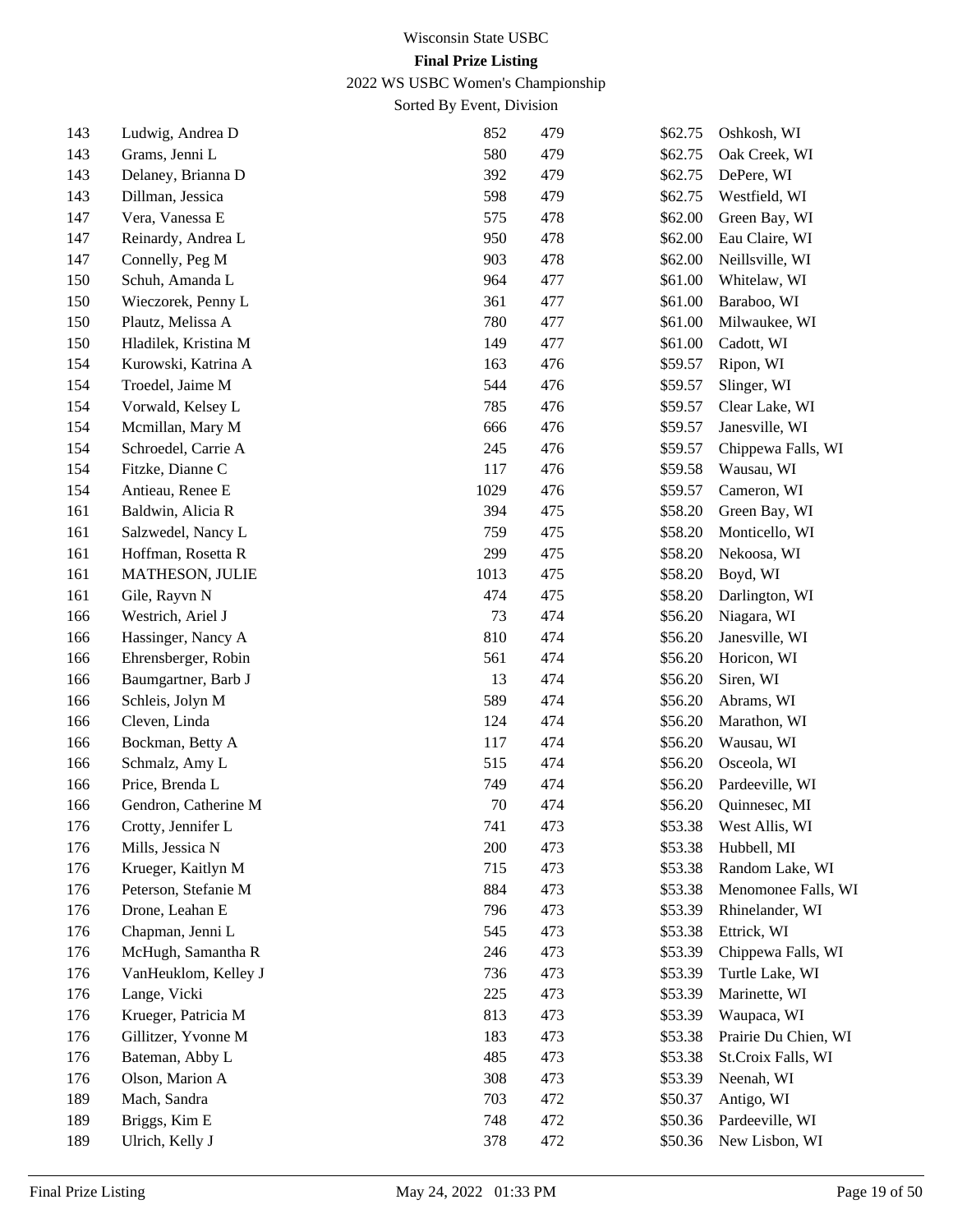| | | | | | |
|---|---|---|---|---|---|
| 143 | Ludwig, Andrea D | 852 | 479 | $62.75 | Oshkosh, WI |
| 143 | Grams, Jenni L | 580 | 479 | $62.75 | Oak Creek, WI |
| 143 | Delaney, Brianna D | 392 | 479 | $62.75 | DePere, WI |
| 143 | Dillman, Jessica | 598 | 479 | $62.75 | Westfield, WI |
| 147 | Vera, Vanessa E | 575 | 478 | $62.00 | Green Bay, WI |
| 147 | Reinardy, Andrea L | 950 | 478 | $62.00 | Eau Claire, WI |
| 147 | Connelly, Peg M | 903 | 478 | $62.00 | Neillsville, WI |
| 150 | Schuh, Amanda L | 964 | 477 | $61.00 | Whitelaw, WI |
| 150 | Wieczorek, Penny L | 361 | 477 | $61.00 | Baraboo, WI |
| 150 | Plautz, Melissa A | 780 | 477 | $61.00 | Milwaukee, WI |
| 150 | Hladilek, Kristina M | 149 | 477 | $61.00 | Cadott, WI |
| 154 | Kurowski, Katrina A | 163 | 476 | $59.57 | Ripon, WI |
| 154 | Troedel, Jaime M | 544 | 476 | $59.57 | Slinger, WI |
| 154 | Vorwald, Kelsey L | 785 | 476 | $59.57 | Clear Lake, WI |
| 154 | Mcmillan, Mary M | 666 | 476 | $59.57 | Janesville, WI |
| 154 | Schroedel, Carrie A | 245 | 476 | $59.57 | Chippewa Falls, WI |
| 154 | Fitzke, Dianne C | 117 | 476 | $59.58 | Wausau, WI |
| 154 | Antieau, Renee E | 1029 | 476 | $59.57 | Cameron, WI |
| 161 | Baldwin, Alicia R | 394 | 475 | $58.20 | Green Bay, WI |
| 161 | Salzwedel, Nancy L | 759 | 475 | $58.20 | Monticello, WI |
| 161 | Hoffman, Rosetta R | 299 | 475 | $58.20 | Nekoosa, WI |
| 161 | MATHESON, JULIE | 1013 | 475 | $58.20 | Boyd, WI |
| 161 | Gile, Rayvn N | 474 | 475 | $58.20 | Darlington, WI |
| 166 | Westrich, Ariel J | 73 | 474 | $56.20 | Niagara, WI |
| 166 | Hassinger, Nancy A | 810 | 474 | $56.20 | Janesville, WI |
| 166 | Ehrensberger, Robin | 561 | 474 | $56.20 | Horicon, WI |
| 166 | Baumgartner, Barb J | 13 | 474 | $56.20 | Siren, WI |
| 166 | Schleis, Jolyn M | 589 | 474 | $56.20 | Abrams, WI |
| 166 | Cleven, Linda | 124 | 474 | $56.20 | Marathon, WI |
| 166 | Bockman, Betty A | 117 | 474 | $56.20 | Wausau, WI |
| 166 | Schmalz, Amy L | 515 | 474 | $56.20 | Osceola, WI |
| 166 | Price, Brenda L | 749 | 474 | $56.20 | Pardeeville, WI |
| 166 | Gendron, Catherine M | 70 | 474 | $56.20 | Quinnesec, MI |
| 176 | Crotty, Jennifer L | 741 | 473 | $53.38 | West Allis, WI |
| 176 | Mills, Jessica N | 200 | 473 | $53.38 | Hubbell, MI |
| 176 | Krueger, Kaitlyn M | 715 | 473 | $53.38 | Random Lake, WI |
| 176 | Peterson, Stefanie M | 884 | 473 | $53.38 | Menomonee Falls, WI |
| 176 | Drone, Leahan E | 796 | 473 | $53.39 | Rhinelander, WI |
| 176 | Chapman, Jenni L | 545 | 473 | $53.38 | Ettrick, WI |
| 176 | McHugh, Samantha R | 246 | 473 | $53.39 | Chippewa Falls, WI |
| 176 | VanHeuklom, Kelley J | 736 | 473 | $53.39 | Turtle Lake, WI |
| 176 | Lange, Vicki | 225 | 473 | $53.39 | Marinette, WI |
| 176 | Krueger, Patricia M | 813 | 473 | $53.39 | Waupaca, WI |
| 176 | Gillitzer, Yvonne M | 183 | 473 | $53.38 | Prairie Du Chien, WI |
| 176 | Bateman, Abby L | 485 | 473 | $53.38 | St.Croix Falls, WI |
| 176 | Olson, Marion A | 308 | 473 | $53.39 | Neenah, WI |
| 189 | Mach, Sandra | 703 | 472 | $50.37 | Antigo, WI |
| 189 | Briggs, Kim E | 748 | 472 | $50.36 | Pardeeville, WI |
| 189 | Ulrich, Kelly J | 378 | 472 | $50.36 | New Lisbon, WI |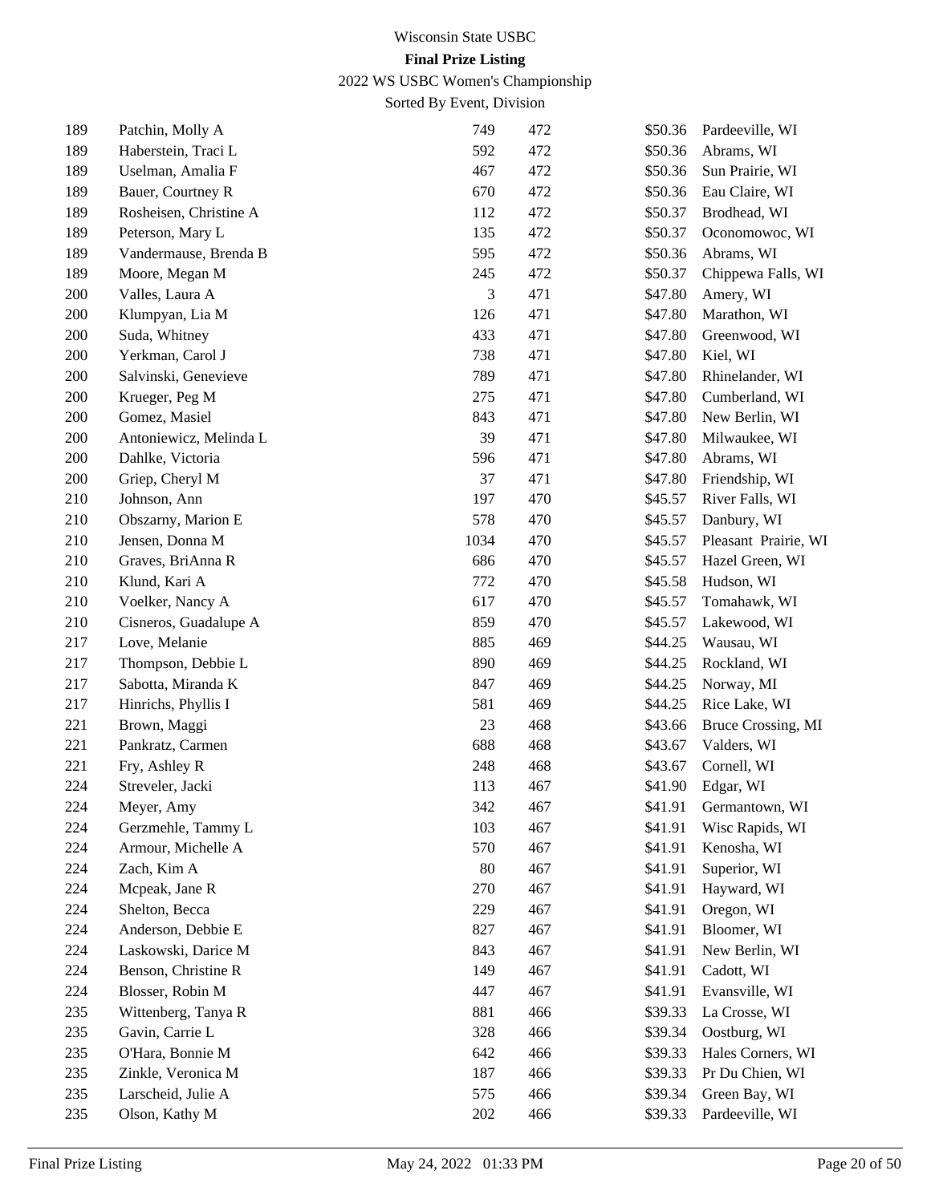| | | | | | |
|---|---|---|---|---|---|
| 189 | Patchin, Molly A | 749 | 472 | $50.36 | Pardeeville, WI |
| 189 | Haberstein, Traci L | 592 | 472 | $50.36 | Abrams, WI |
| 189 | Uselman, Amalia F | 467 | 472 | $50.36 | Sun Prairie, WI |
| 189 | Bauer, Courtney R | 670 | 472 | $50.36 | Eau Claire, WI |
| 189 | Rosheisen, Christine A | 112 | 472 | $50.37 | Brodhead, WI |
| 189 | Peterson, Mary L | 135 | 472 | $50.37 | Oconomowoc, WI |
| 189 | Vandermause, Brenda B | 595 | 472 | $50.36 | Abrams, WI |
| 189 | Moore, Megan M | 245 | 472 | $50.37 | Chippewa Falls, WI |
| 200 | Valles, Laura A | 3 | 471 | $47.80 | Amery, WI |
| 200 | Klumpyan, Lia M | 126 | 471 | $47.80 | Marathon, WI |
| 200 | Suda, Whitney | 433 | 471 | $47.80 | Greenwood, WI |
| 200 | Yerkman, Carol J | 738 | 471 | $47.80 | Kiel, WI |
| 200 | Salvinski, Genevieve | 789 | 471 | $47.80 | Rhinelander, WI |
| 200 | Krueger, Peg M | 275 | 471 | $47.80 | Cumberland, WI |
| 200 | Gomez, Masiel | 843 | 471 | $47.80 | New Berlin, WI |
| 200 | Antoniewicz, Melinda L | 39 | 471 | $47.80 | Milwaukee, WI |
| 200 | Dahlke, Victoria | 596 | 471 | $47.80 | Abrams, WI |
| 200 | Griep, Cheryl M | 37 | 471 | $47.80 | Friendship, WI |
| 210 | Johnson, Ann | 197 | 470 | $45.57 | River Falls, WI |
| 210 | Obszarny, Marion E | 578 | 470 | $45.57 | Danbury, WI |
| 210 | Jensen, Donna M | 1034 | 470 | $45.57 | Pleasant Prairie, WI |
| 210 | Graves, BriAnna R | 686 | 470 | $45.57 | Hazel Green, WI |
| 210 | Klund, Kari A | 772 | 470 | $45.58 | Hudson, WI |
| 210 | Voelker, Nancy A | 617 | 470 | $45.57 | Tomahawk, WI |
| 210 | Cisneros, Guadalupe A | 859 | 470 | $45.57 | Lakewood, WI |
| 217 | Love, Melanie | 885 | 469 | $44.25 | Wausau, WI |
| 217 | Thompson, Debbie L | 890 | 469 | $44.25 | Rockland, WI |
| 217 | Sabotta, Miranda K | 847 | 469 | $44.25 | Norway, MI |
| 217 | Hinrichs, Phyllis I | 581 | 469 | $44.25 | Rice Lake, WI |
| 221 | Brown, Maggi | 23 | 468 | $43.66 | Bruce Crossing, MI |
| 221 | Pankratz, Carmen | 688 | 468 | $43.67 | Valders, WI |
| 221 | Fry, Ashley R | 248 | 468 | $43.67 | Cornell, WI |
| 224 | Streveler, Jacki | 113 | 467 | $41.90 | Edgar, WI |
| 224 | Meyer, Amy | 342 | 467 | $41.91 | Germantown, WI |
| 224 | Gerzmehle, Tammy L | 103 | 467 | $41.91 | Wisc Rapids, WI |
| 224 | Armour, Michelle A | 570 | 467 | $41.91 | Kenosha, WI |
| 224 | Zach, Kim A | 80 | 467 | $41.91 | Superior, WI |
| 224 | Mcpeak, Jane R | 270 | 467 | $41.91 | Hayward, WI |
| 224 | Shelton, Becca | 229 | 467 | $41.91 | Oregon, WI |
| 224 | Anderson, Debbie E | 827 | 467 | $41.91 | Bloomer, WI |
| 224 | Laskowski, Darice M | 843 | 467 | $41.91 | New Berlin, WI |
| 224 | Benson, Christine R | 149 | 467 | $41.91 | Cadott, WI |
| 224 | Blosser, Robin M | 447 | 467 | $41.91 | Evansville, WI |
| 235 | Wittenberg, Tanya R | 881 | 466 | $39.33 | La Crosse, WI |
| 235 | Gavin, Carrie L | 328 | 466 | $39.34 | Oostburg, WI |
| 235 | O'Hara, Bonnie M | 642 | 466 | $39.33 | Hales Corners, WI |
| 235 | Zinkle, Veronica M | 187 | 466 | $39.33 | Pr Du Chien, WI |
| 235 | Larscheid, Julie A | 575 | 466 | $39.34 | Green Bay, WI |
| 235 | Olson, Kathy M | 202 | 466 | $39.33 | Pardeeville, WI |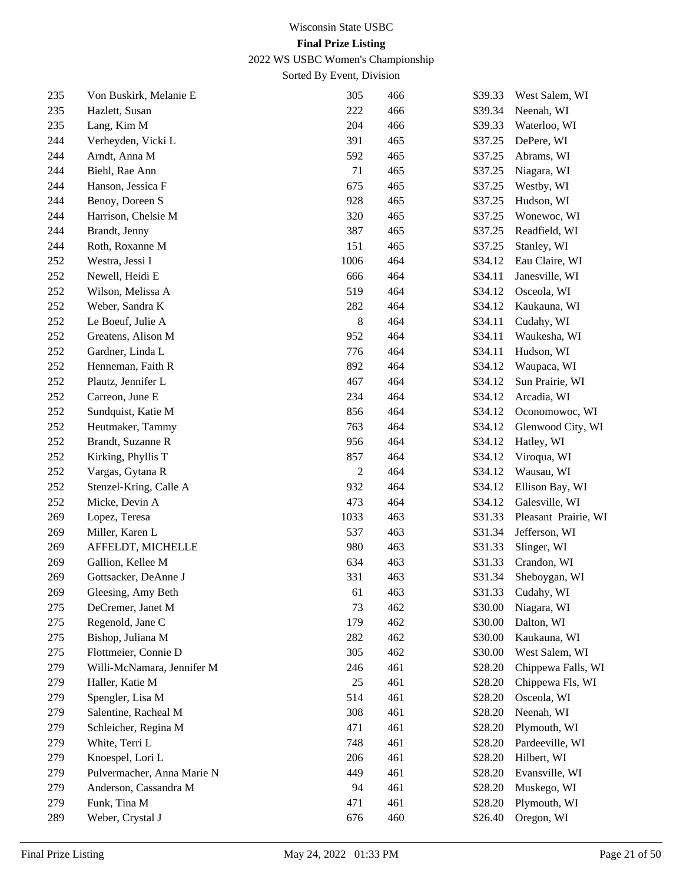Wisconsin State USBC

**Final Prize Listing**

2022 WS USBC Women's Championship

Sorted By Event, Division

| | | | | | |
|---|---|---|---|---|---|
| 235 | Von Buskirk, Melanie E | 305 | 466 | $39.33 | West Salem, WI |
| 235 | Hazlett, Susan | 222 | 466 | $39.34 | Neenah, WI |
| 235 | Lang, Kim M | 204 | 466 | $39.33 | Waterloo, WI |
| 244 | Verheyden, Vicki L | 391 | 465 | $37.25 | DePere, WI |
| 244 | Arndt, Anna M | 592 | 465 | $37.25 | Abrams, WI |
| 244 | Biehl, Rae Ann | 71 | 465 | $37.25 | Niagara, WI |
| 244 | Hanson, Jessica F | 675 | 465 | $37.25 | Westby, WI |
| 244 | Benoy, Doreen S | 928 | 465 | $37.25 | Hudson, WI |
| 244 | Harrison, Chelsie M | 320 | 465 | $37.25 | Wonewoc, WI |
| 244 | Brandt, Jenny | 387 | 465 | $37.25 | Readfield, WI |
| 244 | Roth, Roxanne M | 151 | 465 | $37.25 | Stanley, WI |
| 252 | Westra, Jessi I | 1006 | 464 | $34.12 | Eau Claire, WI |
| 252 | Newell, Heidi E | 666 | 464 | $34.11 | Janesville, WI |
| 252 | Wilson, Melissa A | 519 | 464 | $34.12 | Osceola, WI |
| 252 | Weber, Sandra K | 282 | 464 | $34.12 | Kaukauna, WI |
| 252 | Le Boeuf, Julie A | 8 | 464 | $34.11 | Cudahy, WI |
| 252 | Greatens, Alison M | 952 | 464 | $34.11 | Waukesha, WI |
| 252 | Gardner, Linda L | 776 | 464 | $34.11 | Hudson, WI |
| 252 | Henneman, Faith R | 892 | 464 | $34.12 | Waupaca, WI |
| 252 | Plautz, Jennifer L | 467 | 464 | $34.12 | Sun Prairie, WI |
| 252 | Carreon, June E | 234 | 464 | $34.12 | Arcadia, WI |
| 252 | Sundquist, Katie M | 856 | 464 | $34.12 | Oconomowoc, WI |
| 252 | Heutmaker, Tammy | 763 | 464 | $34.12 | Glenwood City, WI |
| 252 | Brandt, Suzanne R | 956 | 464 | $34.12 | Hatley, WI |
| 252 | Kirking, Phyllis T | 857 | 464 | $34.12 | Viroqua, WI |
| 252 | Vargas, Gytana R | 2 | 464 | $34.12 | Wausau, WI |
| 252 | Stenzel-Kring, Calle A | 932 | 464 | $34.12 | Ellison Bay, WI |
| 252 | Micke, Devin A | 473 | 464 | $34.12 | Galesville, WI |
| 269 | Lopez, Teresa | 1033 | 463 | $31.33 | Pleasant Prairie, WI |
| 269 | Miller, Karen L | 537 | 463 | $31.34 | Jefferson, WI |
| 269 | AFFELDT, MICHELLE | 980 | 463 | $31.33 | Slinger, WI |
| 269 | Gallion, Kellee M | 634 | 463 | $31.33 | Crandon, WI |
| 269 | Gottsacker, DeAnne J | 331 | 463 | $31.34 | Sheboygan, WI |
| 269 | Gleesing, Amy Beth | 61 | 463 | $31.33 | Cudahy, WI |
| 275 | DeCremer, Janet M | 73 | 462 | $30.00 | Niagara, WI |
| 275 | Regenold, Jane C | 179 | 462 | $30.00 | Dalton, WI |
| 275 | Bishop, Juliana M | 282 | 462 | $30.00 | Kaukauna, WI |
| 275 | Flottmeier, Connie D | 305 | 462 | $30.00 | West Salem, WI |
| 279 | Willi-McNamara, Jennifer M | 246 | 461 | $28.20 | Chippewa Falls, WI |
| 279 | Haller, Katie M | 25 | 461 | $28.20 | Chippewa Fls, WI |
| 279 | Spengler, Lisa M | 514 | 461 | $28.20 | Osceola, WI |
| 279 | Salentine, Racheal M | 308 | 461 | $28.20 | Neenah, WI |
| 279 | Schleicher, Regina M | 471 | 461 | $28.20 | Plymouth, WI |
| 279 | White, Terri L | 748 | 461 | $28.20 | Pardeeville, WI |
| 279 | Knoespel, Lori L | 206 | 461 | $28.20 | Hilbert, WI |
| 279 | Pulvermacher, Anna Marie N | 449 | 461 | $28.20 | Evansville, WI |
| 279 | Anderson, Cassandra M | 94 | 461 | $28.20 | Muskego, WI |
| 279 | Funk, Tina M | 471 | 461 | $28.20 | Plymouth, WI |
| 289 | Weber, Crystal J | 676 | 460 | $26.40 | Oregon, WI |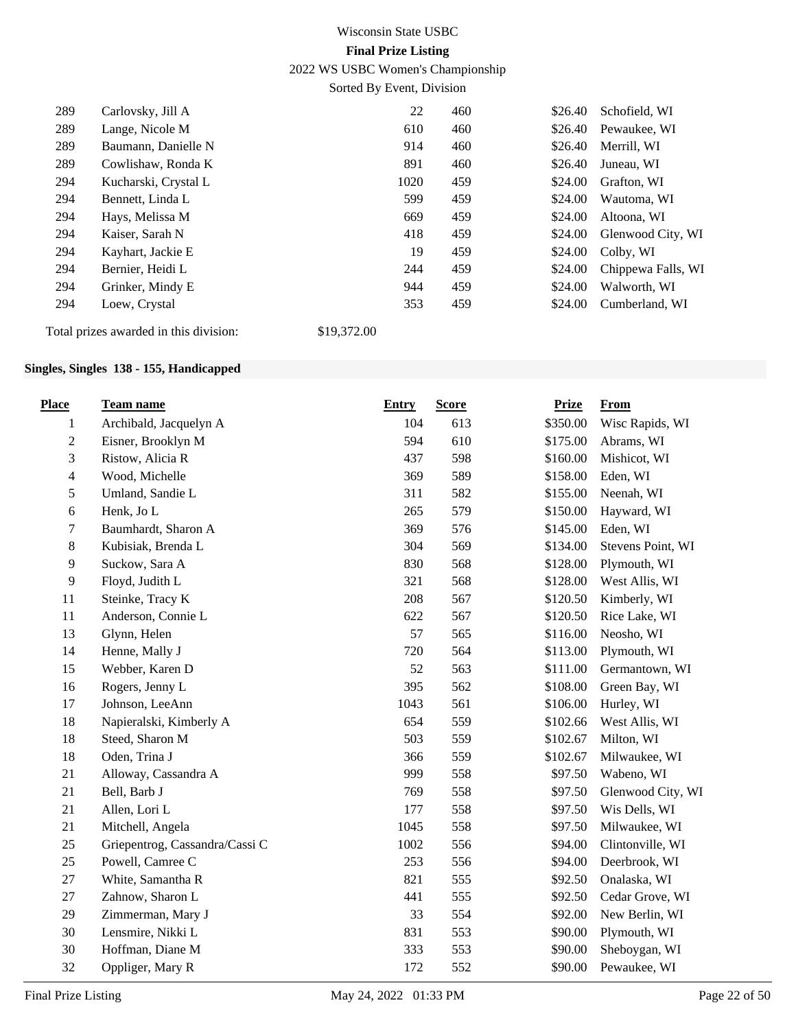| | | | | | |
|---|---|---|---|---|---|
| 289 | Carlovsky, Jill A | 22 | 460 | $26.40 | Schofield, WI |
| 289 | Lange, Nicole M | 610 | 460 | $26.40 | Pewaukee, WI |
| 289 | Baumann, Danielle N | 914 | 460 | $26.40 | Merrill, WI |
| 289 | Cowlishaw, Ronda K | 891 | 460 | $26.40 | Juneau, WI |
| 294 | Kucharski, Crystal L | 1020 | 459 | $24.00 | Grafton, WI |
| 294 | Bennett, Linda L | 599 | 459 | $24.00 | Wautoma, WI |
| 294 | Hays, Melissa M | 669 | 459 | $24.00 | Altoona, WI |
| 294 | Kaiser, Sarah N | 418 | 459 | $24.00 | Glenwood City, WI |
| 294 | Kayhart, Jackie E | 19 | 459 | $24.00 | Colby, WI |
| 294 | Bernier, Heidi L | 244 | 459 | $24.00 | Chippewa Falls, WI |
| 294 | Grinker, Mindy E | 944 | 459 | $24.00 | Walworth, WI |
| 294 | Loew, Crystal | 353 | 459 | $24.00 | Cumberland, WI |

Total prizes awarded in this division: $19,372.00

**Singles, Singles 138 - 155, Handicapped**

| Place | Team name | Entry | Score | Prize | From |
|---|---|---|---|---|---|
| 1 | Archibald, Jacquelyn A | 104 | 613 | $350.00 | Wisc Rapids, WI |
| 2 | Eisner, Brooklyn M | 594 | 610 | $175.00 | Abrams, WI |
| 3 | Ristow, Alicia R | 437 | 598 | $160.00 | Mishicot, WI |
| 4 | Wood, Michelle | 369 | 589 | $158.00 | Eden, WI |
| 5 | Umland, Sandie L | 311 | 582 | $155.00 | Neenah, WI |
| 6 | Henk, Jo L | 265 | 579 | $150.00 | Hayward, WI |
| 7 | Baumhardt, Sharon A | 369 | 576 | $145.00 | Eden, WI |
| 8 | Kubisiak, Brenda L | 304 | 569 | $134.00 | Stevens Point, WI |
| 9 | Suckow, Sara A | 830 | 568 | $128.00 | Plymouth, WI |
| 9 | Floyd, Judith L | 321 | 568 | $128.00 | West Allis, WI |
| 11 | Steinke, Tracy K | 208 | 567 | $120.50 | Kimberly, WI |
| 11 | Anderson, Connie L | 622 | 567 | $120.50 | Rice Lake, WI |
| 13 | Glynn, Helen | 57 | 565 | $116.00 | Neosho, WI |
| 14 | Henne, Mally J | 720 | 564 | $113.00 | Plymouth, WI |
| 15 | Webber, Karen D | 52 | 563 | $111.00 | Germantown, WI |
| 16 | Rogers, Jenny L | 395 | 562 | $108.00 | Green Bay, WI |
| 17 | Johnson, LeeAnn | 1043 | 561 | $106.00 | Hurley, WI |
| 18 | Napieralski, Kimberly A | 654 | 559 | $102.66 | West Allis, WI |
| 18 | Steed, Sharon M | 503 | 559 | $102.67 | Milton, WI |
| 18 | Oden, Trina J | 366 | 559 | $102.67 | Milwaukee, WI |
| 21 | Alloway, Cassandra A | 999 | 558 | $97.50 | Wabeno, WI |
| 21 | Bell, Barb J | 769 | 558 | $97.50 | Glenwood City, WI |
| 21 | Allen, Lori L | 177 | 558 | $97.50 | Wis Dells, WI |
| 21 | Mitchell, Angela | 1045 | 558 | $97.50 | Milwaukee, WI |
| 25 | Griepentrog, Cassandra/Cassi C | 1002 | 556 | $94.00 | Clintonville, WI |
| 25 | Powell, Camree C | 253 | 556 | $94.00 | Deerbrook, WI |
| 27 | White, Samantha R | 821 | 555 | $92.50 | Onalaska, WI |
| 27 | Zahnow, Sharon L | 441 | 555 | $92.50 | Cedar Grove, WI |
| 29 | Zimmerman, Mary J | 33 | 554 | $92.00 | New Berlin, WI |
| 30 | Lensmire, Nikki L | 831 | 553 | $90.00 | Plymouth, WI |
| 30 | Hoffman, Diane M | 333 | 553 | $90.00 | Sheboygan, WI |
| 32 | Oppliger, Mary R | 172 | 552 | $90.00 | Pewaukee, WI |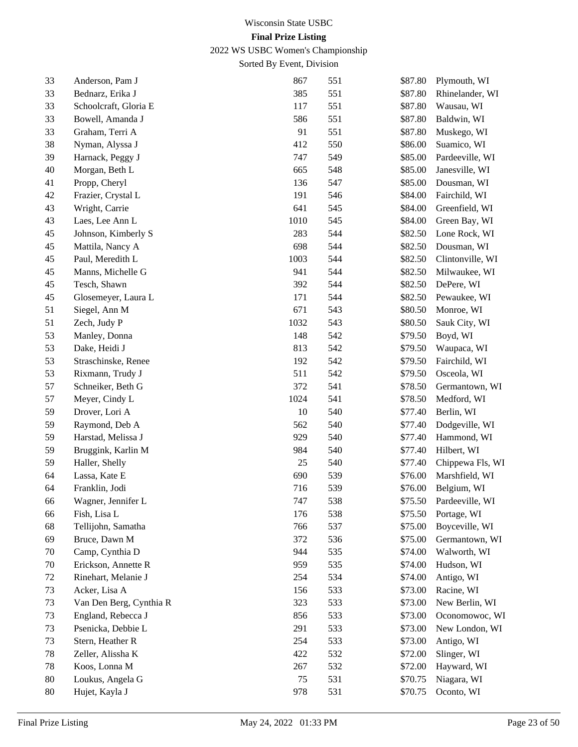Wisconsin State USBC

**Final Prize Listing**

2022 WS USBC Women's Championship

Sorted By Event, Division

| | | | | | |
|---|---|---|---|---|---|
| 33 | Anderson, Pam J | 867 | 551 | $87.80 | Plymouth, WI |
| 33 | Bednarz, Erika J | 385 | 551 | $87.80 | Rhinelander, WI |
| 33 | Schoolcraft, Gloria E | 117 | 551 | $87.80 | Wausau, WI |
| 33 | Bowell, Amanda J | 586 | 551 | $87.80 | Baldwin, WI |
| 33 | Graham, Terri A | 91 | 551 | $87.80 | Muskego, WI |
| 38 | Nyman, Alyssa J | 412 | 550 | $86.00 | Suamico, WI |
| 39 | Harnack, Peggy J | 747 | 549 | $85.00 | Pardeeville, WI |
| 40 | Morgan, Beth L | 665 | 548 | $85.00 | Janesville, WI |
| 41 | Propp, Cheryl | 136 | 547 | $85.00 | Dousman, WI |
| 42 | Frazier, Crystal L | 191 | 546 | $84.00 | Fairchild, WI |
| 43 | Wright, Carrie | 641 | 545 | $84.00 | Greenfield, WI |
| 43 | Laes, Lee Ann L | 1010 | 545 | $84.00 | Green Bay, WI |
| 45 | Johnson, Kimberly S | 283 | 544 | $82.50 | Lone Rock, WI |
| 45 | Mattila, Nancy A | 698 | 544 | $82.50 | Dousman, WI |
| 45 | Paul, Meredith L | 1003 | 544 | $82.50 | Clintonville, WI |
| 45 | Manns, Michelle G | 941 | 544 | $82.50 | Milwaukee, WI |
| 45 | Tesch, Shawn | 392 | 544 | $82.50 | DePere, WI |
| 45 | Glosemeyer, Laura L | 171 | 544 | $82.50 | Pewaukee, WI |
| 51 | Siegel, Ann M | 671 | 543 | $80.50 | Monroe, WI |
| 51 | Zech, Judy P | 1032 | 543 | $80.50 | Sauk City, WI |
| 53 | Manley, Donna | 148 | 542 | $79.50 | Boyd, WI |
| 53 | Dake, Heidi J | 813 | 542 | $79.50 | Waupaca, WI |
| 53 | Straschinske, Renee | 192 | 542 | $79.50 | Fairchild, WI |
| 53 | Rixmann, Trudy J | 511 | 542 | $79.50 | Osceola, WI |
| 57 | Schneiker, Beth G | 372 | 541 | $78.50 | Germantown, WI |
| 57 | Meyer, Cindy L | 1024 | 541 | $78.50 | Medford, WI |
| 59 | Drover, Lori A | 10 | 540 | $77.40 | Berlin, WI |
| 59 | Raymond, Deb A | 562 | 540 | $77.40 | Dodgeville, WI |
| 59 | Harstad, Melissa J | 929 | 540 | $77.40 | Hammond, WI |
| 59 | Bruggink, Karlin M | 984 | 540 | $77.40 | Hilbert, WI |
| 59 | Haller, Shelly | 25 | 540 | $77.40 | Chippewa Fls, WI |
| 64 | Lassa, Kate E | 690 | 539 | $76.00 | Marshfield, WI |
| 64 | Franklin, Jodi | 716 | 539 | $76.00 | Belgium, WI |
| 66 | Wagner, Jennifer L | 747 | 538 | $75.50 | Pardeeville, WI |
| 66 | Fish, Lisa L | 176 | 538 | $75.50 | Portage, WI |
| 68 | Tellijohn, Samatha | 766 | 537 | $75.00 | Boyceville, WI |
| 69 | Bruce, Dawn M | 372 | 536 | $75.00 | Germantown, WI |
| 70 | Camp, Cynthia D | 944 | 535 | $74.00 | Walworth, WI |
| 70 | Erickson, Annette R | 959 | 535 | $74.00 | Hudson, WI |
| 72 | Rinehart, Melanie J | 254 | 534 | $74.00 | Antigo, WI |
| 73 | Acker, Lisa A | 156 | 533 | $73.00 | Racine, WI |
| 73 | Van Den Berg, Cynthia R | 323 | 533 | $73.00 | New Berlin, WI |
| 73 | England, Rebecca J | 856 | 533 | $73.00 | Oconomowoc, WI |
| 73 | Psenicka, Debbie L | 291 | 533 | $73.00 | New London, WI |
| 73 | Stern, Heather R | 254 | 533 | $73.00 | Antigo, WI |
| 78 | Zeller, Alissha K | 422 | 532 | $72.00 | Slinger, WI |
| 78 | Koos, Lonna M | 267 | 532 | $72.00 | Hayward, WI |
| 80 | Loukus, Angela G | 75 | 531 | $70.75 | Niagara, WI |
| 80 | Hujet, Kayla J | 978 | 531 | $70.75 | Oconto, WI |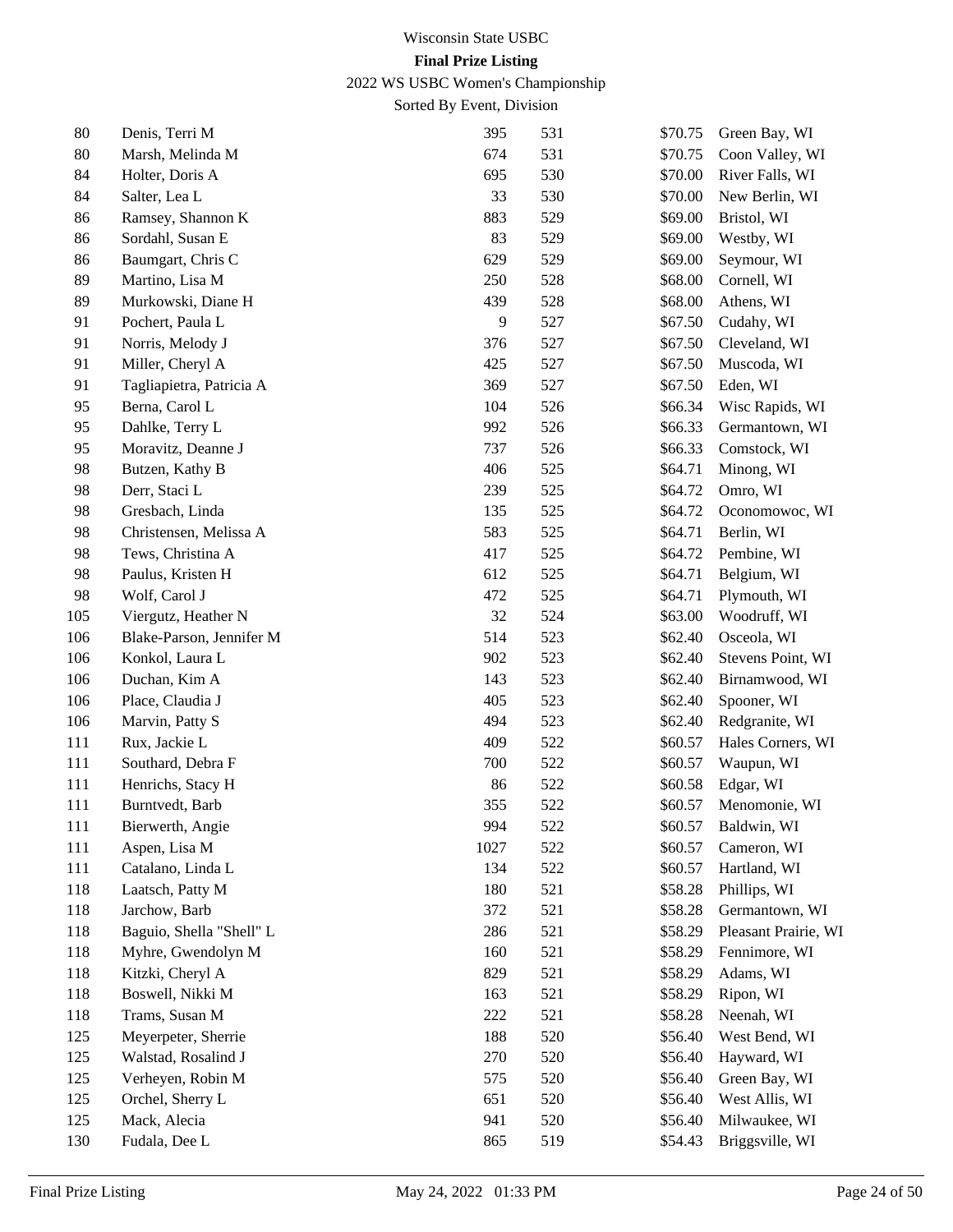# Wisconsin State USBC

**Final Prize Listing**

2022 WS USBC Women's Championship

Sorted By Event, Division

| | | | | | |
|---|---|---|---|---|---|
| 80 | Denis, Terri M | 395 | 531 | $70.75 | Green Bay, WI |
| 80 | Marsh, Melinda M | 674 | 531 | $70.75 | Coon Valley, WI |
| 84 | Holter, Doris A | 695 | 530 | $70.00 | River Falls, WI |
| 84 | Salter, Lea L | 33 | 530 | $70.00 | New Berlin, WI |
| 86 | Ramsey, Shannon K | 883 | 529 | $69.00 | Bristol, WI |
| 86 | Sordahl, Susan E | 83 | 529 | $69.00 | Westby, WI |
| 86 | Baumgart, Chris C | 629 | 529 | $69.00 | Seymour, WI |
| 89 | Martino, Lisa M | 250 | 528 | $68.00 | Cornell, WI |
| 89 | Murkowski, Diane H | 439 | 528 | $68.00 | Athens, WI |
| 91 | Pochert, Paula L | 9 | 527 | $67.50 | Cudahy, WI |
| 91 | Norris, Melody J | 376 | 527 | $67.50 | Cleveland, WI |
| 91 | Miller, Cheryl A | 425 | 527 | $67.50 | Muscoda, WI |
| 91 | Tagliapietra, Patricia A | 369 | 527 | $67.50 | Eden, WI |
| 95 | Berna, Carol L | 104 | 526 | $66.34 | Wisc Rapids, WI |
| 95 | Dahlke, Terry L | 992 | 526 | $66.33 | Germantown, WI |
| 95 | Moravitz, Deanne J | 737 | 526 | $66.33 | Comstock, WI |
| 98 | Butzen, Kathy B | 406 | 525 | $64.71 | Minong, WI |
| 98 | Derr, Staci L | 239 | 525 | $64.72 | Omro, WI |
| 98 | Gresbach, Linda | 135 | 525 | $64.72 | Oconomowoc, WI |
| 98 | Christensen, Melissa A | 583 | 525 | $64.71 | Berlin, WI |
| 98 | Tews, Christina A | 417 | 525 | $64.72 | Pembine, WI |
| 98 | Paulus, Kristen H | 612 | 525 | $64.71 | Belgium, WI |
| 98 | Wolf, Carol J | 472 | 525 | $64.71 | Plymouth, WI |
| 105 | Viergutz, Heather N | 32 | 524 | $63.00 | Woodruff, WI |
| 106 | Blake-Parson, Jennifer M | 514 | 523 | $62.40 | Osceola, WI |
| 106 | Konkol, Laura L | 902 | 523 | $62.40 | Stevens Point, WI |
| 106 | Duchan, Kim A | 143 | 523 | $62.40 | Birnamwood, WI |
| 106 | Place, Claudia J | 405 | 523 | $62.40 | Spooner, WI |
| 106 | Marvin, Patty S | 494 | 523 | $62.40 | Redgranite, WI |
| 111 | Rux, Jackie L | 409 | 522 | $60.57 | Hales Corners, WI |
| 111 | Southard, Debra F | 700 | 522 | $60.57 | Waupun, WI |
| 111 | Henrichs, Stacy H | 86 | 522 | $60.58 | Edgar, WI |
| 111 | Burntvedt, Barb | 355 | 522 | $60.57 | Menomonie, WI |
| 111 | Bierwerth, Angie | 994 | 522 | $60.57 | Baldwin, WI |
| 111 | Aspen, Lisa M | 1027 | 522 | $60.57 | Cameron, WI |
| 111 | Catalano, Linda L | 134 | 522 | $60.57 | Hartland, WI |
| 118 | Laatsch, Patty M | 180 | 521 | $58.28 | Phillips, WI |
| 118 | Jarchow, Barb | 372 | 521 | $58.28 | Germantown, WI |
| 118 | Baguio, Shella "Shell" L | 286 | 521 | $58.29 | Pleasant Prairie, WI |
| 118 | Myhre, Gwendolyn M | 160 | 521 | $58.29 | Fennimore, WI |
| 118 | Kitzki, Cheryl A | 829 | 521 | $58.29 | Adams, WI |
| 118 | Boswell, Nikki M | 163 | 521 | $58.29 | Ripon, WI |
| 118 | Trams, Susan M | 222 | 521 | $58.28 | Neenah, WI |
| 125 | Meyerpeter, Sherrie | 188 | 520 | $56.40 | West Bend, WI |
| 125 | Walstad, Rosalind J | 270 | 520 | $56.40 | Hayward, WI |
| 125 | Verheyen, Robin M | 575 | 520 | $56.40 | Green Bay, WI |
| 125 | Orchel, Sherry L | 651 | 520 | $56.40 | West Allis, WI |
| 125 | Mack, Alecia | 941 | 520 | $56.40 | Milwaukee, WI |
| 130 | Fudala, Dee L | 865 | 519 | $54.43 | Briggsville, WI |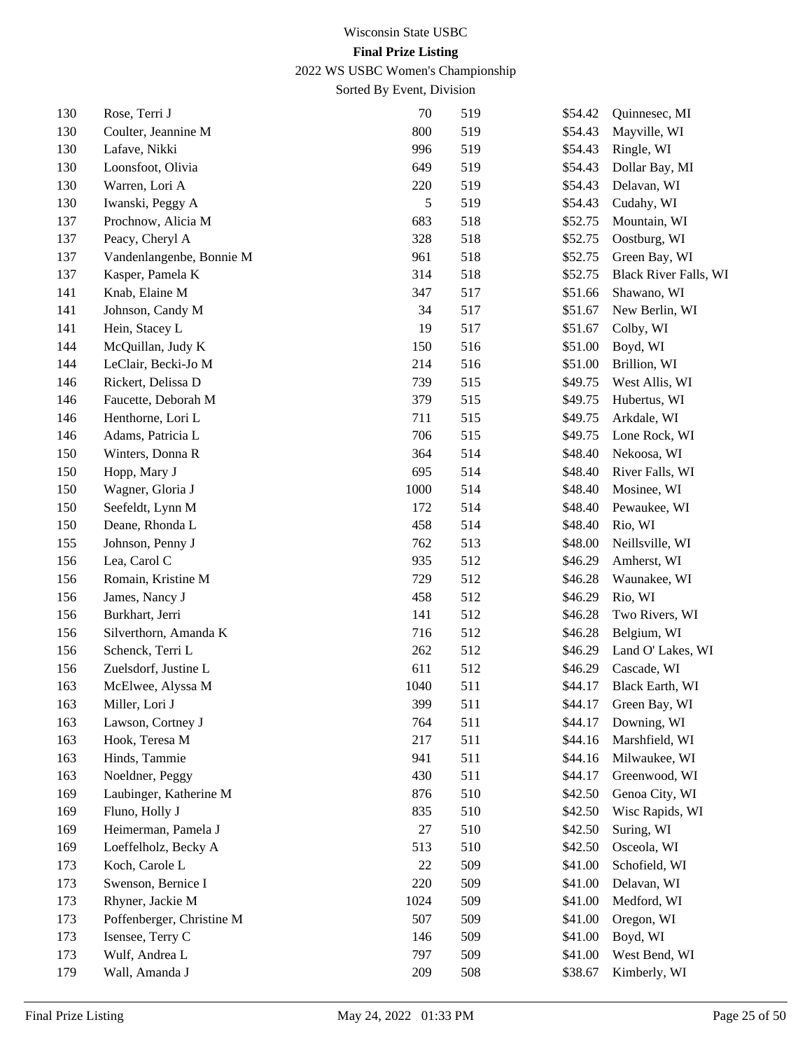Wisconsin State USBC

**Final Prize Listing**

2022 WS USBC Women's Championship

Sorted By Event, Division

| | | | | | |
|---|---|---|---|---|---|
| 130 | Rose, Terri J | 70 | 519 | $54.42 | Quinnesec, MI |
| 130 | Coulter, Jeannine M | 800 | 519 | $54.43 | Mayville, WI |
| 130 | Lafave, Nikki | 996 | 519 | $54.43 | Ringle, WI |
| 130 | Loonsfoot, Olivia | 649 | 519 | $54.43 | Dollar Bay, MI |
| 130 | Warren, Lori A | 220 | 519 | $54.43 | Delavan, WI |
| 130 | Iwanski, Peggy A | 5 | 519 | $54.43 | Cudahy, WI |
| 137 | Prochnow, Alicia M | 683 | 518 | $52.75 | Mountain, WI |
| 137 | Peacy, Cheryl A | 328 | 518 | $52.75 | Oostburg, WI |
| 137 | Vandenlangenbe, Bonnie M | 961 | 518 | $52.75 | Green Bay, WI |
| 137 | Kasper, Pamela K | 314 | 518 | $52.75 | Black River Falls, WI |
| 141 | Knab, Elaine M | 347 | 517 | $51.66 | Shawano, WI |
| 141 | Johnson, Candy M | 34 | 517 | $51.67 | New Berlin, WI |
| 141 | Hein, Stacey L | 19 | 517 | $51.67 | Colby, WI |
| 144 | McQuillan, Judy K | 150 | 516 | $51.00 | Boyd, WI |
| 144 | LeClair, Becki-Jo M | 214 | 516 | $51.00 | Brillion, WI |
| 146 | Rickert, Delissa D | 739 | 515 | $49.75 | West Allis, WI |
| 146 | Faucette, Deborah M | 379 | 515 | $49.75 | Hubertus, WI |
| 146 | Henthorne, Lori L | 711 | 515 | $49.75 | Arkdale, WI |
| 146 | Adams, Patricia L | 706 | 515 | $49.75 | Lone Rock, WI |
| 150 | Winters, Donna R | 364 | 514 | $48.40 | Nekoosa, WI |
| 150 | Hopp, Mary J | 695 | 514 | $48.40 | River Falls, WI |
| 150 | Wagner, Gloria J | 1000 | 514 | $48.40 | Mosinee, WI |
| 150 | Seefeldt, Lynn M | 172 | 514 | $48.40 | Pewaukee, WI |
| 150 | Deane, Rhonda L | 458 | 514 | $48.40 | Rio, WI |
| 155 | Johnson, Penny J | 762 | 513 | $48.00 | Neillsville, WI |
| 156 | Lea, Carol C | 935 | 512 | $46.29 | Amherst, WI |
| 156 | Romain, Kristine M | 729 | 512 | $46.28 | Waunakee, WI |
| 156 | James, Nancy J | 458 | 512 | $46.29 | Rio, WI |
| 156 | Burkhart, Jerri | 141 | 512 | $46.28 | Two Rivers, WI |
| 156 | Silverthorn, Amanda K | 716 | 512 | $46.28 | Belgium, WI |
| 156 | Schenck, Terri L | 262 | 512 | $46.29 | Land O' Lakes, WI |
| 156 | Zuelsdorf, Justine L | 611 | 512 | $46.29 | Cascade, WI |
| 163 | McElwee, Alyssa M | 1040 | 511 | $44.17 | Black Earth, WI |
| 163 | Miller, Lori J | 399 | 511 | $44.17 | Green Bay, WI |
| 163 | Lawson, Cortney J | 764 | 511 | $44.17 | Downing, WI |
| 163 | Hook, Teresa M | 217 | 511 | $44.16 | Marshfield, WI |
| 163 | Hinds, Tammie | 941 | 511 | $44.16 | Milwaukee, WI |
| 163 | Noeldner, Peggy | 430 | 511 | $44.17 | Greenwood, WI |
| 169 | Laubinger, Katherine M | 876 | 510 | $42.50 | Genoa City, WI |
| 169 | Fluno, Holly J | 835 | 510 | $42.50 | Wisc Rapids, WI |
| 169 | Heimerman, Pamela J | 27 | 510 | $42.50 | Suring, WI |
| 169 | Loeffelholz, Becky A | 513 | 510 | $42.50 | Osceola, WI |
| 173 | Koch, Carole L | 22 | 509 | $41.00 | Schofield, WI |
| 173 | Swenson, Bernice I | 220 | 509 | $41.00 | Delavan, WI |
| 173 | Rhyner, Jackie M | 1024 | 509 | $41.00 | Medford, WI |
| 173 | Poffenberger, Christine M | 507 | 509 | $41.00 | Oregon, WI |
| 173 | Isensee, Terry C | 146 | 509 | $41.00 | Boyd, WI |
| 173 | Wulf, Andrea L | 797 | 509 | $41.00 | West Bend, WI |
| 179 | Wall, Amanda J | 209 | 508 | $38.67 | Kimberly, WI |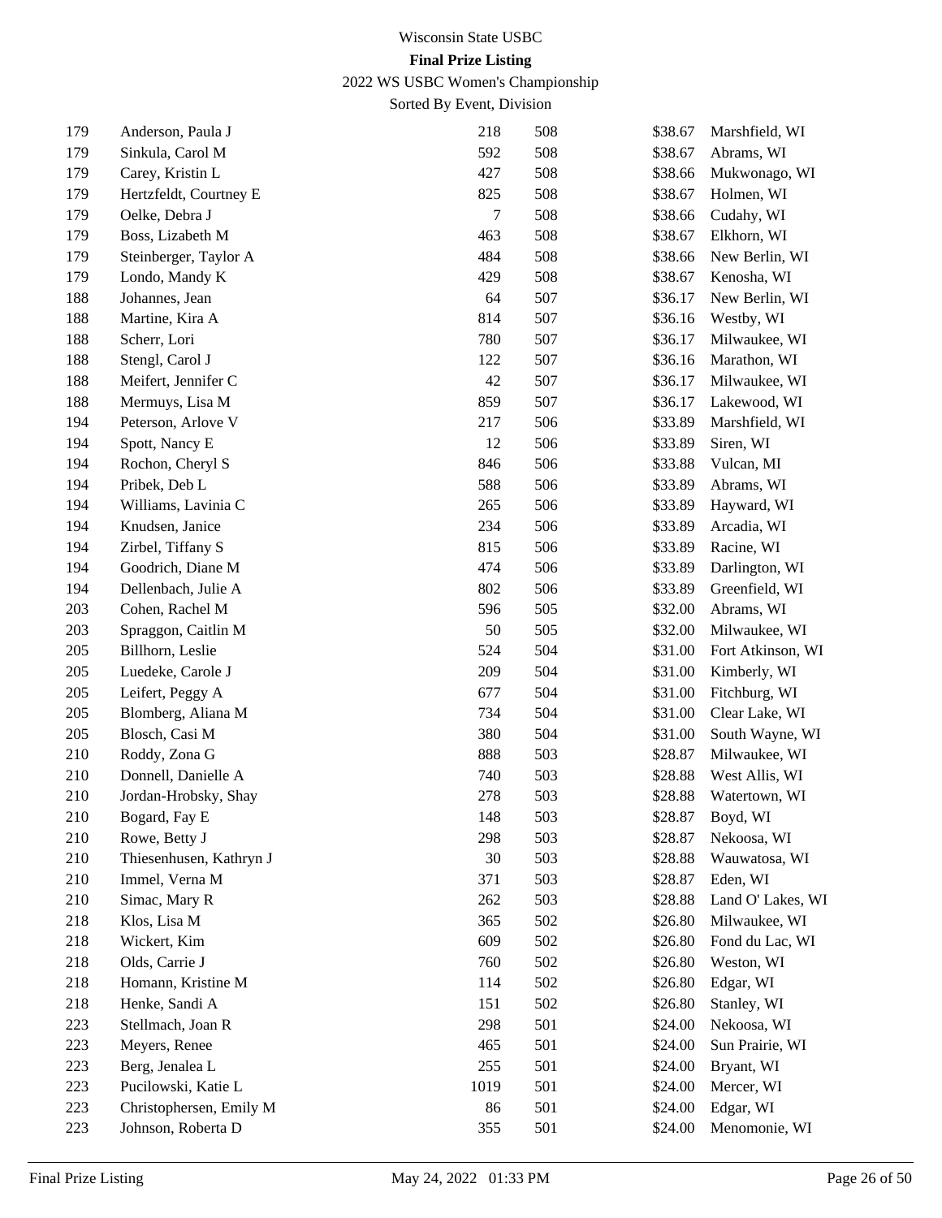Wisconsin State USBC

**Final Prize Listing**

2022 WS USBC Women's Championship

Sorted By Event, Division

| | | | | | |
|---|---|---|---|---|---|
| 179 | Anderson, Paula J | 218 | 508 | $38.67 | Marshfield, WI |
| 179 | Sinkula, Carol M | 592 | 508 | $38.67 | Abrams, WI |
| 179 | Carey, Kristin L | 427 | 508 | $38.66 | Mukwonago, WI |
| 179 | Hertzfeldt, Courtney E | 825 | 508 | $38.67 | Holmen, WI |
| 179 | Oelke, Debra J | 7 | 508 | $38.66 | Cudahy, WI |
| 179 | Boss, Lizabeth M | 463 | 508 | $38.67 | Elkhorn, WI |
| 179 | Steinberger, Taylor A | 484 | 508 | $38.66 | New Berlin, WI |
| 179 | Londo, Mandy K | 429 | 508 | $38.67 | Kenosha, WI |
| 188 | Johannes, Jean | 64 | 507 | $36.17 | New Berlin, WI |
| 188 | Martine, Kira A | 814 | 507 | $36.16 | Westby, WI |
| 188 | Scherr, Lori | 780 | 507 | $36.17 | Milwaukee, WI |
| 188 | Stengl, Carol J | 122 | 507 | $36.16 | Marathon, WI |
| 188 | Meifert, Jennifer C | 42 | 507 | $36.17 | Milwaukee, WI |
| 188 | Mermuys, Lisa M | 859 | 507 | $36.17 | Lakewood, WI |
| 194 | Peterson, Arlove V | 217 | 506 | $33.89 | Marshfield, WI |
| 194 | Spott, Nancy E | 12 | 506 | $33.89 | Siren, WI |
| 194 | Rochon, Cheryl S | 846 | 506 | $33.88 | Vulcan, MI |
| 194 | Pribek, Deb L | 588 | 506 | $33.89 | Abrams, WI |
| 194 | Williams, Lavinia C | 265 | 506 | $33.89 | Hayward, WI |
| 194 | Knudsen, Janice | 234 | 506 | $33.89 | Arcadia, WI |
| 194 | Zirbel, Tiffany S | 815 | 506 | $33.89 | Racine, WI |
| 194 | Goodrich, Diane M | 474 | 506 | $33.89 | Darlington, WI |
| 194 | Dellenbach, Julie A | 802 | 506 | $33.89 | Greenfield, WI |
| 203 | Cohen, Rachel M | 596 | 505 | $32.00 | Abrams, WI |
| 203 | Spraggon, Caitlin M | 50 | 505 | $32.00 | Milwaukee, WI |
| 205 | Billhorn, Leslie | 524 | 504 | $31.00 | Fort Atkinson, WI |
| 205 | Luedeke, Carole J | 209 | 504 | $31.00 | Kimberly, WI |
| 205 | Leifert, Peggy A | 677 | 504 | $31.00 | Fitchburg, WI |
| 205 | Blomberg, Aliana M | 734 | 504 | $31.00 | Clear Lake, WI |
| 205 | Blosch, Casi M | 380 | 504 | $31.00 | South Wayne, WI |
| 210 | Roddy, Zona G | 888 | 503 | $28.87 | Milwaukee, WI |
| 210 | Donnell, Danielle A | 740 | 503 | $28.88 | West Allis, WI |
| 210 | Jordan-Hrobsky, Shay | 278 | 503 | $28.88 | Watertown, WI |
| 210 | Bogard, Fay E | 148 | 503 | $28.87 | Boyd, WI |
| 210 | Rowe, Betty J | 298 | 503 | $28.87 | Nekoosa, WI |
| 210 | Thiesenhusen, Kathryn J | 30 | 503 | $28.88 | Wauwatosa, WI |
| 210 | Immel, Verna M | 371 | 503 | $28.87 | Eden, WI |
| 210 | Simac, Mary R | 262 | 503 | $28.88 | Land O' Lakes, WI |
| 218 | Klos, Lisa M | 365 | 502 | $26.80 | Milwaukee, WI |
| 218 | Wickert, Kim | 609 | 502 | $26.80 | Fond du Lac, WI |
| 218 | Olds, Carrie J | 760 | 502 | $26.80 | Weston, WI |
| 218 | Homann, Kristine M | 114 | 502 | $26.80 | Edgar, WI |
| 218 | Henke, Sandi A | 151 | 502 | $26.80 | Stanley, WI |
| 223 | Stellmach, Joan R | 298 | 501 | $24.00 | Nekoosa, WI |
| 223 | Meyers, Renee | 465 | 501 | $24.00 | Sun Prairie, WI |
| 223 | Berg, Jenalea L | 255 | 501 | $24.00 | Bryant, WI |
| 223 | Pucilowski, Katie L | 1019 | 501 | $24.00 | Mercer, WI |
| 223 | Christophersen, Emily M | 86 | 501 | $24.00 | Edgar, WI |
| 223 | Johnson, Roberta D | 355 | 501 | $24.00 | Menomonie, WI |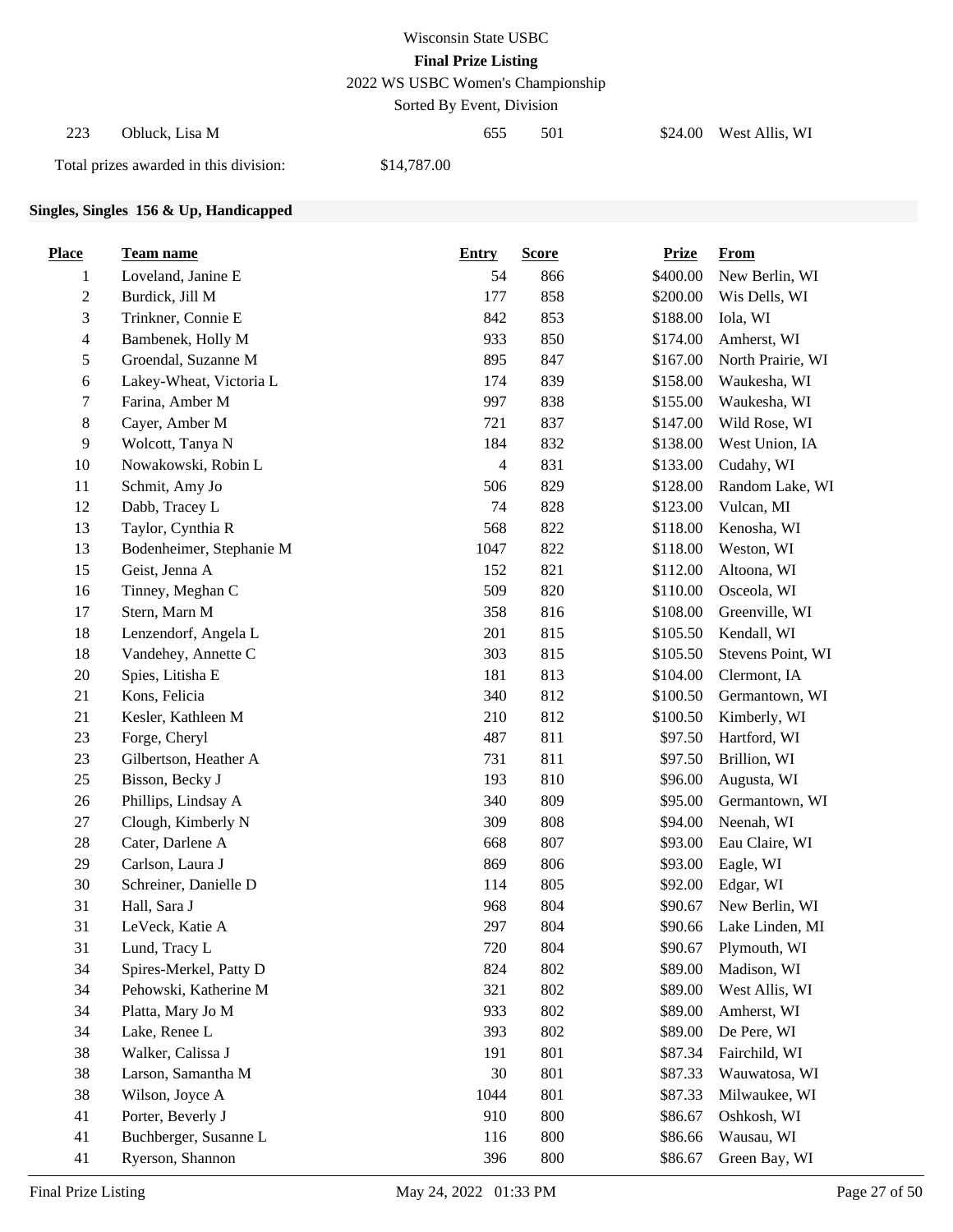| | | | | | |
|---|---|---|---|---|---|
| 223 | Obluck, Lisa M | 655 | 501 | $24.00 | West Allis, WI |

Total prizes awarded in this division: $14,787.00

**Singles, Singles 156 & Up, Handicapped**

| Place | Team name | Entry | Score | Prize | From |
|---|---|---|---|---|---|
| 1 | Loveland, Janine E | 54 | 866 | $400.00 | New Berlin, WI |
| 2 | Burdick, Jill M | 177 | 858 | $200.00 | Wis Dells, WI |
| 3 | Trinkner, Connie E | 842 | 853 | $188.00 | Iola, WI |
| 4 | Bambenek, Holly M | 933 | 850 | $174.00 | Amherst, WI |
| 5 | Groendal, Suzanne M | 895 | 847 | $167.00 | North Prairie, WI |
| 6 | Lakey-Wheat, Victoria L | 174 | 839 | $158.00 | Waukesha, WI |
| 7 | Farina, Amber M | 997 | 838 | $155.00 | Waukesha, WI |
| 8 | Cayer, Amber M | 721 | 837 | $147.00 | Wild Rose, WI |
| 9 | Wolcott, Tanya N | 184 | 832 | $138.00 | West Union, IA |
| 10 | Nowakowski, Robin L | 4 | 831 | $133.00 | Cudahy, WI |
| 11 | Schmit, Amy Jo | 506 | 829 | $128.00 | Random Lake, WI |
| 12 | Dabb, Tracey L | 74 | 828 | $123.00 | Vulcan, MI |
| 13 | Taylor, Cynthia R | 568 | 822 | $118.00 | Kenosha, WI |
| 13 | Bodenheimer, Stephanie M | 1047 | 822 | $118.00 | Weston, WI |
| 15 | Geist, Jenna A | 152 | 821 | $112.00 | Altoona, WI |
| 16 | Tinney, Meghan C | 509 | 820 | $110.00 | Osceola, WI |
| 17 | Stern, Marn M | 358 | 816 | $108.00 | Greenville, WI |
| 18 | Lenzendorf, Angela L | 201 | 815 | $105.50 | Kendall, WI |
| 18 | Vandehey, Annette C | 303 | 815 | $105.50 | Stevens Point, WI |
| 20 | Spies, Litisha E | 181 | 813 | $104.00 | Clermont, IA |
| 21 | Kons, Felicia | 340 | 812 | $100.50 | Germantown, WI |
| 21 | Kesler, Kathleen M | 210 | 812 | $100.50 | Kimberly, WI |
| 23 | Forge, Cheryl | 487 | 811 | $97.50 | Hartford, WI |
| 23 | Gilbertson, Heather A | 731 | 811 | $97.50 | Brillion, WI |
| 25 | Bisson, Becky J | 193 | 810 | $96.00 | Augusta, WI |
| 26 | Phillips, Lindsay A | 340 | 809 | $95.00 | Germantown, WI |
| 27 | Clough, Kimberly N | 309 | 808 | $94.00 | Neenah, WI |
| 28 | Cater, Darlene A | 668 | 807 | $93.00 | Eau Claire, WI |
| 29 | Carlson, Laura J | 869 | 806 | $93.00 | Eagle, WI |
| 30 | Schreiner, Danielle D | 114 | 805 | $92.00 | Edgar, WI |
| 31 | Hall, Sara J | 968 | 804 | $90.67 | New Berlin, WI |
| 31 | LeVeck, Katie A | 297 | 804 | $90.66 | Lake Linden, MI |
| 31 | Lund, Tracy L | 720 | 804 | $90.67 | Plymouth, WI |
| 34 | Spires-Merkel, Patty D | 824 | 802 | $89.00 | Madison, WI |
| 34 | Pehowski, Katherine M | 321 | 802 | $89.00 | West Allis, WI |
| 34 | Platta, Mary Jo M | 933 | 802 | $89.00 | Amherst, WI |
| 34 | Lake, Renee L | 393 | 802 | $89.00 | De Pere, WI |
| 38 | Walker, Calissa J | 191 | 801 | $87.34 | Fairchild, WI |
| 38 | Larson, Samantha M | 30 | 801 | $87.33 | Wauwatosa, WI |
| 38 | Wilson, Joyce A | 1044 | 801 | $87.33 | Milwaukee, WI |
| 41 | Porter, Beverly J | 910 | 800 | $86.67 | Oshkosh, WI |
| 41 | Buchberger, Susanne L | 116 | 800 | $86.66 | Wausau, WI |
| 41 | Ryerson, Shannon | 396 | 800 | $86.67 | Green Bay, WI |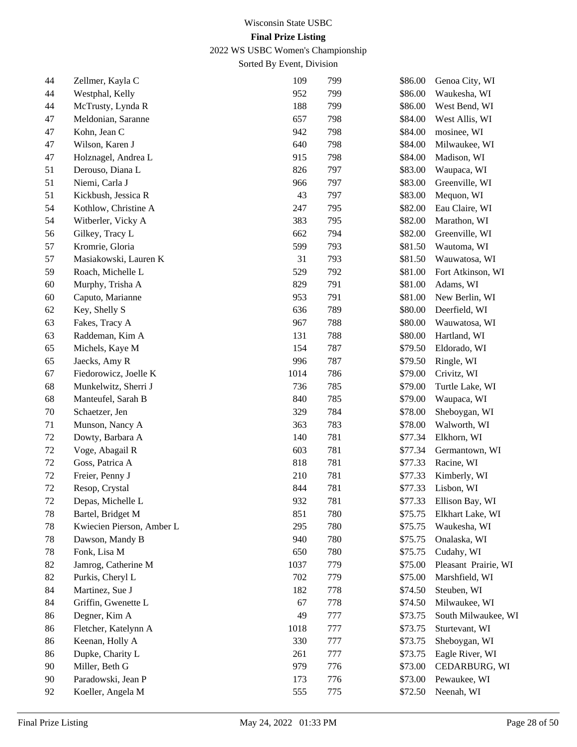Wisconsin State USBC

**Final Prize Listing**

2022 WS USBC Women's Championship

Sorted By Event, Division

| | | | | | |
|---|---|---|---|---|---|
| 44 | Zellmer, Kayla C | 109 | 799 | $86.00 | Genoa City, WI |
| 44 | Westphal, Kelly | 952 | 799 | $86.00 | Waukesha, WI |
| 44 | McTrusty, Lynda R | 188 | 799 | $86.00 | West Bend, WI |
| 47 | Meldonian, Saranne | 657 | 798 | $84.00 | West Allis, WI |
| 47 | Kohn, Jean C | 942 | 798 | $84.00 | mosinee, WI |
| 47 | Wilson, Karen J | 640 | 798 | $84.00 | Milwaukee, WI |
| 47 | Holznagel, Andrea L | 915 | 798 | $84.00 | Madison, WI |
| 51 | Derouso, Diana L | 826 | 797 | $83.00 | Waupaca, WI |
| 51 | Niemi, Carla J | 966 | 797 | $83.00 | Greenville, WI |
| 51 | Kickbush, Jessica R | 43 | 797 | $83.00 | Mequon, WI |
| 54 | Kothlow, Christine A | 247 | 795 | $82.00 | Eau Claire, WI |
| 54 | Witberler, Vicky A | 383 | 795 | $82.00 | Marathon, WI |
| 56 | Gilkey, Tracy L | 662 | 794 | $82.00 | Greenville, WI |
| 57 | Kromrie, Gloria | 599 | 793 | $81.50 | Wautoma, WI |
| 57 | Masiakowski, Lauren K | 31 | 793 | $81.50 | Wauwatosa, WI |
| 59 | Roach, Michelle L | 529 | 792 | $81.00 | Fort Atkinson, WI |
| 60 | Murphy, Trisha A | 829 | 791 | $81.00 | Adams, WI |
| 60 | Caputo, Marianne | 953 | 791 | $81.00 | New Berlin, WI |
| 62 | Key, Shelly S | 636 | 789 | $80.00 | Deerfield, WI |
| 63 | Fakes, Tracy A | 967 | 788 | $80.00 | Wauwatosa, WI |
| 63 | Raddeman, Kim A | 131 | 788 | $80.00 | Hartland, WI |
| 65 | Michels, Kaye M | 154 | 787 | $79.50 | Eldorado, WI |
| 65 | Jaecks, Amy R | 996 | 787 | $79.50 | Ringle, WI |
| 67 | Fiedorowicz, Joelle K | 1014 | 786 | $79.00 | Crivitz, WI |
| 68 | Munkelwitz, Sherri J | 736 | 785 | $79.00 | Turtle Lake, WI |
| 68 | Manteufel, Sarah B | 840 | 785 | $79.00 | Waupaca, WI |
| 70 | Schaetzer, Jen | 329 | 784 | $78.00 | Sheboygan, WI |
| 71 | Munson, Nancy A | 363 | 783 | $78.00 | Walworth, WI |
| 72 | Dowty, Barbara A | 140 | 781 | $77.34 | Elkhorn, WI |
| 72 | Voge, Abagail R | 603 | 781 | $77.34 | Germantown, WI |
| 72 | Goss, Patrica A | 818 | 781 | $77.33 | Racine, WI |
| 72 | Freier, Penny J | 210 | 781 | $77.33 | Kimberly, WI |
| 72 | Resop, Crystal | 844 | 781 | $77.33 | Lisbon, WI |
| 72 | Depas, Michelle L | 932 | 781 | $77.33 | Ellison Bay, WI |
| 78 | Bartel, Bridget M | 851 | 780 | $75.75 | Elkhart Lake, WI |
| 78 | Kwiecien Pierson, Amber L | 295 | 780 | $75.75 | Waukesha, WI |
| 78 | Dawson, Mandy B | 940 | 780 | $75.75 | Onalaska, WI |
| 78 | Fonk, Lisa M | 650 | 780 | $75.75 | Cudahy, WI |
| 82 | Jamrog, Catherine M | 1037 | 779 | $75.00 | Pleasant Prairie, WI |
| 82 | Purkis, Cheryl L | 702 | 779 | $75.00 | Marshfield, WI |
| 84 | Martinez, Sue J | 182 | 778 | $74.50 | Steuben, WI |
| 84 | Griffin, Gwenette L | 67 | 778 | $74.50 | Milwaukee, WI |
| 86 | Degner, Kim A | 49 | 777 | $73.75 | South Milwaukee, WI |
| 86 | Fletcher, Katelynn A | 1018 | 777 | $73.75 | Sturtevant, WI |
| 86 | Keenan, Holly A | 330 | 777 | $73.75 | Sheboygan, WI |
| 86 | Dupke, Charity L | 261 | 777 | $73.75 | Eagle River, WI |
| 90 | Miller, Beth G | 979 | 776 | $73.00 | CEDARBURG, WI |
| 90 | Paradowski, Jean P | 173 | 776 | $73.00 | Pewaukee, WI |
| 92 | Koeller, Angela M | 555 | 775 | $72.50 | Neenah, WI |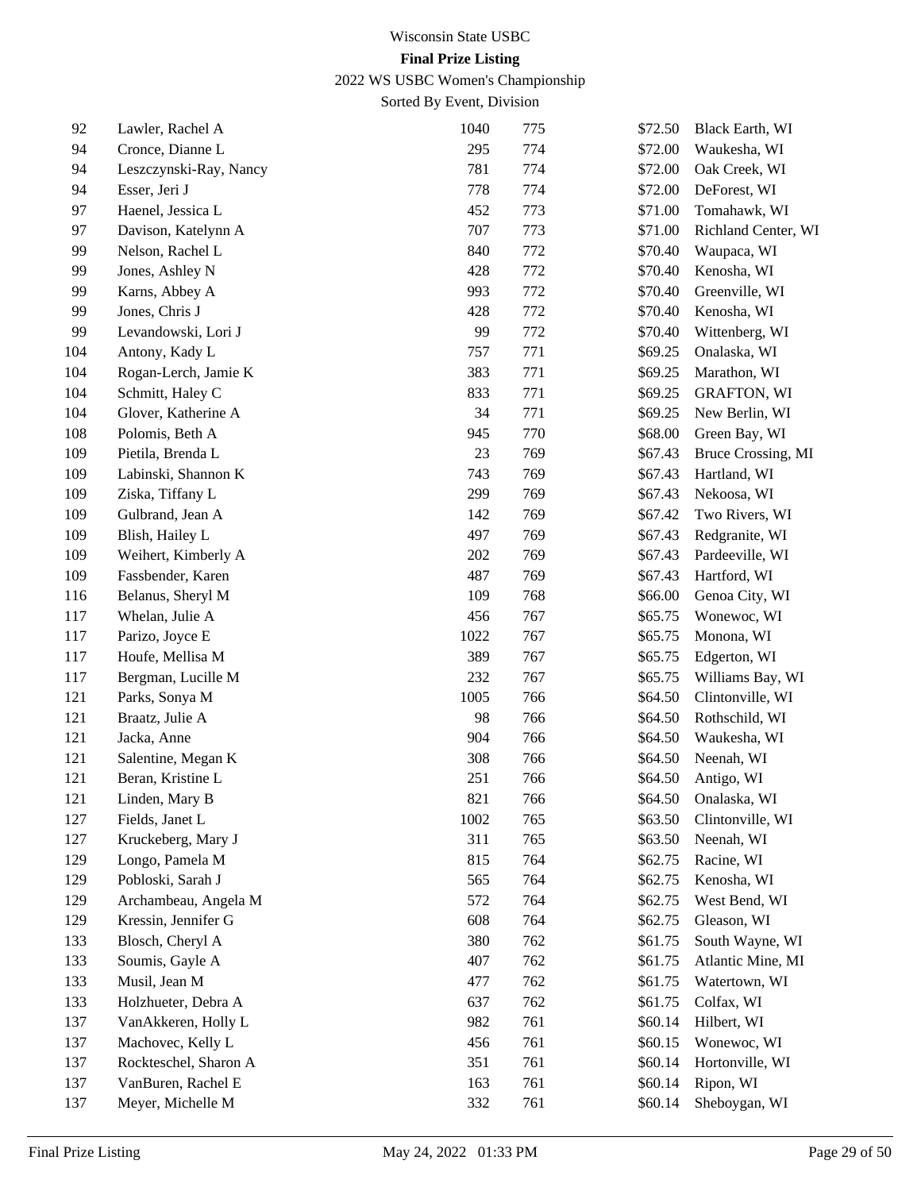Wisconsin State USBC

**Final Prize Listing**

2022 WS USBC Women's Championship

Sorted By Event, Division

| | | | | | |
|---|---|---|---|---|---|
| 92 | Lawler, Rachel A | 1040 | 775 | $72.50 | Black Earth, WI |
| 94 | Cronce, Dianne L | 295 | 774 | $72.00 | Waukesha, WI |
| 94 | Leszczynski-Ray, Nancy | 781 | 774 | $72.00 | Oak Creek, WI |
| 94 | Esser, Jeri J | 778 | 774 | $72.00 | DeForest, WI |
| 97 | Haenel, Jessica L | 452 | 773 | $71.00 | Tomahawk, WI |
| 97 | Davison, Katelynn A | 707 | 773 | $71.00 | Richland Center, WI |
| 99 | Nelson, Rachel L | 840 | 772 | $70.40 | Waupaca, WI |
| 99 | Jones, Ashley N | 428 | 772 | $70.40 | Kenosha, WI |
| 99 | Karns, Abbey A | 993 | 772 | $70.40 | Greenville, WI |
| 99 | Jones, Chris J | 428 | 772 | $70.40 | Kenosha, WI |
| 99 | Levandowski, Lori J | 99 | 772 | $70.40 | Wittenberg, WI |
| 104 | Antony, Kady L | 757 | 771 | $69.25 | Onalaska, WI |
| 104 | Rogan-Lerch, Jamie K | 383 | 771 | $69.25 | Marathon, WI |
| 104 | Schmitt, Haley C | 833 | 771 | $69.25 | GRAFTON, WI |
| 104 | Glover, Katherine A | 34 | 771 | $69.25 | New Berlin, WI |
| 108 | Polomis, Beth A | 945 | 770 | $68.00 | Green Bay, WI |
| 109 | Pietila, Brenda L | 23 | 769 | $67.43 | Bruce Crossing, MI |
| 109 | Labinski, Shannon K | 743 | 769 | $67.43 | Hartland, WI |
| 109 | Ziska, Tiffany L | 299 | 769 | $67.43 | Nekoosa, WI |
| 109 | Gulbrand, Jean A | 142 | 769 | $67.42 | Two Rivers, WI |
| 109 | Blish, Hailey L | 497 | 769 | $67.43 | Redgranite, WI |
| 109 | Weihert, Kimberly A | 202 | 769 | $67.43 | Pardeeville, WI |
| 109 | Fassbender, Karen | 487 | 769 | $67.43 | Hartford, WI |
| 116 | Belanus, Sheryl M | 109 | 768 | $66.00 | Genoa City, WI |
| 117 | Whelan, Julie A | 456 | 767 | $65.75 | Wonewoc, WI |
| 117 | Parizo, Joyce E | 1022 | 767 | $65.75 | Monona, WI |
| 117 | Houfe, Mellisa M | 389 | 767 | $65.75 | Edgerton, WI |
| 117 | Bergman, Lucille M | 232 | 767 | $65.75 | Williams Bay, WI |
| 121 | Parks, Sonya M | 1005 | 766 | $64.50 | Clintonville, WI |
| 121 | Braatz, Julie A | 98 | 766 | $64.50 | Rothschild, WI |
| 121 | Jacka, Anne | 904 | 766 | $64.50 | Waukesha, WI |
| 121 | Salentine, Megan K | 308 | 766 | $64.50 | Neenah, WI |
| 121 | Beran, Kristine L | 251 | 766 | $64.50 | Antigo, WI |
| 121 | Linden, Mary B | 821 | 766 | $64.50 | Onalaska, WI |
| 127 | Fields, Janet L | 1002 | 765 | $63.50 | Clintonville, WI |
| 127 | Kruckeberg, Mary J | 311 | 765 | $63.50 | Neenah, WI |
| 129 | Longo, Pamela M | 815 | 764 | $62.75 | Racine, WI |
| 129 | Pobloski, Sarah J | 565 | 764 | $62.75 | Kenosha, WI |
| 129 | Archambeau, Angela M | 572 | 764 | $62.75 | West Bend, WI |
| 129 | Kressin, Jennifer G | 608 | 764 | $62.75 | Gleason, WI |
| 133 | Blosch, Cheryl A | 380 | 762 | $61.75 | South Wayne, WI |
| 133 | Soumis, Gayle A | 407 | 762 | $61.75 | Atlantic Mine, MI |
| 133 | Musil, Jean M | 477 | 762 | $61.75 | Watertown, WI |
| 133 | Holzhueter, Debra A | 637 | 762 | $61.75 | Colfax, WI |
| 137 | VanAkkeren, Holly L | 982 | 761 | $60.14 | Hilbert, WI |
| 137 | Machovec, Kelly L | 456 | 761 | $60.15 | Wonewoc, WI |
| 137 | Rockteschel, Sharon A | 351 | 761 | $60.14 | Hortonville, WI |
| 137 | VanBuren, Rachel E | 163 | 761 | $60.14 | Ripon, WI |
| 137 | Meyer, Michelle M | 332 | 761 | $60.14 | Sheboygan, WI |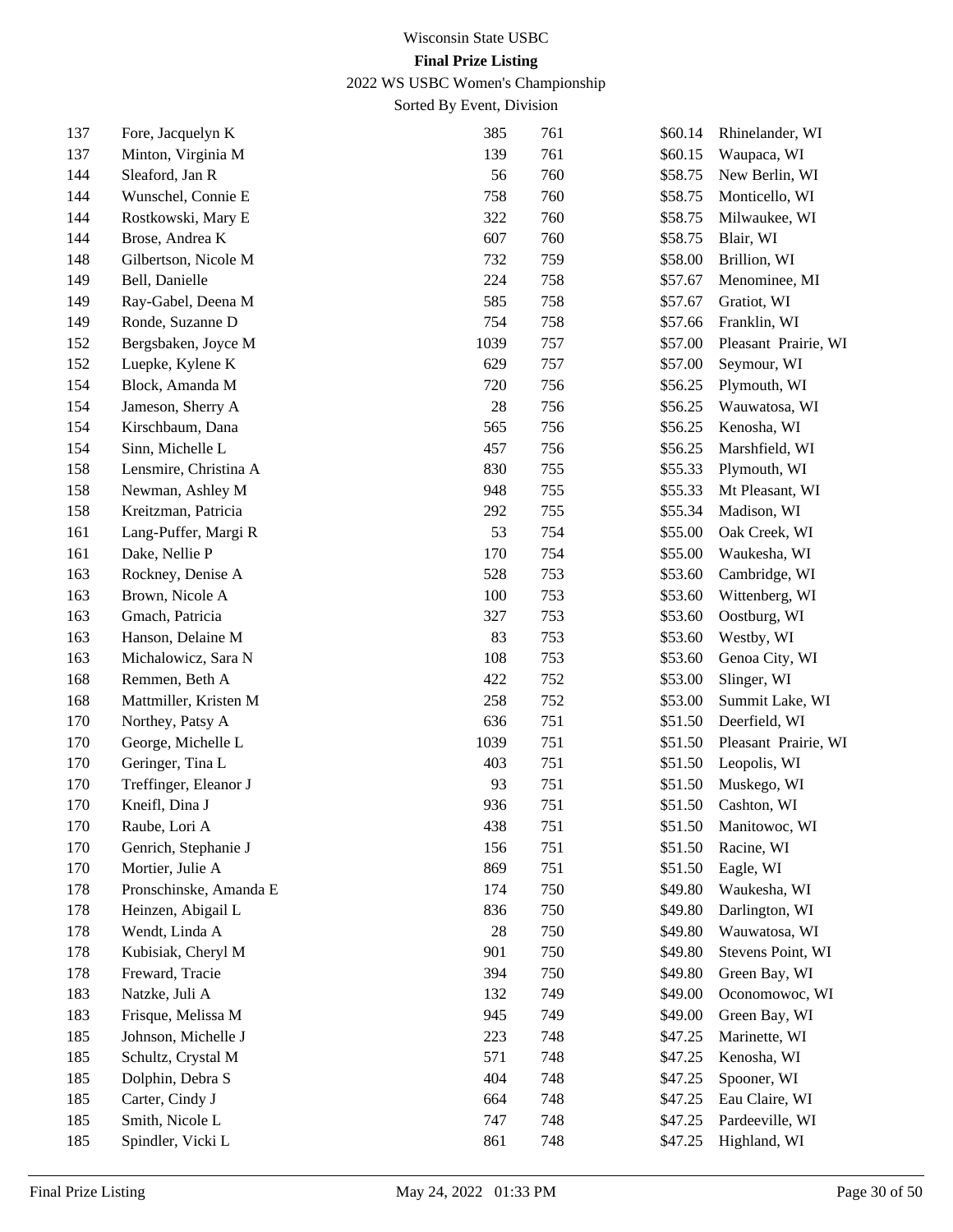Wisconsin State USBC

**Final Prize Listing**

2022 WS USBC Women's Championship

Sorted By Event, Division

| | | | | | |
|---|---|---|---|---|---|
| 137 | Fore, Jacquelyn K | 385 | 761 | $60.14 | Rhinelander, WI |
| 137 | Minton, Virginia M | 139 | 761 | $60.15 | Waupaca, WI |
| 144 | Sleaford, Jan R | 56 | 760 | $58.75 | New Berlin, WI |
| 144 | Wunschel, Connie E | 758 | 760 | $58.75 | Monticello, WI |
| 144 | Rostkowski, Mary E | 322 | 760 | $58.75 | Milwaukee, WI |
| 144 | Brose, Andrea K | 607 | 760 | $58.75 | Blair, WI |
| 148 | Gilbertson, Nicole M | 732 | 759 | $58.00 | Brillion, WI |
| 149 | Bell, Danielle | 224 | 758 | $57.67 | Menominee, MI |
| 149 | Ray-Gabel, Deena M | 585 | 758 | $57.67 | Gratiot, WI |
| 149 | Ronde, Suzanne D | 754 | 758 | $57.66 | Franklin, WI |
| 152 | Bergsbaken, Joyce M | 1039 | 757 | $57.00 | Pleasant Prairie, WI |
| 152 | Luepke, Kylene K | 629 | 757 | $57.00 | Seymour, WI |
| 154 | Block, Amanda M | 720 | 756 | $56.25 | Plymouth, WI |
| 154 | Jameson, Sherry A | 28 | 756 | $56.25 | Wauwatosa, WI |
| 154 | Kirschbaum, Dana | 565 | 756 | $56.25 | Kenosha, WI |
| 154 | Sinn, Michelle L | 457 | 756 | $56.25 | Marshfield, WI |
| 158 | Lensmire, Christina A | 830 | 755 | $55.33 | Plymouth, WI |
| 158 | Newman, Ashley M | 948 | 755 | $55.33 | Mt Pleasant, WI |
| 158 | Kreitzman, Patricia | 292 | 755 | $55.34 | Madison, WI |
| 161 | Lang-Puffer, Margi R | 53 | 754 | $55.00 | Oak Creek, WI |
| 161 | Dake, Nellie P | 170 | 754 | $55.00 | Waukesha, WI |
| 163 | Rockney, Denise A | 528 | 753 | $53.60 | Cambridge, WI |
| 163 | Brown, Nicole A | 100 | 753 | $53.60 | Wittenberg, WI |
| 163 | Gmach, Patricia | 327 | 753 | $53.60 | Oostburg, WI |
| 163 | Hanson, Delaine M | 83 | 753 | $53.60 | Westby, WI |
| 163 | Michalowicz, Sara N | 108 | 753 | $53.60 | Genoa City, WI |
| 168 | Remmen, Beth A | 422 | 752 | $53.00 | Slinger, WI |
| 168 | Mattmiller, Kristen M | 258 | 752 | $53.00 | Summit Lake, WI |
| 170 | Northey, Patsy A | 636 | 751 | $51.50 | Deerfield, WI |
| 170 | George, Michelle L | 1039 | 751 | $51.50 | Pleasant Prairie, WI |
| 170 | Geringer, Tina L | 403 | 751 | $51.50 | Leopolis, WI |
| 170 | Treffinger, Eleanor J | 93 | 751 | $51.50 | Muskego, WI |
| 170 | Kneifl, Dina J | 936 | 751 | $51.50 | Cashton, WI |
| 170 | Raube, Lori A | 438 | 751 | $51.50 | Manitowoc, WI |
| 170 | Genrich, Stephanie J | 156 | 751 | $51.50 | Racine, WI |
| 170 | Mortier, Julie A | 869 | 751 | $51.50 | Eagle, WI |
| 178 | Pronschinske, Amanda E | 174 | 750 | $49.80 | Waukesha, WI |
| 178 | Heinzen, Abigail L | 836 | 750 | $49.80 | Darlington, WI |
| 178 | Wendt, Linda A | 28 | 750 | $49.80 | Wauwatosa, WI |
| 178 | Kubisiak, Cheryl M | 901 | 750 | $49.80 | Stevens Point, WI |
| 178 | Freward, Tracie | 394 | 750 | $49.80 | Green Bay, WI |
| 183 | Natzke, Juli A | 132 | 749 | $49.00 | Oconomowoc, WI |
| 183 | Frisque, Melissa M | 945 | 749 | $49.00 | Green Bay, WI |
| 185 | Johnson, Michelle J | 223 | 748 | $47.25 | Marinette, WI |
| 185 | Schultz, Crystal M | 571 | 748 | $47.25 | Kenosha, WI |
| 185 | Dolphin, Debra S | 404 | 748 | $47.25 | Spooner, WI |
| 185 | Carter, Cindy J | 664 | 748 | $47.25 | Eau Claire, WI |
| 185 | Smith, Nicole L | 747 | 748 | $47.25 | Pardeeville, WI |
| 185 | Spindler, Vicki L | 861 | 748 | $47.25 | Highland, WI |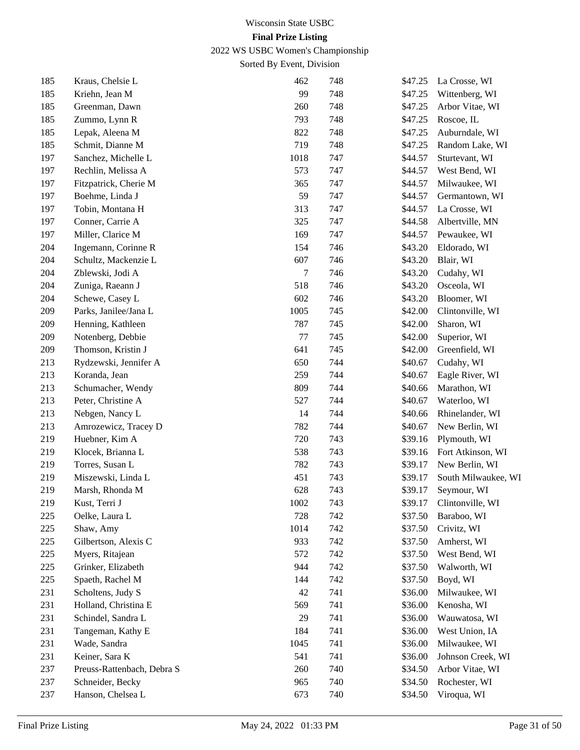Wisconsin State USBC

**Final Prize Listing**

2022 WS USBC Women's Championship

Sorted By Event, Division

| | | | | | |
|---|---|---|---|---|---|
| 185 | Kraus, Chelsie L | 462 | 748 | $47.25 | La Crosse, WI |
| 185 | Kriehn, Jean M | 99 | 748 | $47.25 | Wittenberg, WI |
| 185 | Greenman, Dawn | 260 | 748 | $47.25 | Arbor Vitae, WI |
| 185 | Zummo, Lynn R | 793 | 748 | $47.25 | Roscoe, IL |
| 185 | Lepak, Aleena M | 822 | 748 | $47.25 | Auburndale, WI |
| 185 | Schmit, Dianne M | 719 | 748 | $47.25 | Random Lake, WI |
| 197 | Sanchez, Michelle L | 1018 | 747 | $44.57 | Sturtevant, WI |
| 197 | Rechlin, Melissa A | 573 | 747 | $44.57 | West Bend, WI |
| 197 | Fitzpatrick, Cherie M | 365 | 747 | $44.57 | Milwaukee, WI |
| 197 | Boehme, Linda J | 59 | 747 | $44.57 | Germantown, WI |
| 197 | Tobin, Montana H | 313 | 747 | $44.57 | La Crosse, WI |
| 197 | Conner, Carrie A | 325 | 747 | $44.58 | Albertville, MN |
| 197 | Miller, Clarice M | 169 | 747 | $44.57 | Pewaukee, WI |
| 204 | Ingemann, Corinne R | 154 | 746 | $43.20 | Eldorado, WI |
| 204 | Schultz, Mackenzie L | 607 | 746 | $43.20 | Blair, WI |
| 204 | Zblewski, Jodi A | 7 | 746 | $43.20 | Cudahy, WI |
| 204 | Zuniga, Raeann J | 518 | 746 | $43.20 | Osceola, WI |
| 204 | Schewe, Casey L | 602 | 746 | $43.20 | Bloomer, WI |
| 209 | Parks, Janilee/Jana L | 1005 | 745 | $42.00 | Clintonville, WI |
| 209 | Henning, Kathleen | 787 | 745 | $42.00 | Sharon, WI |
| 209 | Notenberg, Debbie | 77 | 745 | $42.00 | Superior, WI |
| 209 | Thomson, Kristin J | 641 | 745 | $42.00 | Greenfield, WI |
| 213 | Rydzewski, Jennifer A | 650 | 744 | $40.67 | Cudahy, WI |
| 213 | Koranda, Jean | 259 | 744 | $40.67 | Eagle River, WI |
| 213 | Schumacher, Wendy | 809 | 744 | $40.66 | Marathon, WI |
| 213 | Peter, Christine A | 527 | 744 | $40.67 | Waterloo, WI |
| 213 | Nebgen, Nancy L | 14 | 744 | $40.66 | Rhinelander, WI |
| 213 | Amrozewicz, Tracey D | 782 | 744 | $40.67 | New Berlin, WI |
| 219 | Huebner, Kim A | 720 | 743 | $39.16 | Plymouth, WI |
| 219 | Klocek, Brianna L | 538 | 743 | $39.16 | Fort Atkinson, WI |
| 219 | Torres, Susan L | 782 | 743 | $39.17 | New Berlin, WI |
| 219 | Miszewski, Linda L | 451 | 743 | $39.17 | South Milwaukee, WI |
| 219 | Marsh, Rhonda M | 628 | 743 | $39.17 | Seymour, WI |
| 219 | Kust, Terri J | 1002 | 743 | $39.17 | Clintonville, WI |
| 225 | Oelke, Laura L | 728 | 742 | $37.50 | Baraboo, WI |
| 225 | Shaw, Amy | 1014 | 742 | $37.50 | Crivitz, WI |
| 225 | Gilbertson, Alexis C | 933 | 742 | $37.50 | Amherst, WI |
| 225 | Myers, Ritajean | 572 | 742 | $37.50 | West Bend, WI |
| 225 | Grinker, Elizabeth | 944 | 742 | $37.50 | Walworth, WI |
| 225 | Spaeth, Rachel M | 144 | 742 | $37.50 | Boyd, WI |
| 231 | Scholtens, Judy S | 42 | 741 | $36.00 | Milwaukee, WI |
| 231 | Holland, Christina E | 569 | 741 | $36.00 | Kenosha, WI |
| 231 | Schindel, Sandra L | 29 | 741 | $36.00 | Wauwatosa, WI |
| 231 | Tangeman, Kathy E | 184 | 741 | $36.00 | West Union, IA |
| 231 | Wade, Sandra | 1045 | 741 | $36.00 | Milwaukee, WI |
| 231 | Keiner, Sara K | 541 | 741 | $36.00 | Johnson Creek, WI |
| 237 | Preuss-Rattenbach, Debra S | 260 | 740 | $34.50 | Arbor Vitae, WI |
| 237 | Schneider, Becky | 965 | 740 | $34.50 | Rochester, WI |
| 237 | Hanson, Chelsea L | 673 | 740 | $34.50 | Viroqua, WI |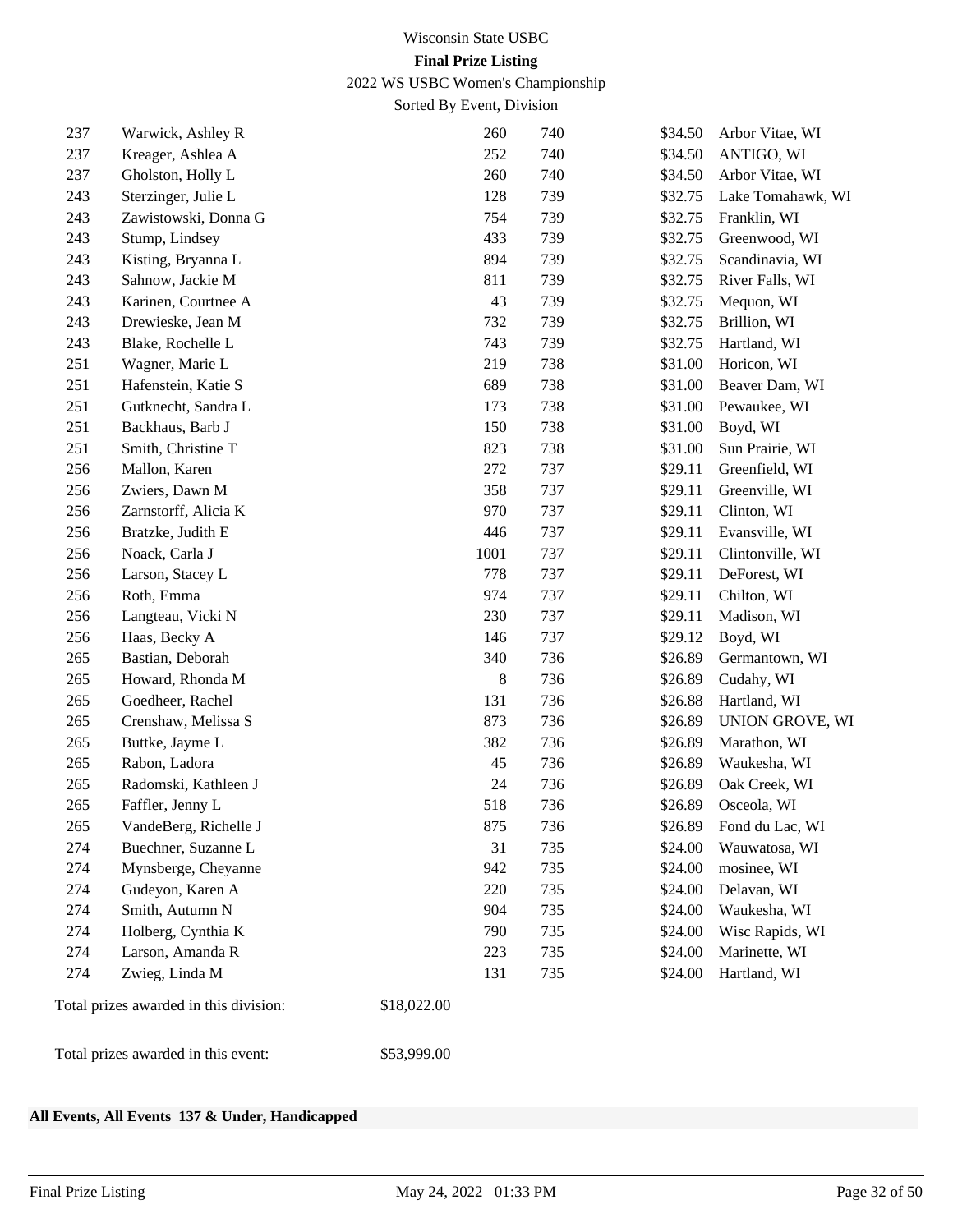| | | | | | |
|---|---|---|---|---|---|
| 237 | Warwick, Ashley R | 260 | 740 | $34.50 | Arbor Vitae, WI |
| 237 | Kreager, Ashlea A | 252 | 740 | $34.50 | ANTIGO, WI |
| 237 | Gholston, Holly L | 260 | 740 | $34.50 | Arbor Vitae, WI |
| 243 | Sterzinger, Julie L | 128 | 739 | $32.75 | Lake Tomahawk, WI |
| 243 | Zawistowski, Donna G | 754 | 739 | $32.75 | Franklin, WI |
| 243 | Stump, Lindsey | 433 | 739 | $32.75 | Greenwood, WI |
| 243 | Kisting, Bryanna L | 894 | 739 | $32.75 | Scandinavia, WI |
| 243 | Sahnow, Jackie M | 811 | 739 | $32.75 | River Falls, WI |
| 243 | Karinen, Courtnee A | 43 | 739 | $32.75 | Mequon, WI |
| 243 | Drewieske, Jean M | 732 | 739 | $32.75 | Brillion, WI |
| 243 | Blake, Rochelle L | 743 | 739 | $32.75 | Hartland, WI |
| 251 | Wagner, Marie L | 219 | 738 | $31.00 | Horicon, WI |
| 251 | Hafenstein, Katie S | 689 | 738 | $31.00 | Beaver Dam, WI |
| 251 | Gutknecht, Sandra L | 173 | 738 | $31.00 | Pewaukee, WI |
| 251 | Backhaus, Barb J | 150 | 738 | $31.00 | Boyd, WI |
| 251 | Smith, Christine T | 823 | 738 | $31.00 | Sun Prairie, WI |
| 256 | Mallon, Karen | 272 | 737 | $29.11 | Greenfield, WI |
| 256 | Zwiers, Dawn M | 358 | 737 | $29.11 | Greenville, WI |
| 256 | Zarnstorff, Alicia K | 970 | 737 | $29.11 | Clinton, WI |
| 256 | Bratzke, Judith E | 446 | 737 | $29.11 | Evansville, WI |
| 256 | Noack, Carla J | 1001 | 737 | $29.11 | Clintonville, WI |
| 256 | Larson, Stacey L | 778 | 737 | $29.11 | DeForest, WI |
| 256 | Roth, Emma | 974 | 737 | $29.11 | Chilton, WI |
| 256 | Langteau, Vicki N | 230 | 737 | $29.11 | Madison, WI |
| 256 | Haas, Becky A | 146 | 737 | $29.12 | Boyd, WI |
| 265 | Bastian, Deborah | 340 | 736 | $26.89 | Germantown, WI |
| 265 | Howard, Rhonda M | 8 | 736 | $26.89 | Cudahy, WI |
| 265 | Goedheer, Rachel | 131 | 736 | $26.88 | Hartland, WI |
| 265 | Crenshaw, Melissa S | 873 | 736 | $26.89 | UNION GROVE, WI |
| 265 | Buttke, Jayme L | 382 | 736 | $26.89 | Marathon, WI |
| 265 | Rabon, Ladora | 45 | 736 | $26.89 | Waukesha, WI |
| 265 | Radomski, Kathleen J | 24 | 736 | $26.89 | Oak Creek, WI |
| 265 | Faffler, Jenny L | 518 | 736 | $26.89 | Osceola, WI |
| 265 | VandeBerg, Richelle J | 875 | 736 | $26.89 | Fond du Lac, WI |
| 274 | Buechner, Suzanne L | 31 | 735 | $24.00 | Wauwatosa, WI |
| 274 | Mynsberge, Cheyanne | 942 | 735 | $24.00 | mosinee, WI |
| 274 | Gudeyon, Karen A | 220 | 735 | $24.00 | Delavan, WI |
| 274 | Smith, Autumn N | 904 | 735 | $24.00 | Waukesha, WI |
| 274 | Holberg, Cynthia K | 790 | 735 | $24.00 | Wisc Rapids, WI |
| 274 | Larson, Amanda R | 223 | 735 | $24.00 | Marinette, WI |
| 274 | Zwieg, Linda M | 131 | 735 | $24.00 | Hartland, WI |

Total prizes awarded in this division: $18,022.00

Total prizes awarded in this event: $53,999.00

**All Events, All Events 137 & Under, Handicapped**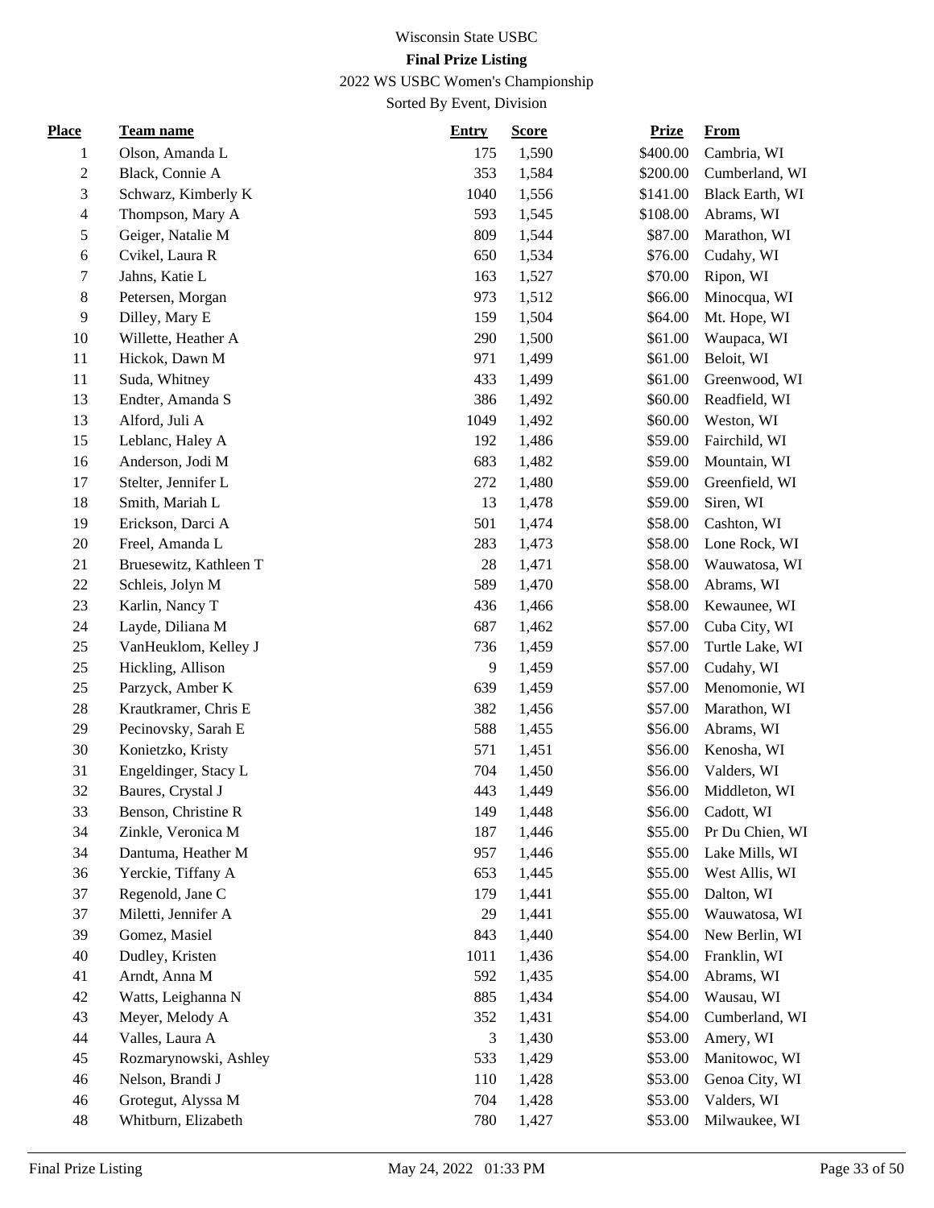Wisconsin State USBC

**Final Prize Listing**

2022 WS USBC Women's Championship

Sorted By Event, Division

| Place | Team name | Entry | Score | Prize | From |
|---|---|---|---|---|---|
| 1 | Olson, Amanda L | 175 | 1,590 | $400.00 | Cambria, WI |
| 2 | Black, Connie A | 353 | 1,584 | $200.00 | Cumberland, WI |
| 3 | Schwarz, Kimberly K | 1040 | 1,556 | $141.00 | Black Earth, WI |
| 4 | Thompson, Mary A | 593 | 1,545 | $108.00 | Abrams, WI |
| 5 | Geiger, Natalie M | 809 | 1,544 | $87.00 | Marathon, WI |
| 6 | Cvikel, Laura R | 650 | 1,534 | $76.00 | Cudahy, WI |
| 7 | Jahns, Katie L | 163 | 1,527 | $70.00 | Ripon, WI |
| 8 | Petersen, Morgan | 973 | 1,512 | $66.00 | Minocqua, WI |
| 9 | Dilley, Mary E | 159 | 1,504 | $64.00 | Mt. Hope, WI |
| 10 | Willette, Heather A | 290 | 1,500 | $61.00 | Waupaca, WI |
| 11 | Hickok, Dawn M | 971 | 1,499 | $61.00 | Beloit, WI |
| 11 | Suda, Whitney | 433 | 1,499 | $61.00 | Greenwood, WI |
| 13 | Endter, Amanda S | 386 | 1,492 | $60.00 | Readfield, WI |
| 13 | Alford, Juli A | 1049 | 1,492 | $60.00 | Weston, WI |
| 15 | Leblanc, Haley A | 192 | 1,486 | $59.00 | Fairchild, WI |
| 16 | Anderson, Jodi M | 683 | 1,482 | $59.00 | Mountain, WI |
| 17 | Stelter, Jennifer L | 272 | 1,480 | $59.00 | Greenfield, WI |
| 18 | Smith, Mariah L | 13 | 1,478 | $59.00 | Siren, WI |
| 19 | Erickson, Darci A | 501 | 1,474 | $58.00 | Cashton, WI |
| 20 | Freel, Amanda L | 283 | 1,473 | $58.00 | Lone Rock, WI |
| 21 | Bruesewitz, Kathleen T | 28 | 1,471 | $58.00 | Wauwatosa, WI |
| 22 | Schleis, Jolyn M | 589 | 1,470 | $58.00 | Abrams, WI |
| 23 | Karlin, Nancy T | 436 | 1,466 | $58.00 | Kewaunee, WI |
| 24 | Layde, Diliana M | 687 | 1,462 | $57.00 | Cuba City, WI |
| 25 | VanHeuklom, Kelley J | 736 | 1,459 | $57.00 | Turtle Lake, WI |
| 25 | Hickling, Allison | 9 | 1,459 | $57.00 | Cudahy, WI |
| 25 | Parzyck, Amber K | 639 | 1,459 | $57.00 | Menomonie, WI |
| 28 | Krautkramer, Chris E | 382 | 1,456 | $57.00 | Marathon, WI |
| 29 | Pecinovsky, Sarah E | 588 | 1,455 | $56.00 | Abrams, WI |
| 30 | Konietzko, Kristy | 571 | 1,451 | $56.00 | Kenosha, WI |
| 31 | Engeldinger, Stacy L | 704 | 1,450 | $56.00 | Valders, WI |
| 32 | Baures, Crystal J | 443 | 1,449 | $56.00 | Middleton, WI |
| 33 | Benson, Christine R | 149 | 1,448 | $56.00 | Cadott, WI |
| 34 | Zinkle, Veronica M | 187 | 1,446 | $55.00 | Pr Du Chien, WI |
| 34 | Dantuma, Heather M | 957 | 1,446 | $55.00 | Lake Mills, WI |
| 36 | Yerckie, Tiffany A | 653 | 1,445 | $55.00 | West Allis, WI |
| 37 | Regenold, Jane C | 179 | 1,441 | $55.00 | Dalton, WI |
| 37 | Miletti, Jennifer A | 29 | 1,441 | $55.00 | Wauwatosa, WI |
| 39 | Gomez, Masiel | 843 | 1,440 | $54.00 | New Berlin, WI |
| 40 | Dudley, Kristen | 1011 | 1,436 | $54.00 | Franklin, WI |
| 41 | Arndt, Anna M | 592 | 1,435 | $54.00 | Abrams, WI |
| 42 | Watts, Leighanna N | 885 | 1,434 | $54.00 | Wausau, WI |
| 43 | Meyer, Melody A | 352 | 1,431 | $54.00 | Cumberland, WI |
| 44 | Valles, Laura A | 3 | 1,430 | $53.00 | Amery, WI |
| 45 | Rozmarynowski, Ashley | 533 | 1,429 | $53.00 | Manitowoc, WI |
| 46 | Nelson, Brandi J | 110 | 1,428 | $53.00 | Genoa City, WI |
| 46 | Grotegut, Alyssa M | 704 | 1,428 | $53.00 | Valders, WI |
| 48 | Whitburn, Elizabeth | 780 | 1,427 | $53.00 | Milwaukee, WI |

Final Prize Listing May 24, 2022 01:33 PM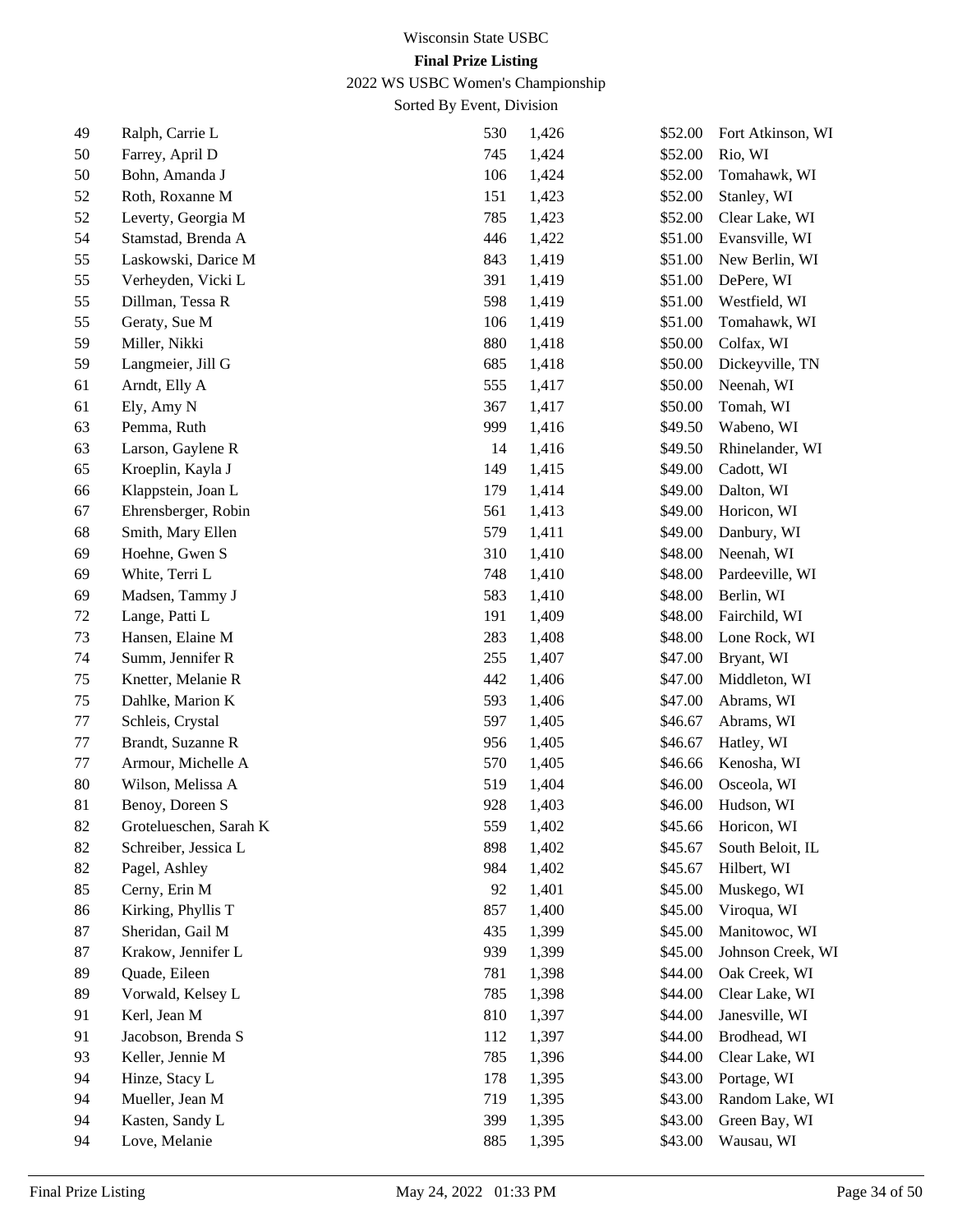Wisconsin State USBC

**Final Prize Listing**

2022 WS USBC Women's Championship

Sorted By Event, Division

| | | | | | |
|---|---|---|---|---|---|
| 49 | Ralph, Carrie L | 530 | 1,426 | $52.00 | Fort Atkinson, WI |
| 50 | Farrey, April D | 745 | 1,424 | $52.00 | Rio, WI |
| 50 | Bohn, Amanda J | 106 | 1,424 | $52.00 | Tomahawk, WI |
| 52 | Roth, Roxanne M | 151 | 1,423 | $52.00 | Stanley, WI |
| 52 | Leverty, Georgia M | 785 | 1,423 | $52.00 | Clear Lake, WI |
| 54 | Stamstad, Brenda A | 446 | 1,422 | $51.00 | Evansville, WI |
| 55 | Laskowski, Darice M | 843 | 1,419 | $51.00 | New Berlin, WI |
| 55 | Verheyden, Vicki L | 391 | 1,419 | $51.00 | DePere, WI |
| 55 | Dillman, Tessa R | 598 | 1,419 | $51.00 | Westfield, WI |
| 55 | Geraty, Sue M | 106 | 1,419 | $51.00 | Tomahawk, WI |
| 59 | Miller, Nikki | 880 | 1,418 | $50.00 | Colfax, WI |
| 59 | Langmeier, Jill G | 685 | 1,418 | $50.00 | Dickeyville, TN |
| 61 | Arndt, Elly A | 555 | 1,417 | $50.00 | Neenah, WI |
| 61 | Ely, Amy N | 367 | 1,417 | $50.00 | Tomah, WI |
| 63 | Pemma, Ruth | 999 | 1,416 | $49.50 | Wabeno, WI |
| 63 | Larson, Gaylene R | 14 | 1,416 | $49.50 | Rhinelander, WI |
| 65 | Kroeplin, Kayla J | 149 | 1,415 | $49.00 | Cadott, WI |
| 66 | Klappstein, Joan L | 179 | 1,414 | $49.00 | Dalton, WI |
| 67 | Ehrensberger, Robin | 561 | 1,413 | $49.00 | Horicon, WI |
| 68 | Smith, Mary Ellen | 579 | 1,411 | $49.00 | Danbury, WI |
| 69 | Hoehne, Gwen S | 310 | 1,410 | $48.00 | Neenah, WI |
| 69 | White, Terri L | 748 | 1,410 | $48.00 | Pardeeville, WI |
| 69 | Madsen, Tammy J | 583 | 1,410 | $48.00 | Berlin, WI |
| 72 | Lange, Patti L | 191 | 1,409 | $48.00 | Fairchild, WI |
| 73 | Hansen, Elaine M | 283 | 1,408 | $48.00 | Lone Rock, WI |
| 74 | Summ, Jennifer R | 255 | 1,407 | $47.00 | Bryant, WI |
| 75 | Knetter, Melanie R | 442 | 1,406 | $47.00 | Middleton, WI |
| 75 | Dahlke, Marion K | 593 | 1,406 | $47.00 | Abrams, WI |
| 77 | Schleis, Crystal | 597 | 1,405 | $46.67 | Abrams, WI |
| 77 | Brandt, Suzanne R | 956 | 1,405 | $46.67 | Hatley, WI |
| 77 | Armour, Michelle A | 570 | 1,405 | $46.66 | Kenosha, WI |
| 80 | Wilson, Melissa A | 519 | 1,404 | $46.00 | Osceola, WI |
| 81 | Benoy, Doreen S | 928 | 1,403 | $46.00 | Hudson, WI |
| 82 | Grotelueschen, Sarah K | 559 | 1,402 | $45.66 | Horicon, WI |
| 82 | Schreiber, Jessica L | 898 | 1,402 | $45.67 | South Beloit, IL |
| 82 | Pagel, Ashley | 984 | 1,402 | $45.67 | Hilbert, WI |
| 85 | Cerny, Erin M | 92 | 1,401 | $45.00 | Muskego, WI |
| 86 | Kirking, Phyllis T | 857 | 1,400 | $45.00 | Viroqua, WI |
| 87 | Sheridan, Gail M | 435 | 1,399 | $45.00 | Manitowoc, WI |
| 87 | Krakow, Jennifer L | 939 | 1,399 | $45.00 | Johnson Creek, WI |
| 89 | Quade, Eileen | 781 | 1,398 | $44.00 | Oak Creek, WI |
| 89 | Vorwald, Kelsey L | 785 | 1,398 | $44.00 | Clear Lake, WI |
| 91 | Kerl, Jean M | 810 | 1,397 | $44.00 | Janesville, WI |
| 91 | Jacobson, Brenda S | 112 | 1,397 | $44.00 | Brodhead, WI |
| 93 | Keller, Jennie M | 785 | 1,396 | $44.00 | Clear Lake, WI |
| 94 | Hinze, Stacy L | 178 | 1,395 | $43.00 | Portage, WI |
| 94 | Mueller, Jean M | 719 | 1,395 | $43.00 | Random Lake, WI |
| 94 | Kasten, Sandy L | 399 | 1,395 | $43.00 | Green Bay, WI |
| 94 | Love, Melanie | 885 | 1,395 | $43.00 | Wausau, WI |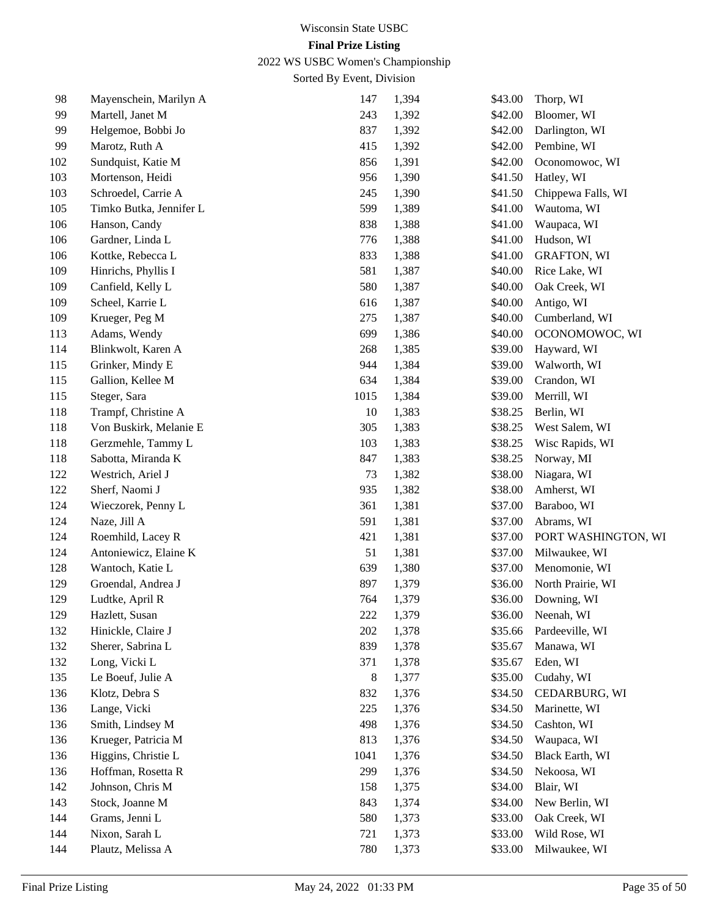Wisconsin State USBC

**Final Prize Listing**

2022 WS USBC Women's Championship

Sorted By Event, Division

| | | | | | |
|---|---|---|---|---|---|
| 98 | Mayenschein, Marilyn A | 147 | 1,394 | $43.00 | Thorp, WI |
| 99 | Martell, Janet M | 243 | 1,392 | $42.00 | Bloomer, WI |
| 99 | Helgemoe, Bobbi Jo | 837 | 1,392 | $42.00 | Darlington, WI |
| 99 | Marotz, Ruth A | 415 | 1,392 | $42.00 | Pembine, WI |
| 102 | Sundquist, Katie M | 856 | 1,391 | $42.00 | Oconomowoc, WI |
| 103 | Mortenson, Heidi | 956 | 1,390 | $41.50 | Hatley, WI |
| 103 | Schroedel, Carrie A | 245 | 1,390 | $41.50 | Chippewa Falls, WI |
| 105 | Timko Butka, Jennifer L | 599 | 1,389 | $41.00 | Wautoma, WI |
| 106 | Hanson, Candy | 838 | 1,388 | $41.00 | Waupaca, WI |
| 106 | Gardner, Linda L | 776 | 1,388 | $41.00 | Hudson, WI |
| 106 | Kottke, Rebecca L | 833 | 1,388 | $41.00 | GRAFTON, WI |
| 109 | Hinrichs, Phyllis I | 581 | 1,387 | $40.00 | Rice Lake, WI |
| 109 | Canfield, Kelly L | 580 | 1,387 | $40.00 | Oak Creek, WI |
| 109 | Scheel, Karrie L | 616 | 1,387 | $40.00 | Antigo, WI |
| 109 | Krueger, Peg M | 275 | 1,387 | $40.00 | Cumberland, WI |
| 113 | Adams, Wendy | 699 | 1,386 | $40.00 | OCONOMOWOC, WI |
| 114 | Blinkwolt, Karen A | 268 | 1,385 | $39.00 | Hayward, WI |
| 115 | Grinker, Mindy E | 944 | 1,384 | $39.00 | Walworth, WI |
| 115 | Gallion, Kellee M | 634 | 1,384 | $39.00 | Crandon, WI |
| 115 | Steger, Sara | 1015 | 1,384 | $39.00 | Merrill, WI |
| 118 | Trampf, Christine A | 10 | 1,383 | $38.25 | Berlin, WI |
| 118 | Von Buskirk, Melanie E | 305 | 1,383 | $38.25 | West Salem, WI |
| 118 | Gerzmehle, Tammy L | 103 | 1,383 | $38.25 | Wisc Rapids, WI |
| 118 | Sabotta, Miranda K | 847 | 1,383 | $38.25 | Norway, MI |
| 122 | Westrich, Ariel J | 73 | 1,382 | $38.00 | Niagara, WI |
| 122 | Sherf, Naomi J | 935 | 1,382 | $38.00 | Amherst, WI |
| 124 | Wieczorek, Penny L | 361 | 1,381 | $37.00 | Baraboo, WI |
| 124 | Naze, Jill A | 591 | 1,381 | $37.00 | Abrams, WI |
| 124 | Roemhild, Lacey R | 421 | 1,381 | $37.00 | PORT WASHINGTON, WI |
| 124 | Antoniewicz, Elaine K | 51 | 1,381 | $37.00 | Milwaukee, WI |
| 128 | Wantoch, Katie L | 639 | 1,380 | $37.00 | Menomonie, WI |
| 129 | Groendal, Andrea J | 897 | 1,379 | $36.00 | North Prairie, WI |
| 129 | Ludtke, April R | 764 | 1,379 | $36.00 | Downing, WI |
| 129 | Hazlett, Susan | 222 | 1,379 | $36.00 | Neenah, WI |
| 132 | Hinickle, Claire J | 202 | 1,378 | $35.66 | Pardeeville, WI |
| 132 | Sherer, Sabrina L | 839 | 1,378 | $35.67 | Manawa, WI |
| 132 | Long, Vicki L | 371 | 1,378 | $35.67 | Eden, WI |
| 135 | Le Boeuf, Julie A | 8 | 1,377 | $35.00 | Cudahy, WI |
| 136 | Klotz, Debra S | 832 | 1,376 | $34.50 | CEDARBURG, WI |
| 136 | Lange, Vicki | 225 | 1,376 | $34.50 | Marinette, WI |
| 136 | Smith, Lindsey M | 498 | 1,376 | $34.50 | Cashton, WI |
| 136 | Krueger, Patricia M | 813 | 1,376 | $34.50 | Waupaca, WI |
| 136 | Higgins, Christie L | 1041 | 1,376 | $34.50 | Black Earth, WI |
| 136 | Hoffman, Rosetta R | 299 | 1,376 | $34.50 | Nekoosa, WI |
| 142 | Johnson, Chris M | 158 | 1,375 | $34.00 | Blair, WI |
| 143 | Stock, Joanne M | 843 | 1,374 | $34.00 | New Berlin, WI |
| 144 | Grams, Jenni L | 580 | 1,373 | $33.00 | Oak Creek, WI |
| 144 | Nixon, Sarah L | 721 | 1,373 | $33.00 | Wild Rose, WI |
| 144 | Plautz, Melissa A | 780 | 1,373 | $33.00 | Milwaukee, WI |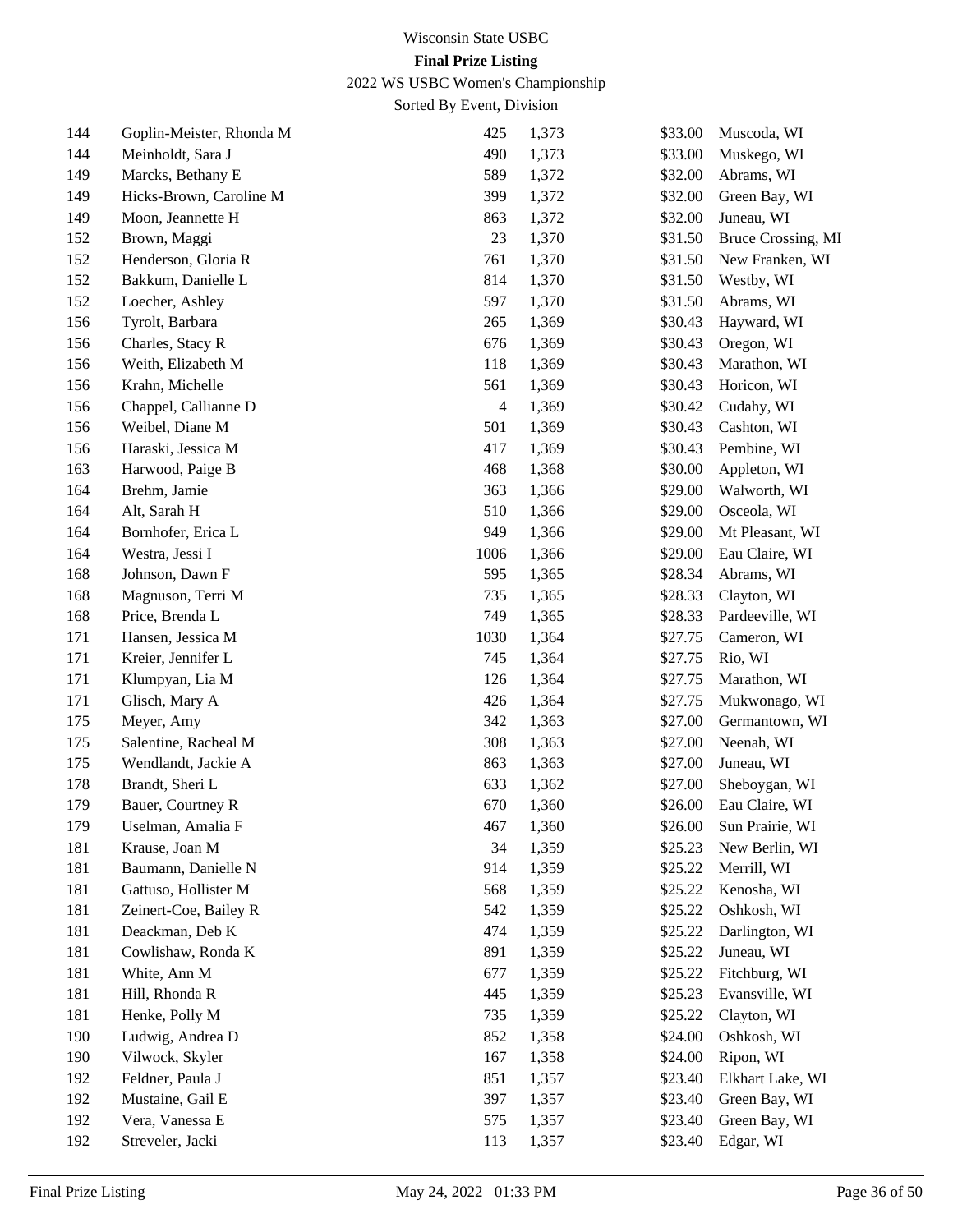Wisconsin State USBC

**Final Prize Listing**

2022 WS USBC Women's Championship

Sorted By Event, Division

| | | | | | |
|---|---|---|---|---|---|
| 144 | Goplin-Meister, Rhonda M | 425 | 1,373 | $33.00 | Muscoda, WI |
| 144 | Meinholdt, Sara J | 490 | 1,373 | $33.00 | Muskego, WI |
| 149 | Marcks, Bethany E | 589 | 1,372 | $32.00 | Abrams, WI |
| 149 | Hicks-Brown, Caroline M | 399 | 1,372 | $32.00 | Green Bay, WI |
| 149 | Moon, Jeannette H | 863 | 1,372 | $32.00 | Juneau, WI |
| 152 | Brown, Maggi | 23 | 1,370 | $31.50 | Bruce Crossing, MI |
| 152 | Henderson, Gloria R | 761 | 1,370 | $31.50 | New Franken, WI |
| 152 | Bakkum, Danielle L | 814 | 1,370 | $31.50 | Westby, WI |
| 152 | Loecher, Ashley | 597 | 1,370 | $31.50 | Abrams, WI |
| 156 | Tyrolt, Barbara | 265 | 1,369 | $30.43 | Hayward, WI |
| 156 | Charles, Stacy R | 676 | 1,369 | $30.43 | Oregon, WI |
| 156 | Weith, Elizabeth M | 118 | 1,369 | $30.43 | Marathon, WI |
| 156 | Krahn, Michelle | 561 | 1,369 | $30.43 | Horicon, WI |
| 156 | Chappel, Callianne D | 4 | 1,369 | $30.42 | Cudahy, WI |
| 156 | Weibel, Diane M | 501 | 1,369 | $30.43 | Cashton, WI |
| 156 | Haraski, Jessica M | 417 | 1,369 | $30.43 | Pembine, WI |
| 163 | Harwood, Paige B | 468 | 1,368 | $30.00 | Appleton, WI |
| 164 | Brehm, Jamie | 363 | 1,366 | $29.00 | Walworth, WI |
| 164 | Alt, Sarah H | 510 | 1,366 | $29.00 | Osceola, WI |
| 164 | Bornhofer, Erica L | 949 | 1,366 | $29.00 | Mt Pleasant, WI |
| 164 | Westra, Jessi I | 1006 | 1,366 | $29.00 | Eau Claire, WI |
| 168 | Johnson, Dawn F | 595 | 1,365 | $28.34 | Abrams, WI |
| 168 | Magnuson, Terri M | 735 | 1,365 | $28.33 | Clayton, WI |
| 168 | Price, Brenda L | 749 | 1,365 | $28.33 | Pardeeville, WI |
| 171 | Hansen, Jessica M | 1030 | 1,364 | $27.75 | Cameron, WI |
| 171 | Kreier, Jennifer L | 745 | 1,364 | $27.75 | Rio, WI |
| 171 | Klumpyan, Lia M | 126 | 1,364 | $27.75 | Marathon, WI |
| 171 | Glisch, Mary A | 426 | 1,364 | $27.75 | Mukwonago, WI |
| 175 | Meyer, Amy | 342 | 1,363 | $27.00 | Germantown, WI |
| 175 | Salentine, Racheal M | 308 | 1,363 | $27.00 | Neenah, WI |
| 175 | Wendlandt, Jackie A | 863 | 1,363 | $27.00 | Juneau, WI |
| 178 | Brandt, Sheri L | 633 | 1,362 | $27.00 | Sheboygan, WI |
| 179 | Bauer, Courtney R | 670 | 1,360 | $26.00 | Eau Claire, WI |
| 179 | Uselman, Amalia F | 467 | 1,360 | $26.00 | Sun Prairie, WI |
| 181 | Krause, Joan M | 34 | 1,359 | $25.23 | New Berlin, WI |
| 181 | Baumann, Danielle N | 914 | 1,359 | $25.22 | Merrill, WI |
| 181 | Gattuso, Hollister M | 568 | 1,359 | $25.22 | Kenosha, WI |
| 181 | Zeinert-Coe, Bailey R | 542 | 1,359 | $25.22 | Oshkosh, WI |
| 181 | Deackman, Deb K | 474 | 1,359 | $25.22 | Darlington, WI |
| 181 | Cowlishaw, Ronda K | 891 | 1,359 | $25.22 | Juneau, WI |
| 181 | White, Ann M | 677 | 1,359 | $25.22 | Fitchburg, WI |
| 181 | Hill, Rhonda R | 445 | 1,359 | $25.23 | Evansville, WI |
| 181 | Henke, Polly M | 735 | 1,359 | $25.22 | Clayton, WI |
| 190 | Ludwig, Andrea D | 852 | 1,358 | $24.00 | Oshkosh, WI |
| 190 | Vilwock, Skyler | 167 | 1,358 | $24.00 | Ripon, WI |
| 192 | Feldner, Paula J | 851 | 1,357 | $23.40 | Elkhart Lake, WI |
| 192 | Mustaine, Gail E | 397 | 1,357 | $23.40 | Green Bay, WI |
| 192 | Vera, Vanessa E | 575 | 1,357 | $23.40 | Green Bay, WI |
| 192 | Streveler, Jacki | 113 | 1,357 | $23.40 | Edgar, WI |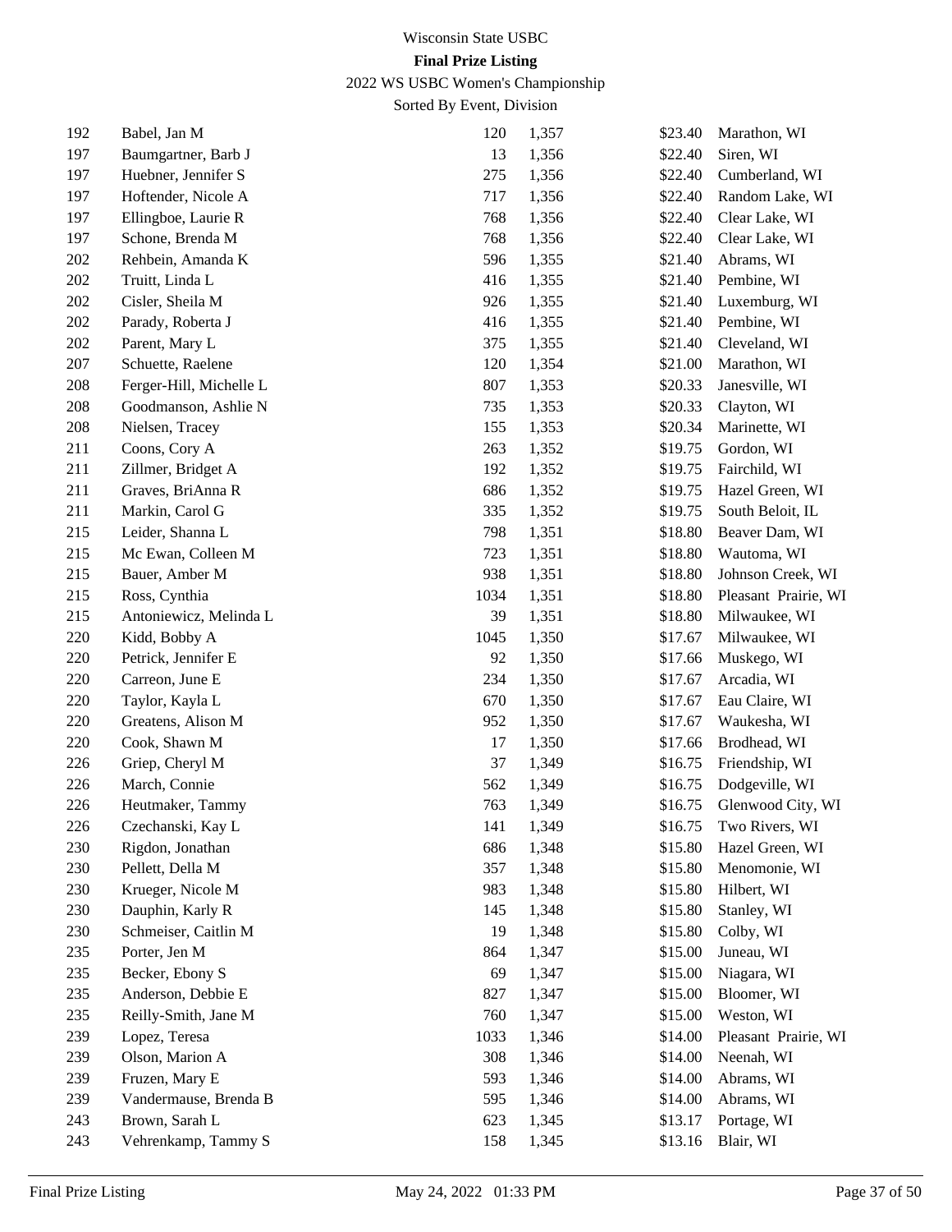Wisconsin State USBC

**Final Prize Listing**

2022 WS USBC Women's Championship

Sorted By Event, Division

| | | | | | |
|---|---|---|---|---|---|
| 192 | Babel, Jan M | 120 | 1,357 | $23.40 | Marathon, WI |
| 197 | Baumgartner, Barb J | 13 | 1,356 | $22.40 | Siren, WI |
| 197 | Huebner, Jennifer S | 275 | 1,356 | $22.40 | Cumberland, WI |
| 197 | Hoftender, Nicole A | 717 | 1,356 | $22.40 | Random Lake, WI |
| 197 | Ellingboe, Laurie R | 768 | 1,356 | $22.40 | Clear Lake, WI |
| 197 | Schone, Brenda M | 768 | 1,356 | $22.40 | Clear Lake, WI |
| 202 | Rehbein, Amanda K | 596 | 1,355 | $21.40 | Abrams, WI |
| 202 | Truitt, Linda L | 416 | 1,355 | $21.40 | Pembine, WI |
| 202 | Cisler, Sheila M | 926 | 1,355 | $21.40 | Luxemburg, WI |
| 202 | Parady, Roberta J | 416 | 1,355 | $21.40 | Pembine, WI |
| 202 | Parent, Mary L | 375 | 1,355 | $21.40 | Cleveland, WI |
| 207 | Schuette, Raelene | 120 | 1,354 | $21.00 | Marathon, WI |
| 208 | Ferger-Hill, Michelle L | 807 | 1,353 | $20.33 | Janesville, WI |
| 208 | Goodmanson, Ashlie N | 735 | 1,353 | $20.33 | Clayton, WI |
| 208 | Nielsen, Tracey | 155 | 1,353 | $20.34 | Marinette, WI |
| 211 | Coons, Cory A | 263 | 1,352 | $19.75 | Gordon, WI |
| 211 | Zillmer, Bridget A | 192 | 1,352 | $19.75 | Fairchild, WI |
| 211 | Graves, BriAnna R | 686 | 1,352 | $19.75 | Hazel Green, WI |
| 211 | Markin, Carol G | 335 | 1,352 | $19.75 | South Beloit, IL |
| 215 | Leider, Shanna L | 798 | 1,351 | $18.80 | Beaver Dam, WI |
| 215 | Mc Ewan, Colleen M | 723 | 1,351 | $18.80 | Wautoma, WI |
| 215 | Bauer, Amber M | 938 | 1,351 | $18.80 | Johnson Creek, WI |
| 215 | Ross, Cynthia | 1034 | 1,351 | $18.80 | Pleasant Prairie, WI |
| 215 | Antoniewicz, Melinda L | 39 | 1,351 | $18.80 | Milwaukee, WI |
| 220 | Kidd, Bobby A | 1045 | 1,350 | $17.67 | Milwaukee, WI |
| 220 | Petrick, Jennifer E | 92 | 1,350 | $17.66 | Muskego, WI |
| 220 | Carreon, June E | 234 | 1,350 | $17.67 | Arcadia, WI |
| 220 | Taylor, Kayla L | 670 | 1,350 | $17.67 | Eau Claire, WI |
| 220 | Greatens, Alison M | 952 | 1,350 | $17.67 | Waukesha, WI |
| 220 | Cook, Shawn M | 17 | 1,350 | $17.66 | Brodhead, WI |
| 226 | Griep, Cheryl M | 37 | 1,349 | $16.75 | Friendship, WI |
| 226 | March, Connie | 562 | 1,349 | $16.75 | Dodgeville, WI |
| 226 | Heutmaker, Tammy | 763 | 1,349 | $16.75 | Glenwood City, WI |
| 226 | Czechanski, Kay L | 141 | 1,349 | $16.75 | Two Rivers, WI |
| 230 | Rigdon, Jonathan | 686 | 1,348 | $15.80 | Hazel Green, WI |
| 230 | Pellett, Della M | 357 | 1,348 | $15.80 | Menomonie, WI |
| 230 | Krueger, Nicole M | 983 | 1,348 | $15.80 | Hilbert, WI |
| 230 | Dauphin, Karly R | 145 | 1,348 | $15.80 | Stanley, WI |
| 230 | Schmeiser, Caitlin M | 19 | 1,348 | $15.80 | Colby, WI |
| 235 | Porter, Jen M | 864 | 1,347 | $15.00 | Juneau, WI |
| 235 | Becker, Ebony S | 69 | 1,347 | $15.00 | Niagara, WI |
| 235 | Anderson, Debbie E | 827 | 1,347 | $15.00 | Bloomer, WI |
| 235 | Reilly-Smith, Jane M | 760 | 1,347 | $15.00 | Weston, WI |
| 239 | Lopez, Teresa | 1033 | 1,346 | $14.00 | Pleasant Prairie, WI |
| 239 | Olson, Marion A | 308 | 1,346 | $14.00 | Neenah, WI |
| 239 | Fruzen, Mary E | 593 | 1,346 | $14.00 | Abrams, WI |
| 239 | Vandermause, Brenda B | 595 | 1,346 | $14.00 | Abrams, WI |
| 243 | Brown, Sarah L | 623 | 1,345 | $13.17 | Portage, WI |
| 243 | Vehrenkamp, Tammy S | 158 | 1,345 | $13.16 | Blair, WI |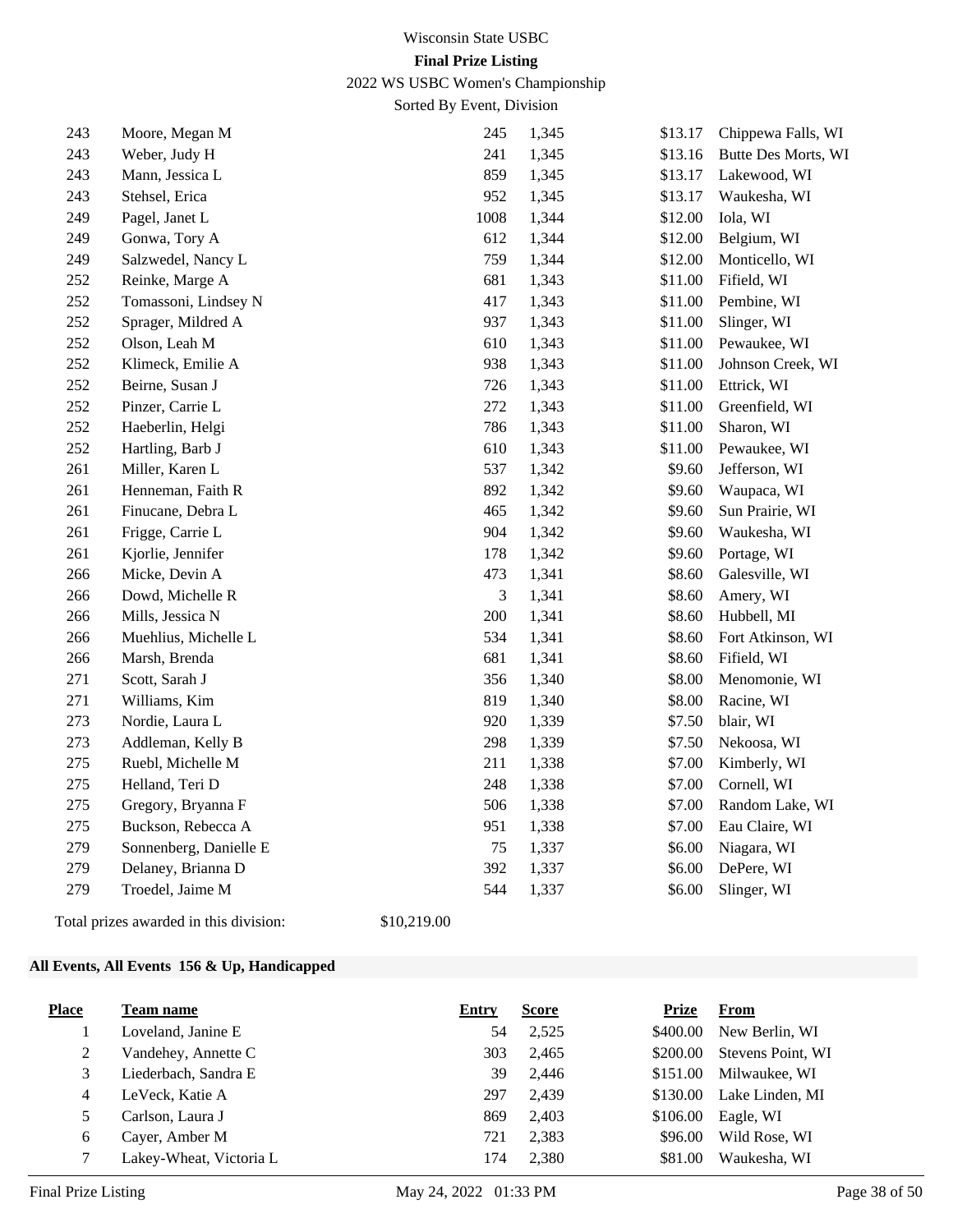| Place | Team name | Entry | Score | Prize | From |
|---|---|---|---|---|---|
| 243 | Moore, Megan M | 245 | 1,345 | $13.17 | Chippewa Falls, WI |
| 243 | Weber, Judy H | 241 | 1,345 | $13.16 | Butte Des Morts, WI |
| 243 | Mann, Jessica L | 859 | 1,345 | $13.17 | Lakewood, WI |
| 243 | Stehsel, Erica | 952 | 1,345 | $13.17 | Waukesha, WI |
| 249 | Pagel, Janet L | 1008 | 1,344 | $12.00 | Iola, WI |
| 249 | Gonwa, Tory A | 612 | 1,344 | $12.00 | Belgium, WI |
| 249 | Salzwedel, Nancy L | 759 | 1,344 | $12.00 | Monticello, WI |
| 252 | Reinke, Marge A | 681 | 1,343 | $11.00 | Fifield, WI |
| 252 | Tomassoni, Lindsey N | 417 | 1,343 | $11.00 | Pembine, WI |
| 252 | Sprager, Mildred A | 937 | 1,343 | $11.00 | Slinger, WI |
| 252 | Olson, Leah M | 610 | 1,343 | $11.00 | Pewaukee, WI |
| 252 | Klimeck, Emilie A | 938 | 1,343 | $11.00 | Johnson Creek, WI |
| 252 | Beirne, Susan J | 726 | 1,343 | $11.00 | Ettrick, WI |
| 252 | Pinzer, Carrie L | 272 | 1,343 | $11.00 | Greenfield, WI |
| 252 | Haeberlin, Helgi | 786 | 1,343 | $11.00 | Sharon, WI |
| 252 | Hartling, Barb J | 610 | 1,343 | $11.00 | Pewaukee, WI |
| 261 | Miller, Karen L | 537 | 1,342 | $9.60 | Jefferson, WI |
| 261 | Henneman, Faith R | 892 | 1,342 | $9.60 | Waupaca, WI |
| 261 | Finucane, Debra L | 465 | 1,342 | $9.60 | Sun Prairie, WI |
| 261 | Frigge, Carrie L | 904 | 1,342 | $9.60 | Waukesha, WI |
| 261 | Kjorlie, Jennifer | 178 | 1,342 | $9.60 | Portage, WI |
| 266 | Micke, Devin A | 473 | 1,341 | $8.60 | Galesville, WI |
| 266 | Dowd, Michelle R | 3 | 1,341 | $8.60 | Amery, WI |
| 266 | Mills, Jessica N | 200 | 1,341 | $8.60 | Hubbell, MI |
| 266 | Muehlius, Michelle L | 534 | 1,341 | $8.60 | Fort Atkinson, WI |
| 266 | Marsh, Brenda | 681 | 1,341 | $8.60 | Fifield, WI |
| 271 | Scott, Sarah J | 356 | 1,340 | $8.00 | Menomonie, WI |
| 271 | Williams, Kim | 819 | 1,340 | $8.00 | Racine, WI |
| 273 | Nordie, Laura L | 920 | 1,339 | $7.50 | blair, WI |
| 273 | Addleman, Kelly B | 298 | 1,339 | $7.50 | Nekoosa, WI |
| 275 | Ruebl, Michelle M | 211 | 1,338 | $7.00 | Kimberly, WI |
| 275 | Helland, Teri D | 248 | 1,338 | $7.00 | Cornell, WI |
| 275 | Gregory, Bryanna F | 506 | 1,338 | $7.00 | Random Lake, WI |
| 275 | Buckson, Rebecca A | 951 | 1,338 | $7.00 | Eau Claire, WI |
| 279 | Sonnenberg, Danielle E | 75 | 1,337 | $6.00 | Niagara, WI |
| 279 | Delaney, Brianna D | 392 | 1,337 | $6.00 | DePere, WI |
| 279 | Troedel, Jaime M | 544 | 1,337 | $6.00 | Slinger, WI |

Total prizes awarded in this division: $10,219.00

**All Events, All Events 156 & Up, Handicapped**

| Place | Team name | Entry | Score | Prize | From |
|---|---|---|---|---|---|
| 1 | Loveland, Janine E | 54 | 2,525 | $400.00 | New Berlin, WI |
| 2 | Vandehey, Annette C | 303 | 2,465 | $200.00 | Stevens Point, WI |
| 3 | Liederbach, Sandra E | 39 | 2,446 | $151.00 | Milwaukee, WI |
| 4 | LeVeck, Katie A | 297 | 2,439 | $130.00 | Lake Linden, MI |
| 5 | Carlson, Laura J | 869 | 2,403 | $106.00 | Eagle, WI |
| 6 | Cayer, Amber M | 721 | 2,383 | $96.00 | Wild Rose, WI |
| 7 | Lakey-Wheat, Victoria L | 174 | 2,380 | $81.00 | Waukesha, WI |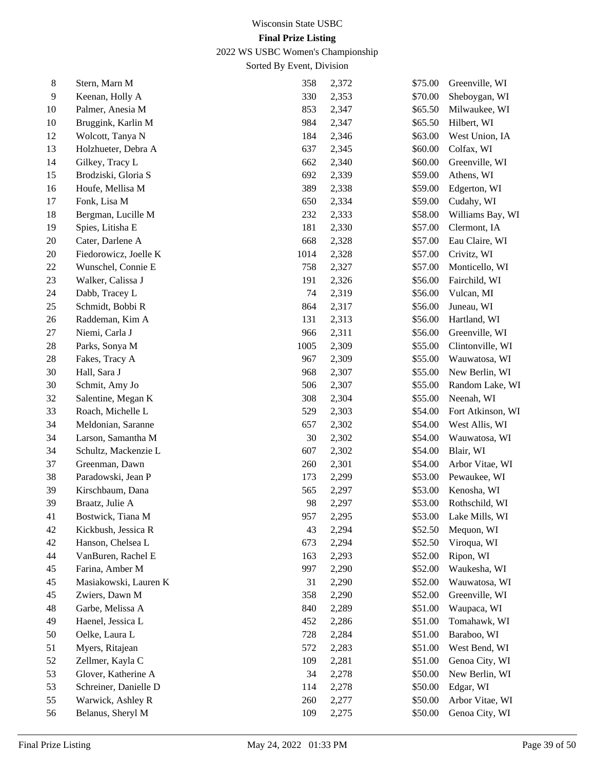# Wisconsin State USBC

**Final Prize Listing**

2022 WS USBC Women's Championship

Sorted By Event, Division

| | | | | | |
|---|---|---|---|---|---|
| 8 | Stern, Marn M | 358 | 2,372 | $75.00 | Greenville, WI |
| 9 | Keenan, Holly A | 330 | 2,353 | $70.00 | Sheboygan, WI |
| 10 | Palmer, Anesia M | 853 | 2,347 | $65.50 | Milwaukee, WI |
| 10 | Bruggink, Karlin M | 984 | 2,347 | $65.50 | Hilbert, WI |
| 12 | Wolcott, Tanya N | 184 | 2,346 | $63.00 | West Union, IA |
| 13 | Holzhueter, Debra A | 637 | 2,345 | $60.00 | Colfax, WI |
| 14 | Gilkey, Tracy L | 662 | 2,340 | $60.00 | Greenville, WI |
| 15 | Brodziski, Gloria S | 692 | 2,339 | $59.00 | Athens, WI |
| 16 | Houfe, Mellisa M | 389 | 2,338 | $59.00 | Edgerton, WI |
| 17 | Fonk, Lisa M | 650 | 2,334 | $59.00 | Cudahy, WI |
| 18 | Bergman, Lucille M | 232 | 2,333 | $58.00 | Williams Bay, WI |
| 19 | Spies, Litisha E | 181 | 2,330 | $57.00 | Clermont, IA |
| 20 | Cater, Darlene A | 668 | 2,328 | $57.00 | Eau Claire, WI |
| 20 | Fiedorowicz, Joelle K | 1014 | 2,328 | $57.00 | Crivitz, WI |
| 22 | Wunschel, Connie E | 758 | 2,327 | $57.00 | Monticello, WI |
| 23 | Walker, Calissa J | 191 | 2,326 | $56.00 | Fairchild, WI |
| 24 | Dabb, Tracey L | 74 | 2,319 | $56.00 | Vulcan, MI |
| 25 | Schmidt, Bobbi R | 864 | 2,317 | $56.00 | Juneau, WI |
| 26 | Raddeman, Kim A | 131 | 2,313 | $56.00 | Hartland, WI |
| 27 | Niemi, Carla J | 966 | 2,311 | $56.00 | Greenville, WI |
| 28 | Parks, Sonya M | 1005 | 2,309 | $55.00 | Clintonville, WI |
| 28 | Fakes, Tracy A | 967 | 2,309 | $55.00 | Wauwatosa, WI |
| 30 | Hall, Sara J | 968 | 2,307 | $55.00 | New Berlin, WI |
| 30 | Schmit, Amy Jo | 506 | 2,307 | $55.00 | Random Lake, WI |
| 32 | Salentine, Megan K | 308 | 2,304 | $55.00 | Neenah, WI |
| 33 | Roach, Michelle L | 529 | 2,303 | $54.00 | Fort Atkinson, WI |
| 34 | Meldonian, Saranne | 657 | 2,302 | $54.00 | West Allis, WI |
| 34 | Larson, Samantha M | 30 | 2,302 | $54.00 | Wauwatosa, WI |
| 34 | Schultz, Mackenzie L | 607 | 2,302 | $54.00 | Blair, WI |
| 37 | Greenman, Dawn | 260 | 2,301 | $54.00 | Arbor Vitae, WI |
| 38 | Paradowski, Jean P | 173 | 2,299 | $53.00 | Pewaukee, WI |
| 39 | Kirschbaum, Dana | 565 | 2,297 | $53.00 | Kenosha, WI |
| 39 | Braatz, Julie A | 98 | 2,297 | $53.00 | Rothschild, WI |
| 41 | Bostwick, Tiana M | 957 | 2,295 | $53.00 | Lake Mills, WI |
| 42 | Kickbush, Jessica R | 43 | 2,294 | $52.50 | Mequon, WI |
| 42 | Hanson, Chelsea L | 673 | 2,294 | $52.50 | Viroqua, WI |
| 44 | VanBuren, Rachel E | 163 | 2,293 | $52.00 | Ripon, WI |
| 45 | Farina, Amber M | 997 | 2,290 | $52.00 | Waukesha, WI |
| 45 | Masiakowski, Lauren K | 31 | 2,290 | $52.00 | Wauwatosa, WI |
| 45 | Zwiers, Dawn M | 358 | 2,290 | $52.00 | Greenville, WI |
| 48 | Garbe, Melissa A | 840 | 2,289 | $51.00 | Waupaca, WI |
| 49 | Haenel, Jessica L | 452 | 2,286 | $51.00 | Tomahawk, WI |
| 50 | Oelke, Laura L | 728 | 2,284 | $51.00 | Baraboo, WI |
| 51 | Myers, Ritajean | 572 | 2,283 | $51.00 | West Bend, WI |
| 52 | Zellmer, Kayla C | 109 | 2,281 | $51.00 | Genoa City, WI |
| 53 | Glover, Katherine A | 34 | 2,278 | $50.00 | New Berlin, WI |
| 53 | Schreiner, Danielle D | 114 | 2,278 | $50.00 | Edgar, WI |
| 55 | Warwick, Ashley R | 260 | 2,277 | $50.00 | Arbor Vitae, WI |
| 56 | Belanus, Sheryl M | 109 | 2,275 | $50.00 | Genoa City, WI |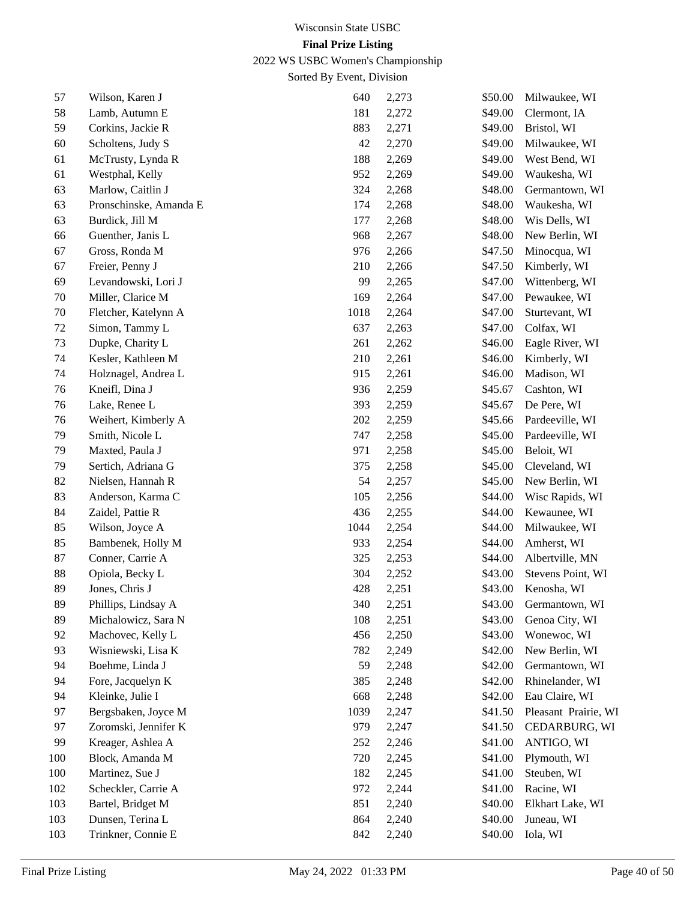Wisconsin State USBC

**Final Prize Listing**

2022 WS USBC Women's Championship

Sorted By Event, Division

| Place | Name | ID | Score | Prize | City |
|---|---|---|---|---|---|
| 57 | Wilson, Karen J | 640 | 2,273 | $50.00 | Milwaukee, WI |
| 58 | Lamb, Autumn E | 181 | 2,272 | $49.00 | Clermont, IA |
| 59 | Corkins, Jackie R | 883 | 2,271 | $49.00 | Bristol, WI |
| 60 | Scholtens, Judy S | 42 | 2,270 | $49.00 | Milwaukee, WI |
| 61 | McTrusty, Lynda R | 188 | 2,269 | $49.00 | West Bend, WI |
| 61 | Westphal, Kelly | 952 | 2,269 | $49.00 | Waukesha, WI |
| 63 | Marlow, Caitlin J | 324 | 2,268 | $48.00 | Germantown, WI |
| 63 | Pronschinske, Amanda E | 174 | 2,268 | $48.00 | Waukesha, WI |
| 63 | Burdick, Jill M | 177 | 2,268 | $48.00 | Wis Dells, WI |
| 66 | Guenther, Janis L | 968 | 2,267 | $48.00 | New Berlin, WI |
| 67 | Gross, Ronda M | 976 | 2,266 | $47.50 | Minocqua, WI |
| 67 | Freier, Penny J | 210 | 2,266 | $47.50 | Kimberly, WI |
| 69 | Levandowski, Lori J | 99 | 2,265 | $47.00 | Wittenberg, WI |
| 70 | Miller, Clarice M | 169 | 2,264 | $47.00 | Pewaukee, WI |
| 70 | Fletcher, Katelynn A | 1018 | 2,264 | $47.00 | Sturtevant, WI |
| 72 | Simon, Tammy L | 637 | 2,263 | $47.00 | Colfax, WI |
| 73 | Dupke, Charity L | 261 | 2,262 | $46.00 | Eagle River, WI |
| 74 | Kesler, Kathleen M | 210 | 2,261 | $46.00 | Kimberly, WI |
| 74 | Holznagel, Andrea L | 915 | 2,261 | $46.00 | Madison, WI |
| 76 | Kneifl, Dina J | 936 | 2,259 | $45.67 | Cashton, WI |
| 76 | Lake, Renee L | 393 | 2,259 | $45.67 | De Pere, WI |
| 76 | Weihert, Kimberly A | 202 | 2,259 | $45.66 | Pardeeville, WI |
| 79 | Smith, Nicole L | 747 | 2,258 | $45.00 | Pardeeville, WI |
| 79 | Maxted, Paula J | 971 | 2,258 | $45.00 | Beloit, WI |
| 79 | Sertich, Adriana G | 375 | 2,258 | $45.00 | Cleveland, WI |
| 82 | Nielsen, Hannah R | 54 | 2,257 | $45.00 | New Berlin, WI |
| 83 | Anderson, Karma C | 105 | 2,256 | $44.00 | Wisc Rapids, WI |
| 84 | Zaidel, Pattie R | 436 | 2,255 | $44.00 | Kewaunee, WI |
| 85 | Wilson, Joyce A | 1044 | 2,254 | $44.00 | Milwaukee, WI |
| 85 | Bambenek, Holly M | 933 | 2,254 | $44.00 | Amherst, WI |
| 87 | Conner, Carrie A | 325 | 2,253 | $44.00 | Albertville, MN |
| 88 | Opiola, Becky L | 304 | 2,252 | $43.00 | Stevens Point, WI |
| 89 | Jones, Chris J | 428 | 2,251 | $43.00 | Kenosha, WI |
| 89 | Phillips, Lindsay A | 340 | 2,251 | $43.00 | Germantown, WI |
| 89 | Michalowicz, Sara N | 108 | 2,251 | $43.00 | Genoa City, WI |
| 92 | Machovec, Kelly L | 456 | 2,250 | $43.00 | Wonewoc, WI |
| 93 | Wisniewski, Lisa K | 782 | 2,249 | $42.00 | New Berlin, WI |
| 94 | Boehme, Linda J | 59 | 2,248 | $42.00 | Germantown, WI |
| 94 | Fore, Jacquelyn K | 385 | 2,248 | $42.00 | Rhinelander, WI |
| 94 | Kleinke, Julie I | 668 | 2,248 | $42.00 | Eau Claire, WI |
| 97 | Bergsbaken, Joyce M | 1039 | 2,247 | $41.50 | Pleasant Prairie, WI |
| 97 | Zoromski, Jennifer K | 979 | 2,247 | $41.50 | CEDARBURG, WI |
| 99 | Kreager, Ashlea A | 252 | 2,246 | $41.00 | ANTIGO, WI |
| 100 | Block, Amanda M | 720 | 2,245 | $41.00 | Plymouth, WI |
| 100 | Martinez, Sue J | 182 | 2,245 | $41.00 | Steuben, WI |
| 102 | Scheckler, Carrie A | 972 | 2,244 | $41.00 | Racine, WI |
| 103 | Bartel, Bridget M | 851 | 2,240 | $40.00 | Elkhart Lake, WI |
| 103 | Dunsen, Terina L | 864 | 2,240 | $40.00 | Juneau, WI |
| 103 | Trinkner, Connie E | 842 | 2,240 | $40.00 | Iola, WI |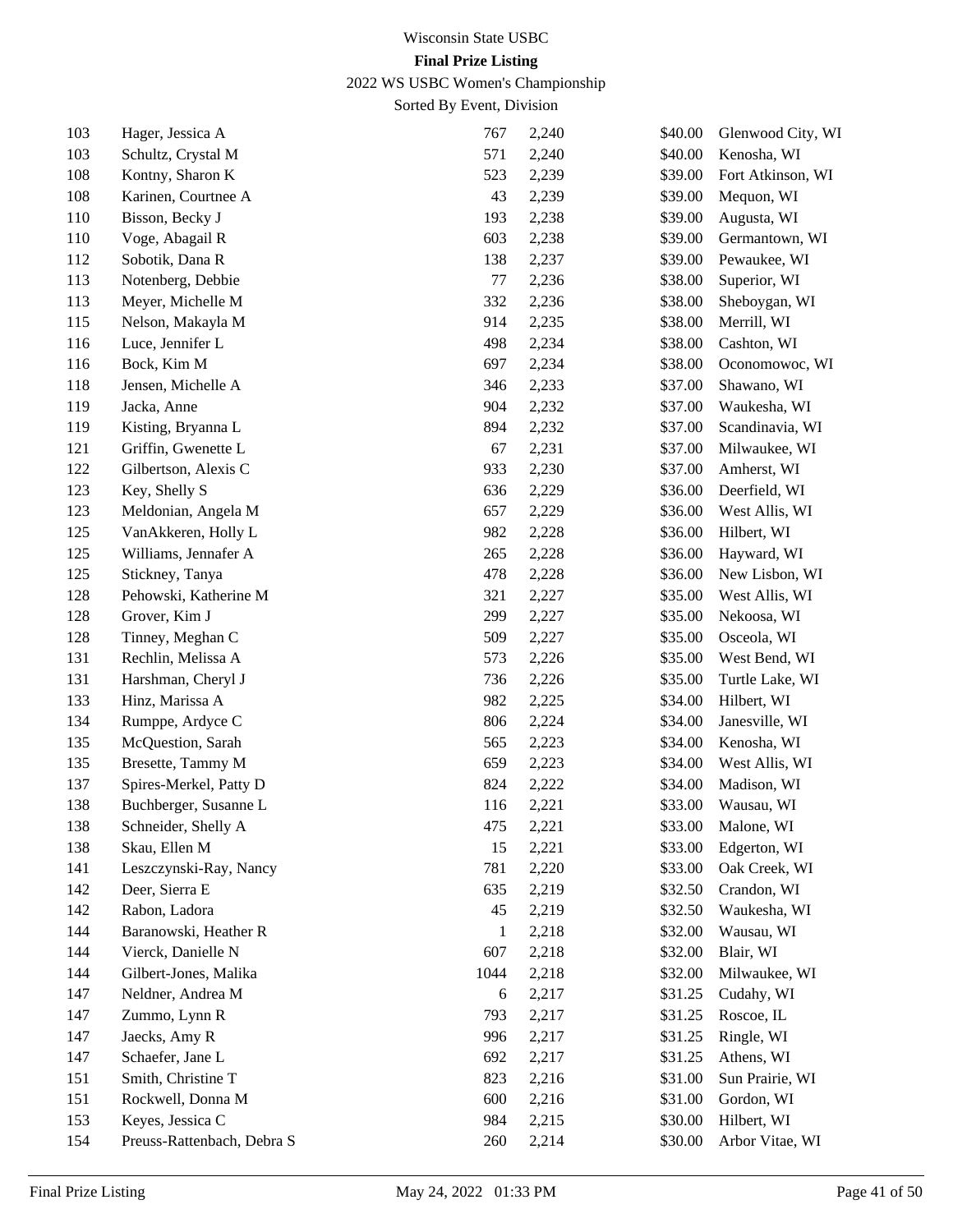Wisconsin State USBC

**Final Prize Listing**

2022 WS USBC Women's Championship

Sorted By Event, Division

| Place | Name | ID | Score | Prize | City |
|---|---|---|---|---|---|
| 103 | Hager, Jessica A | 767 | 2,240 | $40.00 | Glenwood City, WI |
| 103 | Schultz, Crystal M | 571 | 2,240 | $40.00 | Kenosha, WI |
| 108 | Kontny, Sharon K | 523 | 2,239 | $39.00 | Fort Atkinson, WI |
| 108 | Karinen, Courtnee A | 43 | 2,239 | $39.00 | Mequon, WI |
| 110 | Bisson, Becky J | 193 | 2,238 | $39.00 | Augusta, WI |
| 110 | Voge, Abagail R | 603 | 2,238 | $39.00 | Germantown, WI |
| 112 | Sobotik, Dana R | 138 | 2,237 | $39.00 | Pewaukee, WI |
| 113 | Notenberg, Debbie | 77 | 2,236 | $38.00 | Superior, WI |
| 113 | Meyer, Michelle M | 332 | 2,236 | $38.00 | Sheboygan, WI |
| 115 | Nelson, Makayla M | 914 | 2,235 | $38.00 | Merrill, WI |
| 116 | Luce, Jennifer L | 498 | 2,234 | $38.00 | Cashton, WI |
| 116 | Bock, Kim M | 697 | 2,234 | $38.00 | Oconomowoc, WI |
| 118 | Jensen, Michelle A | 346 | 2,233 | $37.00 | Shawano, WI |
| 119 | Jacka, Anne | 904 | 2,232 | $37.00 | Waukesha, WI |
| 119 | Kisting, Bryanna L | 894 | 2,232 | $37.00 | Scandinavia, WI |
| 121 | Griffin, Gwenette L | 67 | 2,231 | $37.00 | Milwaukee, WI |
| 122 | Gilbertson, Alexis C | 933 | 2,230 | $37.00 | Amherst, WI |
| 123 | Key, Shelly S | 636 | 2,229 | $36.00 | Deerfield, WI |
| 123 | Meldonian, Angela M | 657 | 2,229 | $36.00 | West Allis, WI |
| 125 | VanAkkeren, Holly L | 982 | 2,228 | $36.00 | Hilbert, WI |
| 125 | Williams, Jennafer A | 265 | 2,228 | $36.00 | Hayward, WI |
| 125 | Stickney, Tanya | 478 | 2,228 | $36.00 | New Lisbon, WI |
| 128 | Pehowski, Katherine M | 321 | 2,227 | $35.00 | West Allis, WI |
| 128 | Grover, Kim J | 299 | 2,227 | $35.00 | Nekoosa, WI |
| 128 | Tinney, Meghan C | 509 | 2,227 | $35.00 | Osceola, WI |
| 131 | Rechlin, Melissa A | 573 | 2,226 | $35.00 | West Bend, WI |
| 131 | Harshman, Cheryl J | 736 | 2,226 | $35.00 | Turtle Lake, WI |
| 133 | Hinz, Marissa A | 982 | 2,225 | $34.00 | Hilbert, WI |
| 134 | Rumppe, Ardyce C | 806 | 2,224 | $34.00 | Janesville, WI |
| 135 | McQuestion, Sarah | 565 | 2,223 | $34.00 | Kenosha, WI |
| 135 | Bresette, Tammy M | 659 | 2,223 | $34.00 | West Allis, WI |
| 137 | Spires-Merkel, Patty D | 824 | 2,222 | $34.00 | Madison, WI |
| 138 | Buchberger, Susanne L | 116 | 2,221 | $33.00 | Wausau, WI |
| 138 | Schneider, Shelly A | 475 | 2,221 | $33.00 | Malone, WI |
| 138 | Skau, Ellen M | 15 | 2,221 | $33.00 | Edgerton, WI |
| 141 | Leszczynski-Ray, Nancy | 781 | 2,220 | $33.00 | Oak Creek, WI |
| 142 | Deer, Sierra E | 635 | 2,219 | $32.50 | Crandon, WI |
| 142 | Rabon, Ladora | 45 | 2,219 | $32.50 | Waukesha, WI |
| 144 | Baranowski, Heather R | 1 | 2,218 | $32.00 | Wausau, WI |
| 144 | Vierck, Danielle N | 607 | 2,218 | $32.00 | Blair, WI |
| 144 | Gilbert-Jones, Malika | 1044 | 2,218 | $32.00 | Milwaukee, WI |
| 147 | Neldner, Andrea M | 6 | 2,217 | $31.25 | Cudahy, WI |
| 147 | Zummo, Lynn R | 793 | 2,217 | $31.25 | Roscoe, IL |
| 147 | Jaecks, Amy R | 996 | 2,217 | $31.25 | Ringle, WI |
| 147 | Schaefer, Jane L | 692 | 2,217 | $31.25 | Athens, WI |
| 151 | Smith, Christine T | 823 | 2,216 | $31.00 | Sun Prairie, WI |
| 151 | Rockwell, Donna M | 600 | 2,216 | $31.00 | Gordon, WI |
| 153 | Keyes, Jessica C | 984 | 2,215 | $30.00 | Hilbert, WI |
| 154 | Preuss-Rattenbach, Debra S | 260 | 2,214 | $30.00 | Arbor Vitae, WI |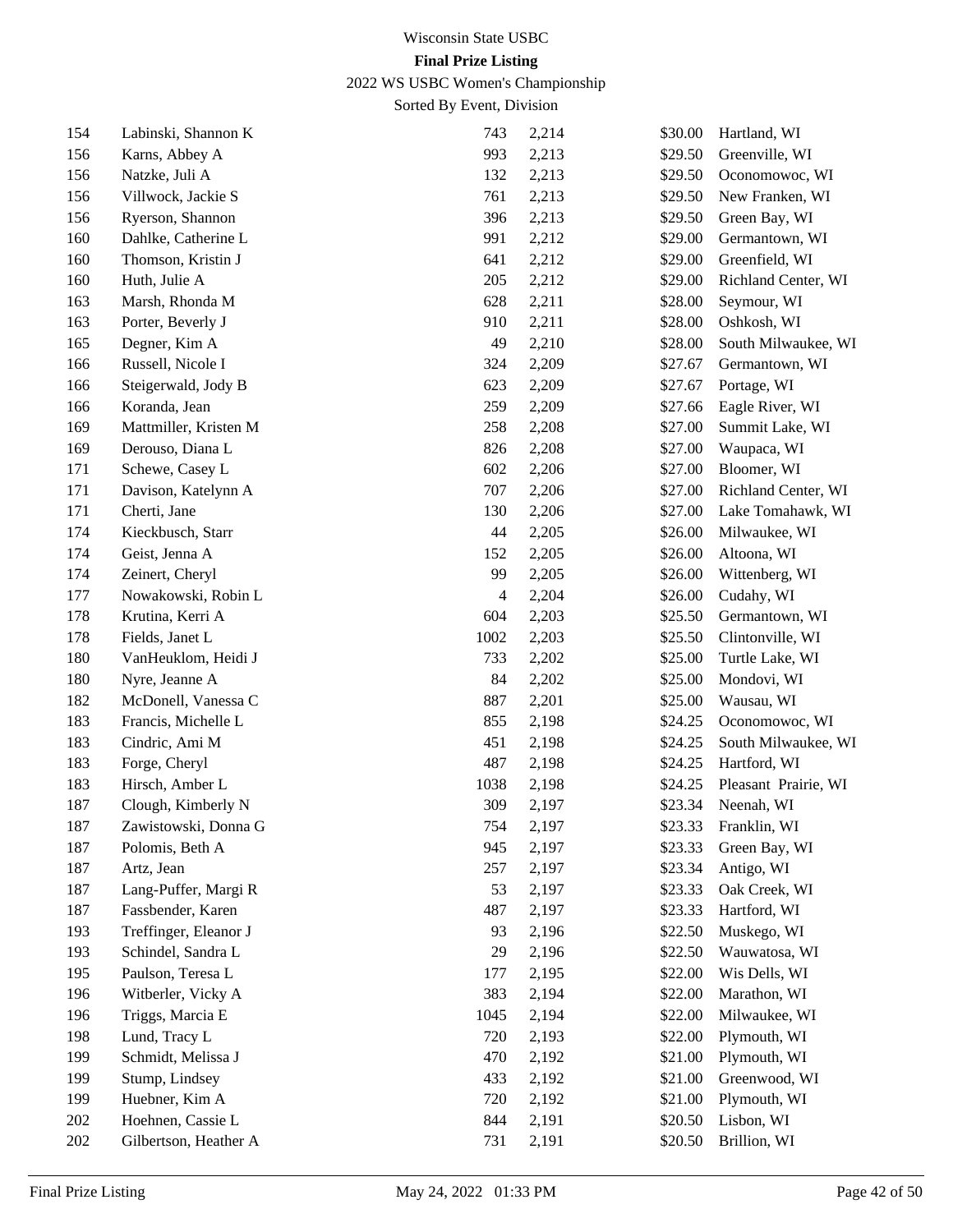# Wisconsin State USBC

## Final Prize Listing

2022 WS USBC Women's Championship

Sorted By Event, Division

| | | | | | |
|---|---|---|---|---|---|
| 154 | Labinski, Shannon K | 743 | 2,214 | $30.00 | Hartland, WI |
| 156 | Karns, Abbey A | 993 | 2,213 | $29.50 | Greenville, WI |
| 156 | Natzke, Juli A | 132 | 2,213 | $29.50 | Oconomowoc, WI |
| 156 | Villwock, Jackie S | 761 | 2,213 | $29.50 | New Franken, WI |
| 156 | Ryerson, Shannon | 396 | 2,213 | $29.50 | Green Bay, WI |
| 160 | Dahlke, Catherine L | 991 | 2,212 | $29.00 | Germantown, WI |
| 160 | Thomson, Kristin J | 641 | 2,212 | $29.00 | Greenfield, WI |
| 160 | Huth, Julie A | 205 | 2,212 | $29.00 | Richland Center, WI |
| 163 | Marsh, Rhonda M | 628 | 2,211 | $28.00 | Seymour, WI |
| 163 | Porter, Beverly J | 910 | 2,211 | $28.00 | Oshkosh, WI |
| 165 | Degner, Kim A | 49 | 2,210 | $28.00 | South Milwaukee, WI |
| 166 | Russell, Nicole I | 324 | 2,209 | $27.67 | Germantown, WI |
| 166 | Steigerwald, Jody B | 623 | 2,209 | $27.67 | Portage, WI |
| 166 | Koranda, Jean | 259 | 2,209 | $27.66 | Eagle River, WI |
| 169 | Mattmiller, Kristen M | 258 | 2,208 | $27.00 | Summit Lake, WI |
| 169 | Derouso, Diana L | 826 | 2,208 | $27.00 | Waupaca, WI |
| 171 | Schewe, Casey L | 602 | 2,206 | $27.00 | Bloomer, WI |
| 171 | Davison, Katelynn A | 707 | 2,206 | $27.00 | Richland Center, WI |
| 171 | Cherti, Jane | 130 | 2,206 | $27.00 | Lake Tomahawk, WI |
| 174 | Kieckbusch, Starr | 44 | 2,205 | $26.00 | Milwaukee, WI |
| 174 | Geist, Jenna A | 152 | 2,205 | $26.00 | Altoona, WI |
| 174 | Zeinert, Cheryl | 99 | 2,205 | $26.00 | Wittenberg, WI |
| 177 | Nowakowski, Robin L | 4 | 2,204 | $26.00 | Cudahy, WI |
| 178 | Krutina, Kerri A | 604 | 2,203 | $25.50 | Germantown, WI |
| 178 | Fields, Janet L | 1002 | 2,203 | $25.50 | Clintonville, WI |
| 180 | VanHeuklom, Heidi J | 733 | 2,202 | $25.00 | Turtle Lake, WI |
| 180 | Nyre, Jeanne A | 84 | 2,202 | $25.00 | Mondovi, WI |
| 182 | McDonell, Vanessa C | 887 | 2,201 | $25.00 | Wausau, WI |
| 183 | Francis, Michelle L | 855 | 2,198 | $24.25 | Oconomowoc, WI |
| 183 | Cindric, Ami M | 451 | 2,198 | $24.25 | South Milwaukee, WI |
| 183 | Forge, Cheryl | 487 | 2,198 | $24.25 | Hartford, WI |
| 183 | Hirsch, Amber L | 1038 | 2,198 | $24.25 | Pleasant Prairie, WI |
| 187 | Clough, Kimberly N | 309 | 2,197 | $23.34 | Neenah, WI |
| 187 | Zawistowski, Donna G | 754 | 2,197 | $23.33 | Franklin, WI |
| 187 | Polomis, Beth A | 945 | 2,197 | $23.33 | Green Bay, WI |
| 187 | Artz, Jean | 257 | 2,197 | $23.34 | Antigo, WI |
| 187 | Lang-Puffer, Margi R | 53 | 2,197 | $23.33 | Oak Creek, WI |
| 187 | Fassbender, Karen | 487 | 2,197 | $23.33 | Hartford, WI |
| 193 | Treffinger, Eleanor J | 93 | 2,196 | $22.50 | Muskego, WI |
| 193 | Schindel, Sandra L | 29 | 2,196 | $22.50 | Wauwatosa, WI |
| 195 | Paulson, Teresa L | 177 | 2,195 | $22.00 | Wis Dells, WI |
| 196 | Witberler, Vicky A | 383 | 2,194 | $22.00 | Marathon, WI |
| 196 | Triggs, Marcia E | 1045 | 2,194 | $22.00 | Milwaukee, WI |
| 198 | Lund, Tracy L | 720 | 2,193 | $22.00 | Plymouth, WI |
| 199 | Schmidt, Melissa J | 470 | 2,192 | $21.00 | Plymouth, WI |
| 199 | Stump, Lindsey | 433 | 2,192 | $21.00 | Greenwood, WI |
| 199 | Huebner, Kim A | 720 | 2,192 | $21.00 | Plymouth, WI |
| 202 | Hoehnen, Cassie L | 844 | 2,191 | $20.50 | Lisbon, WI |
| 202 | Gilbertson, Heather A | 731 | 2,191 | $20.50 | Brillion, WI |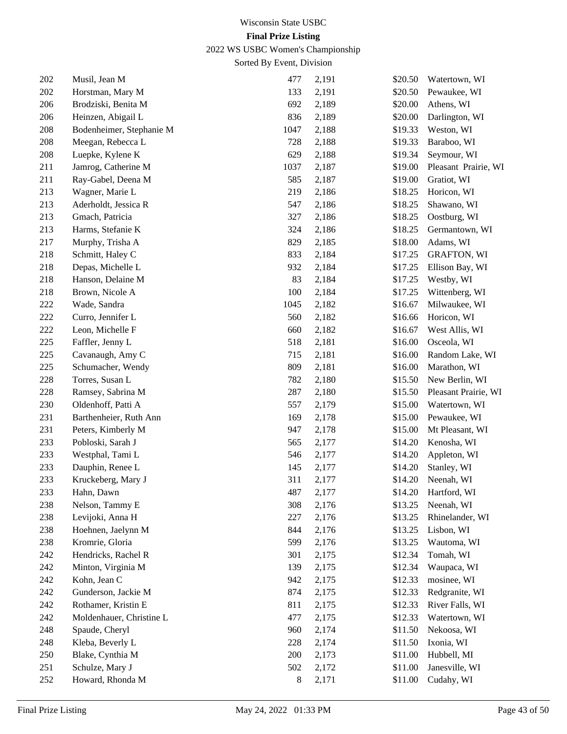Wisconsin State USBC

**Final Prize Listing**

2022 WS USBC Women's Championship

Sorted By Event, Division

| | | | | | |
|---|---|---|---|---|---|
| 202 | Musil, Jean M | 477 | 2,191 | $20.50 | Watertown, WI |
| 202 | Horstman, Mary M | 133 | 2,191 | $20.50 | Pewaukee, WI |
| 206 | Brodziski, Benita M | 692 | 2,189 | $20.00 | Athens, WI |
| 206 | Heinzen, Abigail L | 836 | 2,189 | $20.00 | Darlington, WI |
| 208 | Bodenheimer, Stephanie M | 1047 | 2,188 | $19.33 | Weston, WI |
| 208 | Meegan, Rebecca L | 728 | 2,188 | $19.33 | Baraboo, WI |
| 208 | Luepke, Kylene K | 629 | 2,188 | $19.34 | Seymour, WI |
| 211 | Jamrog, Catherine M | 1037 | 2,187 | $19.00 | Pleasant Prairie, WI |
| 211 | Ray-Gabel, Deena M | 585 | 2,187 | $19.00 | Gratiot, WI |
| 213 | Wagner, Marie L | 219 | 2,186 | $18.25 | Horicon, WI |
| 213 | Aderholdt, Jessica R | 547 | 2,186 | $18.25 | Shawano, WI |
| 213 | Gmach, Patricia | 327 | 2,186 | $18.25 | Oostburg, WI |
| 213 | Harms, Stefanie K | 324 | 2,186 | $18.25 | Germantown, WI |
| 217 | Murphy, Trisha A | 829 | 2,185 | $18.00 | Adams, WI |
| 218 | Schmitt, Haley C | 833 | 2,184 | $17.25 | GRAFTON, WI |
| 218 | Depas, Michelle L | 932 | 2,184 | $17.25 | Ellison Bay, WI |
| 218 | Hanson, Delaine M | 83 | 2,184 | $17.25 | Westby, WI |
| 218 | Brown, Nicole A | 100 | 2,184 | $17.25 | Wittenberg, WI |
| 222 | Wade, Sandra | 1045 | 2,182 | $16.67 | Milwaukee, WI |
| 222 | Curro, Jennifer L | 560 | 2,182 | $16.66 | Horicon, WI |
| 222 | Leon, Michelle F | 660 | 2,182 | $16.67 | West Allis, WI |
| 225 | Faffler, Jenny L | 518 | 2,181 | $16.00 | Osceola, WI |
| 225 | Cavanaugh, Amy C | 715 | 2,181 | $16.00 | Random Lake, WI |
| 225 | Schumacher, Wendy | 809 | 2,181 | $16.00 | Marathon, WI |
| 228 | Torres, Susan L | 782 | 2,180 | $15.50 | New Berlin, WI |
| 228 | Ramsey, Sabrina M | 287 | 2,180 | $15.50 | Pleasant Prairie, WI |
| 230 | Oldenhoff, Patti A | 557 | 2,179 | $15.00 | Watertown, WI |
| 231 | Barthenheier, Ruth Ann | 169 | 2,178 | $15.00 | Pewaukee, WI |
| 231 | Peters, Kimberly M | 947 | 2,178 | $15.00 | Mt Pleasant, WI |
| 233 | Pobloski, Sarah J | 565 | 2,177 | $14.20 | Kenosha, WI |
| 233 | Westphal, Tami L | 546 | 2,177 | $14.20 | Appleton, WI |
| 233 | Dauphin, Renee L | 145 | 2,177 | $14.20 | Stanley, WI |
| 233 | Kruckeberg, Mary J | 311 | 2,177 | $14.20 | Neenah, WI |
| 233 | Hahn, Dawn | 487 | 2,177 | $14.20 | Hartford, WI |
| 238 | Nelson, Tammy E | 308 | 2,176 | $13.25 | Neenah, WI |
| 238 | Levijoki, Anna H | 227 | 2,176 | $13.25 | Rhinelander, WI |
| 238 | Hoehnen, Jaelynn M | 844 | 2,176 | $13.25 | Lisbon, WI |
| 238 | Kromrie, Gloria | 599 | 2,176 | $13.25 | Wautoma, WI |
| 242 | Hendricks, Rachel R | 301 | 2,175 | $12.34 | Tomah, WI |
| 242 | Minton, Virginia M | 139 | 2,175 | $12.34 | Waupaca, WI |
| 242 | Kohn, Jean C | 942 | 2,175 | $12.33 | mosinee, WI |
| 242 | Gunderson, Jackie M | 874 | 2,175 | $12.33 | Redgranite, WI |
| 242 | Rothamer, Kristin E | 811 | 2,175 | $12.33 | River Falls, WI |
| 242 | Moldenhauer, Christine L | 477 | 2,175 | $12.33 | Watertown, WI |
| 248 | Spaude, Cheryl | 960 | 2,174 | $11.50 | Nekoosa, WI |
| 248 | Kleba, Beverly L | 228 | 2,174 | $11.50 | Ixonia, WI |
| 250 | Blake, Cynthia M | 200 | 2,173 | $11.00 | Hubbell, MI |
| 251 | Schulze, Mary J | 502 | 2,172 | $11.00 | Janesville, WI |
| 252 | Howard, Rhonda M | 8 | 2,171 | $11.00 | Cudahy, WI |

Final Prize Listing May 24, 2022 01:33 PM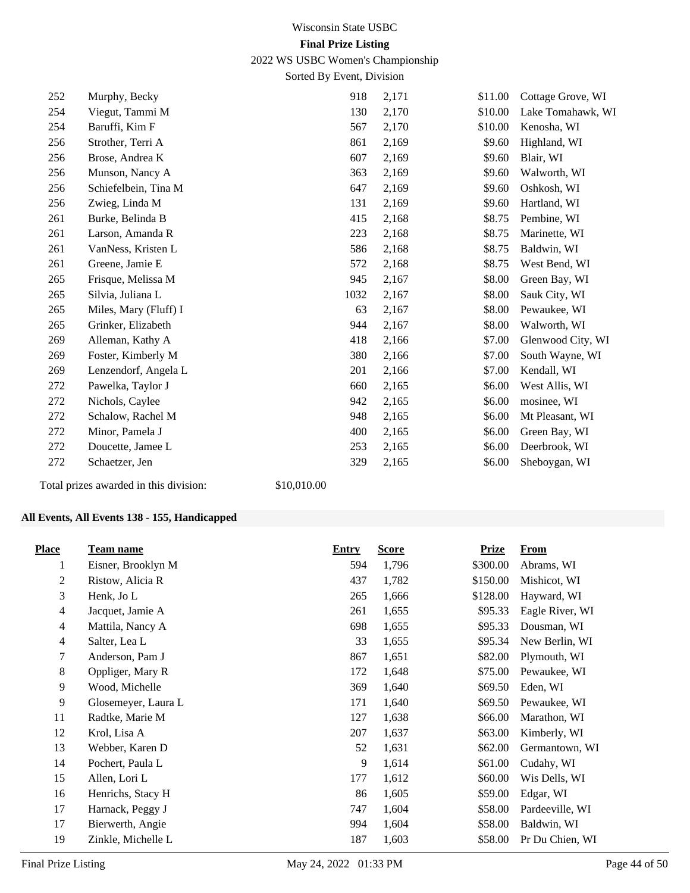Wisconsin State USBC

**Final Prize Listing**

2022 WS USBC Women's Championship

Sorted By Event, Division

| | | | | | |
|---|---|---|---|---|---|
| 252 | Murphy, Becky | 918 | 2,171 | $11.00 | Cottage Grove, WI |
| 254 | Viegut, Tammi M | 130 | 2,170 | $10.00 | Lake Tomahawk, WI |
| 254 | Baruffi, Kim F | 567 | 2,170 | $10.00 | Kenosha, WI |
| 256 | Strother, Terri A | 861 | 2,169 | $9.60 | Highland, WI |
| 256 | Brose, Andrea K | 607 | 2,169 | $9.60 | Blair, WI |
| 256 | Munson, Nancy A | 363 | 2,169 | $9.60 | Walworth, WI |
| 256 | Schiefelbein, Tina M | 647 | 2,169 | $9.60 | Oshkosh, WI |
| 256 | Zwieg, Linda M | 131 | 2,169 | $9.60 | Hartland, WI |
| 261 | Burke, Belinda B | 415 | 2,168 | $8.75 | Pembine, WI |
| 261 | Larson, Amanda R | 223 | 2,168 | $8.75 | Marinette, WI |
| 261 | VanNess, Kristen L | 586 | 2,168 | $8.75 | Baldwin, WI |
| 261 | Greene, Jamie E | 572 | 2,168 | $8.75 | West Bend, WI |
| 265 | Frisque, Melissa M | 945 | 2,167 | $8.00 | Green Bay, WI |
| 265 | Silvia, Juliana L | 1032 | 2,167 | $8.00 | Sauk City, WI |
| 265 | Miles, Mary (Fluff) I | 63 | 2,167 | $8.00 | Pewaukee, WI |
| 265 | Grinker, Elizabeth | 944 | 2,167 | $8.00 | Walworth, WI |
| 269 | Alleman, Kathy A | 418 | 2,166 | $7.00 | Glenwood City, WI |
| 269 | Foster, Kimberly M | 380 | 2,166 | $7.00 | South Wayne, WI |
| 269 | Lenzendorf, Angela L | 201 | 2,166 | $7.00 | Kendall, WI |
| 272 | Pawelka, Taylor J | 660 | 2,165 | $6.00 | West Allis, WI |
| 272 | Nichols, Caylee | 942 | 2,165 | $6.00 | mosinee, WI |
| 272 | Schalow, Rachel M | 948 | 2,165 | $6.00 | Mt Pleasant, WI |
| 272 | Minor, Pamela J | 400 | 2,165 | $6.00 | Green Bay, WI |
| 272 | Doucette, Jamee L | 253 | 2,165 | $6.00 | Deerbrook, WI |
| 272 | Schaetzer, Jen | 329 | 2,165 | $6.00 | Sheboygan, WI |

Total prizes awarded in this division: $10,010.00

**All Events, All Events 138 - 155, Handicapped**

| Place | Team name | Entry | Score | Prize | From |
|---|---|---|---|---|---|
| 1 | Eisner, Brooklyn M | 594 | 1,796 | $300.00 | Abrams, WI |
| 2 | Ristow, Alicia R | 437 | 1,782 | $150.00 | Mishicot, WI |
| 3 | Henk, Jo L | 265 | 1,666 | $128.00 | Hayward, WI |
| 4 | Jacquet, Jamie A | 261 | 1,655 | $95.33 | Eagle River, WI |
| 4 | Mattila, Nancy A | 698 | 1,655 | $95.33 | Dousman, WI |
| 4 | Salter, Lea L | 33 | 1,655 | $95.34 | New Berlin, WI |
| 7 | Anderson, Pam J | 867 | 1,651 | $82.00 | Plymouth, WI |
| 8 | Oppliger, Mary R | 172 | 1,648 | $75.00 | Pewaukee, WI |
| 9 | Wood, Michelle | 369 | 1,640 | $69.50 | Eden, WI |
| 9 | Glosemeyer, Laura L | 171 | 1,640 | $69.50 | Pewaukee, WI |
| 11 | Radtke, Marie M | 127 | 1,638 | $66.00 | Marathon, WI |
| 12 | Krol, Lisa A | 207 | 1,637 | $63.00 | Kimberly, WI |
| 13 | Webber, Karen D | 52 | 1,631 | $62.00 | Germantown, WI |
| 14 | Pochert, Paula L | 9 | 1,614 | $61.00 | Cudahy, WI |
| 15 | Allen, Lori L | 177 | 1,612 | $60.00 | Wis Dells, WI |
| 16 | Henrichs, Stacy H | 86 | 1,605 | $59.00 | Edgar, WI |
| 17 | Harnack, Peggy J | 747 | 1,604 | $58.00 | Pardeeville, WI |
| 17 | Bierwerth, Angie | 994 | 1,604 | $58.00 | Baldwin, WI |
| 19 | Zinkle, Michelle L | 187 | 1,603 | $58.00 | Pr Du Chien, WI |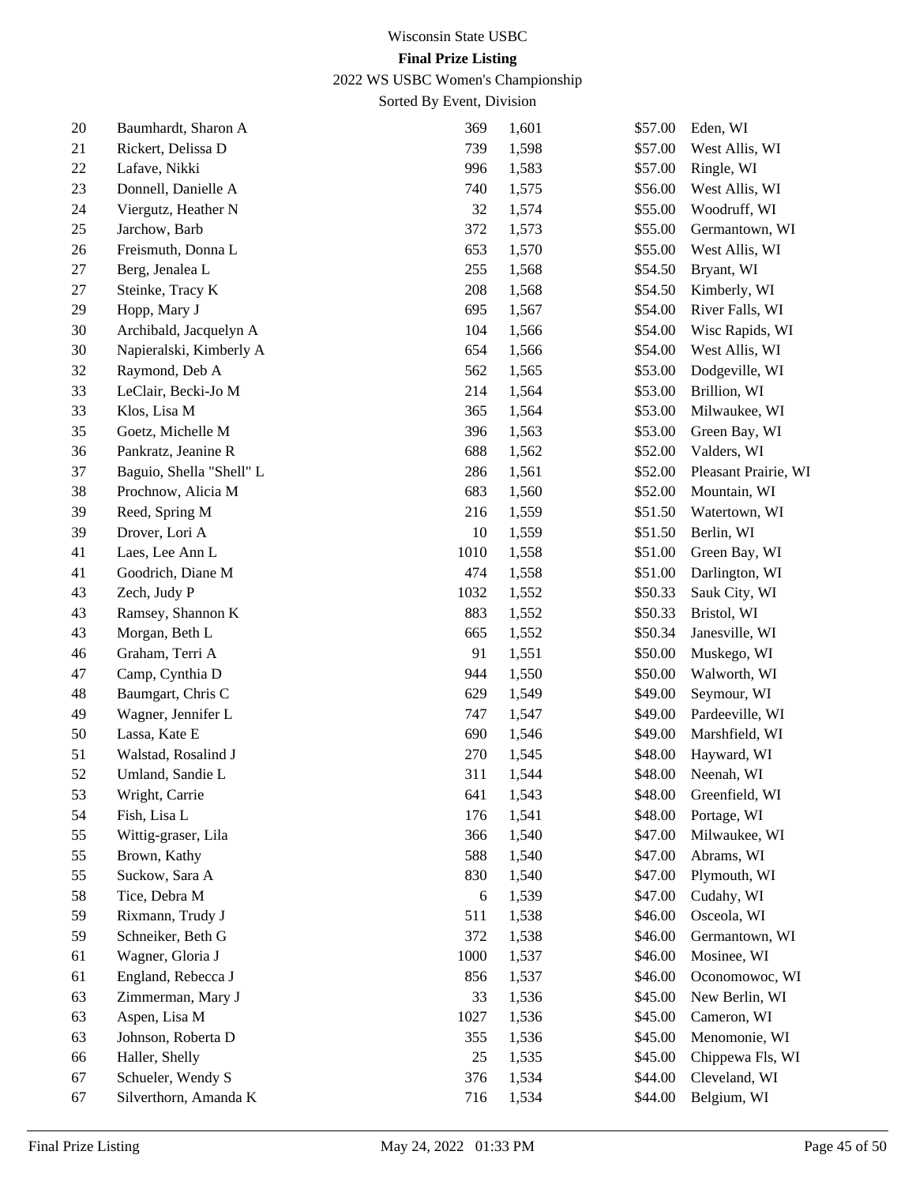Wisconsin State USBC

**Final Prize Listing**

2022 WS USBC Women's Championship

Sorted By Event, Division

| | | | | | |
|---|---|---|---|---|---|
| 20 | Baumhardt, Sharon A | 369 | 1,601 | $57.00 | Eden, WI |
| 21 | Rickert, Delissa D | 739 | 1,598 | $57.00 | West Allis, WI |
| 22 | Lafave, Nikki | 996 | 1,583 | $57.00 | Ringle, WI |
| 23 | Donnell, Danielle A | 740 | 1,575 | $56.00 | West Allis, WI |
| 24 | Viergutz, Heather N | 32 | 1,574 | $55.00 | Woodruff, WI |
| 25 | Jarchow, Barb | 372 | 1,573 | $55.00 | Germantown, WI |
| 26 | Freismuth, Donna L | 653 | 1,570 | $55.00 | West Allis, WI |
| 27 | Berg, Jenalea L | 255 | 1,568 | $54.50 | Bryant, WI |
| 27 | Steinke, Tracy K | 208 | 1,568 | $54.50 | Kimberly, WI |
| 29 | Hopp, Mary J | 695 | 1,567 | $54.00 | River Falls, WI |
| 30 | Archibald, Jacquelyn A | 104 | 1,566 | $54.00 | Wisc Rapids, WI |
| 30 | Napieralski, Kimberly A | 654 | 1,566 | $54.00 | West Allis, WI |
| 32 | Raymond, Deb A | 562 | 1,565 | $53.00 | Dodgeville, WI |
| 33 | LeClair, Becki-Jo M | 214 | 1,564 | $53.00 | Brillion, WI |
| 33 | Klos, Lisa M | 365 | 1,564 | $53.00 | Milwaukee, WI |
| 35 | Goetz, Michelle M | 396 | 1,563 | $53.00 | Green Bay, WI |
| 36 | Pankratz, Jeanine R | 688 | 1,562 | $52.00 | Valders, WI |
| 37 | Baguio, Shella "Shell" L | 286 | 1,561 | $52.00 | Pleasant Prairie, WI |
| 38 | Prochnow, Alicia M | 683 | 1,560 | $52.00 | Mountain, WI |
| 39 | Reed, Spring M | 216 | 1,559 | $51.50 | Watertown, WI |
| 39 | Drover, Lori A | 10 | 1,559 | $51.50 | Berlin, WI |
| 41 | Laes, Lee Ann L | 1010 | 1,558 | $51.00 | Green Bay, WI |
| 41 | Goodrich, Diane M | 474 | 1,558 | $51.00 | Darlington, WI |
| 43 | Zech, Judy P | 1032 | 1,552 | $50.33 | Sauk City, WI |
| 43 | Ramsey, Shannon K | 883 | 1,552 | $50.33 | Bristol, WI |
| 43 | Morgan, Beth L | 665 | 1,552 | $50.34 | Janesville, WI |
| 46 | Graham, Terri A | 91 | 1,551 | $50.00 | Muskego, WI |
| 47 | Camp, Cynthia D | 944 | 1,550 | $50.00 | Walworth, WI |
| 48 | Baumgart, Chris C | 629 | 1,549 | $49.00 | Seymour, WI |
| 49 | Wagner, Jennifer L | 747 | 1,547 | $49.00 | Pardeeville, WI |
| 50 | Lassa, Kate E | 690 | 1,546 | $49.00 | Marshfield, WI |
| 51 | Walstad, Rosalind J | 270 | 1,545 | $48.00 | Hayward, WI |
| 52 | Umland, Sandie L | 311 | 1,544 | $48.00 | Neenah, WI |
| 53 | Wright, Carrie | 641 | 1,543 | $48.00 | Greenfield, WI |
| 54 | Fish, Lisa L | 176 | 1,541 | $48.00 | Portage, WI |
| 55 | Wittig-graser, Lila | 366 | 1,540 | $47.00 | Milwaukee, WI |
| 55 | Brown, Kathy | 588 | 1,540 | $47.00 | Abrams, WI |
| 55 | Suckow, Sara A | 830 | 1,540 | $47.00 | Plymouth, WI |
| 58 | Tice, Debra M | 6 | 1,539 | $47.00 | Cudahy, WI |
| 59 | Rixmann, Trudy J | 511 | 1,538 | $46.00 | Osceola, WI |
| 59 | Schneiker, Beth G | 372 | 1,538 | $46.00 | Germantown, WI |
| 61 | Wagner, Gloria J | 1000 | 1,537 | $46.00 | Mosinee, WI |
| 61 | England, Rebecca J | 856 | 1,537 | $46.00 | Oconomowoc, WI |
| 63 | Zimmerman, Mary J | 33 | 1,536 | $45.00 | New Berlin, WI |
| 63 | Aspen, Lisa M | 1027 | 1,536 | $45.00 | Cameron, WI |
| 63 | Johnson, Roberta D | 355 | 1,536 | $45.00 | Menomonie, WI |
| 66 | Haller, Shelly | 25 | 1,535 | $45.00 | Chippewa Fls, WI |
| 67 | Schueler, Wendy S | 376 | 1,534 | $44.00 | Cleveland, WI |
| 67 | Silverthorn, Amanda K | 716 | 1,534 | $44.00 | Belgium, WI |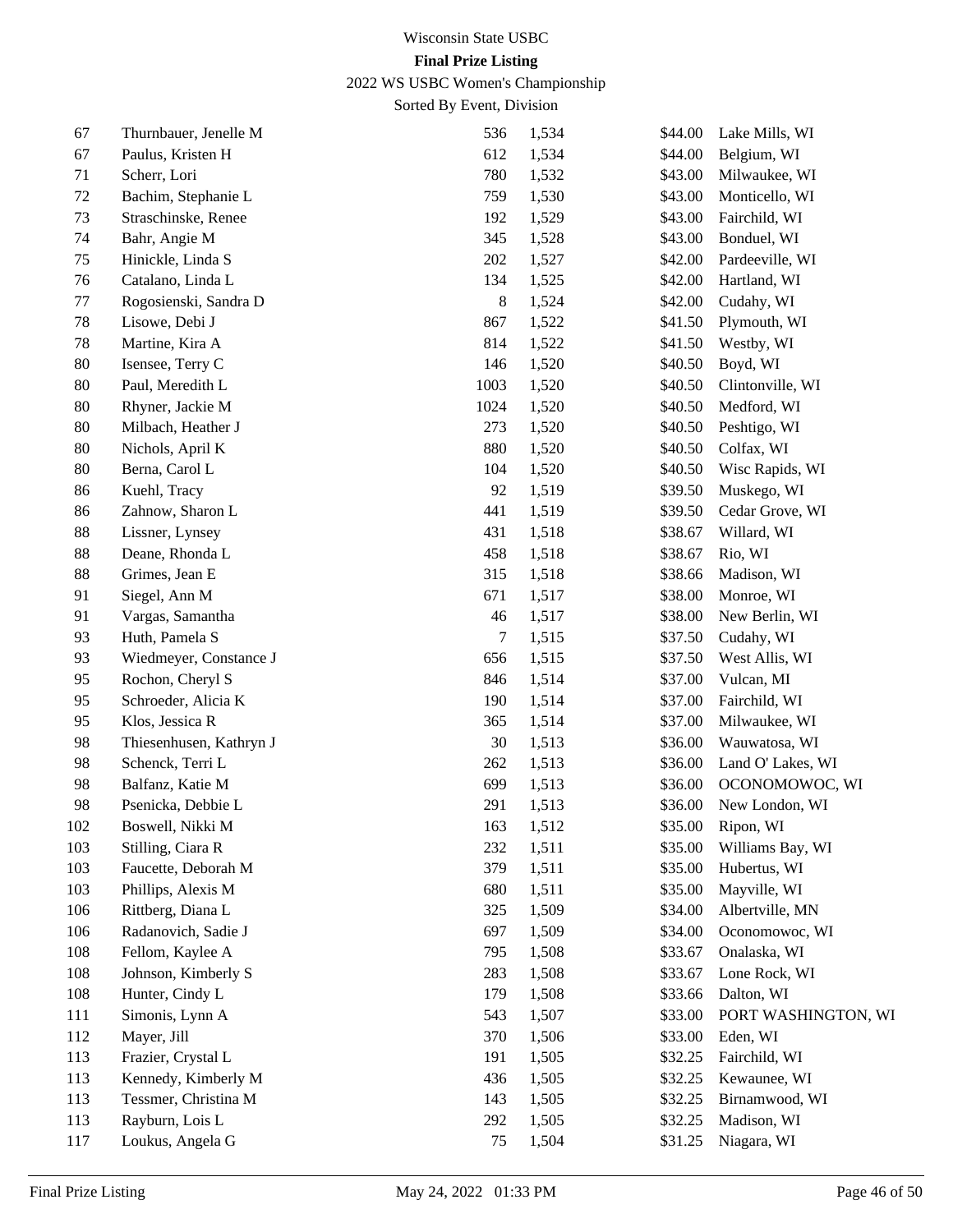Wisconsin State USBC

**Final Prize Listing**

2022 WS USBC Women's Championship

Sorted By Event, Division

| | | | | | |
|---|---|---|---|---|---|
| 67 | Thurnbauer, Jenelle M | 536 | 1,534 | $44.00 | Lake Mills, WI |
| 67 | Paulus, Kristen H | 612 | 1,534 | $44.00 | Belgium, WI |
| 71 | Scherr, Lori | 780 | 1,532 | $43.00 | Milwaukee, WI |
| 72 | Bachim, Stephanie L | 759 | 1,530 | $43.00 | Monticello, WI |
| 73 | Straschinske, Renee | 192 | 1,529 | $43.00 | Fairchild, WI |
| 74 | Bahr, Angie M | 345 | 1,528 | $43.00 | Bonduel, WI |
| 75 | Hinickle, Linda S | 202 | 1,527 | $42.00 | Pardeeville, WI |
| 76 | Catalano, Linda L | 134 | 1,525 | $42.00 | Hartland, WI |
| 77 | Rogosienski, Sandra D | 8 | 1,524 | $42.00 | Cudahy, WI |
| 78 | Lisowe, Debi J | 867 | 1,522 | $41.50 | Plymouth, WI |
| 78 | Martine, Kira A | 814 | 1,522 | $41.50 | Westby, WI |
| 80 | Isensee, Terry C | 146 | 1,520 | $40.50 | Boyd, WI |
| 80 | Paul, Meredith L | 1003 | 1,520 | $40.50 | Clintonville, WI |
| 80 | Rhyner, Jackie M | 1024 | 1,520 | $40.50 | Medford, WI |
| 80 | Milbach, Heather J | 273 | 1,520 | $40.50 | Peshtigo, WI |
| 80 | Nichols, April K | 880 | 1,520 | $40.50 | Colfax, WI |
| 80 | Berna, Carol L | 104 | 1,520 | $40.50 | Wisc Rapids, WI |
| 86 | Kuehl, Tracy | 92 | 1,519 | $39.50 | Muskego, WI |
| 86 | Zahnow, Sharon L | 441 | 1,519 | $39.50 | Cedar Grove, WI |
| 88 | Lissner, Lynsey | 431 | 1,518 | $38.67 | Willard, WI |
| 88 | Deane, Rhonda L | 458 | 1,518 | $38.67 | Rio, WI |
| 88 | Grimes, Jean E | 315 | 1,518 | $38.66 | Madison, WI |
| 91 | Siegel, Ann M | 671 | 1,517 | $38.00 | Monroe, WI |
| 91 | Vargas, Samantha | 46 | 1,517 | $38.00 | New Berlin, WI |
| 93 | Huth, Pamela S | 7 | 1,515 | $37.50 | Cudahy, WI |
| 93 | Wiedmeyer, Constance J | 656 | 1,515 | $37.50 | West Allis, WI |
| 95 | Rochon, Cheryl S | 846 | 1,514 | $37.00 | Vulcan, MI |
| 95 | Schroeder, Alicia K | 190 | 1,514 | $37.00 | Fairchild, WI |
| 95 | Klos, Jessica R | 365 | 1,514 | $37.00 | Milwaukee, WI |
| 98 | Thiesenhusen, Kathryn J | 30 | 1,513 | $36.00 | Wauwatosa, WI |
| 98 | Schenck, Terri L | 262 | 1,513 | $36.00 | Land O' Lakes, WI |
| 98 | Balfanz, Katie M | 699 | 1,513 | $36.00 | OCONOMOWOC, WI |
| 98 | Psenicka, Debbie L | 291 | 1,513 | $36.00 | New London, WI |
| 102 | Boswell, Nikki M | 163 | 1,512 | $35.00 | Ripon, WI |
| 103 | Stilling, Ciara R | 232 | 1,511 | $35.00 | Williams Bay, WI |
| 103 | Faucette, Deborah M | 379 | 1,511 | $35.00 | Hubertus, WI |
| 103 | Phillips, Alexis M | 680 | 1,511 | $35.00 | Mayville, WI |
| 106 | Rittberg, Diana L | 325 | 1,509 | $34.00 | Albertville, MN |
| 106 | Radanovich, Sadie J | 697 | 1,509 | $34.00 | Oconomowoc, WI |
| 108 | Fellom, Kaylee A | 795 | 1,508 | $33.67 | Onalaska, WI |
| 108 | Johnson, Kimberly S | 283 | 1,508 | $33.67 | Lone Rock, WI |
| 108 | Hunter, Cindy L | 179 | 1,508 | $33.66 | Dalton, WI |
| 111 | Simonis, Lynn A | 543 | 1,507 | $33.00 | PORT WASHINGTON, WI |
| 112 | Mayer, Jill | 370 | 1,506 | $33.00 | Eden, WI |
| 113 | Frazier, Crystal L | 191 | 1,505 | $32.25 | Fairchild, WI |
| 113 | Kennedy, Kimberly M | 436 | 1,505 | $32.25 | Kewaunee, WI |
| 113 | Tessmer, Christina M | 143 | 1,505 | $32.25 | Birnamwood, WI |
| 113 | Rayburn, Lois L | 292 | 1,505 | $32.25 | Madison, WI |
| 117 | Loukus, Angela G | 75 | 1,504 | $31.25 | Niagara, WI |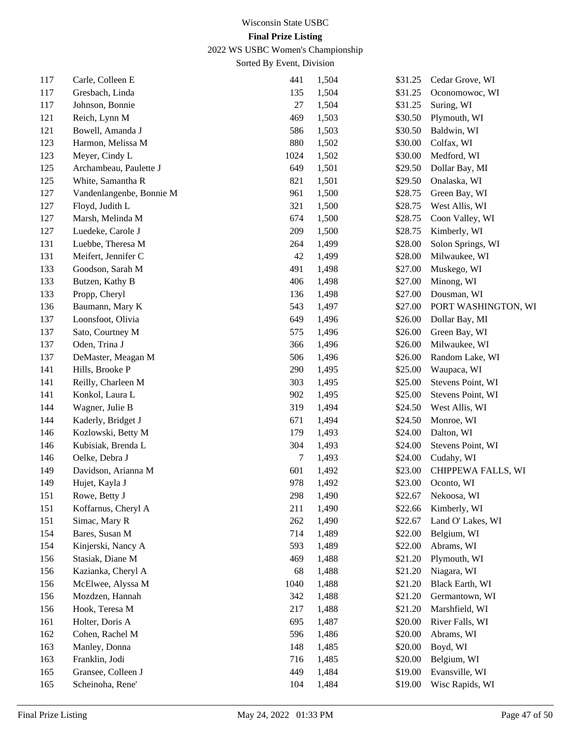Wisconsin State USBC

**Final Prize Listing**

2022 WS USBC Women's Championship

Sorted By Event, Division

| | | | | | |
|---|---|---|---|---|---|
| 117 | Carle, Colleen E | 441 | 1,504 | $31.25 | Cedar Grove, WI |
| 117 | Gresbach, Linda | 135 | 1,504 | $31.25 | Oconomowoc, WI |
| 117 | Johnson, Bonnie | 27 | 1,504 | $31.25 | Suring, WI |
| 121 | Reich, Lynn M | 469 | 1,503 | $30.50 | Plymouth, WI |
| 121 | Bowell, Amanda J | 586 | 1,503 | $30.50 | Baldwin, WI |
| 123 | Harmon, Melissa M | 880 | 1,502 | $30.00 | Colfax, WI |
| 123 | Meyer, Cindy L | 1024 | 1,502 | $30.00 | Medford, WI |
| 125 | Archambeau, Paulette J | 649 | 1,501 | $29.50 | Dollar Bay, MI |
| 125 | White, Samantha R | 821 | 1,501 | $29.50 | Onalaska, WI |
| 127 | Vandenlangenbe, Bonnie M | 961 | 1,500 | $28.75 | Green Bay, WI |
| 127 | Floyd, Judith L | 321 | 1,500 | $28.75 | West Allis, WI |
| 127 | Marsh, Melinda M | 674 | 1,500 | $28.75 | Coon Valley, WI |
| 127 | Luedeke, Carole J | 209 | 1,500 | $28.75 | Kimberly, WI |
| 131 | Luebbe, Theresa M | 264 | 1,499 | $28.00 | Solon Springs, WI |
| 131 | Meifert, Jennifer C | 42 | 1,499 | $28.00 | Milwaukee, WI |
| 133 | Goodson, Sarah M | 491 | 1,498 | $27.00 | Muskego, WI |
| 133 | Butzen, Kathy B | 406 | 1,498 | $27.00 | Minong, WI |
| 133 | Propp, Cheryl | 136 | 1,498 | $27.00 | Dousman, WI |
| 136 | Baumann, Mary K | 543 | 1,497 | $27.00 | PORT WASHINGTON, WI |
| 137 | Loonsfoot, Olivia | 649 | 1,496 | $26.00 | Dollar Bay, MI |
| 137 | Sato, Courtney M | 575 | 1,496 | $26.00 | Green Bay, WI |
| 137 | Oden, Trina J | 366 | 1,496 | $26.00 | Milwaukee, WI |
| 137 | DeMaster, Meagan M | 506 | 1,496 | $26.00 | Random Lake, WI |
| 141 | Hills, Brooke P | 290 | 1,495 | $25.00 | Waupaca, WI |
| 141 | Reilly, Charleen M | 303 | 1,495 | $25.00 | Stevens Point, WI |
| 141 | Konkol, Laura L | 902 | 1,495 | $25.00 | Stevens Point, WI |
| 144 | Wagner, Julie B | 319 | 1,494 | $24.50 | West Allis, WI |
| 144 | Kaderly, Bridget J | 671 | 1,494 | $24.50 | Monroe, WI |
| 146 | Kozlowski, Betty M | 179 | 1,493 | $24.00 | Dalton, WI |
| 146 | Kubisiak, Brenda L | 304 | 1,493 | $24.00 | Stevens Point, WI |
| 146 | Oelke, Debra J | 7 | 1,493 | $24.00 | Cudahy, WI |
| 149 | Davidson, Arianna M | 601 | 1,492 | $23.00 | CHIPPEWA FALLS, WI |
| 149 | Hujet, Kayla J | 978 | 1,492 | $23.00 | Oconto, WI |
| 151 | Rowe, Betty J | 298 | 1,490 | $22.67 | Nekoosa, WI |
| 151 | Koffarnus, Cheryl A | 211 | 1,490 | $22.66 | Kimberly, WI |
| 151 | Simac, Mary R | 262 | 1,490 | $22.67 | Land O' Lakes, WI |
| 154 | Bares, Susan M | 714 | 1,489 | $22.00 | Belgium, WI |
| 154 | Kinjerski, Nancy A | 593 | 1,489 | $22.00 | Abrams, WI |
| 156 | Stasiak, Diane M | 469 | 1,488 | $21.20 | Plymouth, WI |
| 156 | Kazianka, Cheryl A | 68 | 1,488 | $21.20 | Niagara, WI |
| 156 | McElwee, Alyssa M | 1040 | 1,488 | $21.20 | Black Earth, WI |
| 156 | Mozdzen, Hannah | 342 | 1,488 | $21.20 | Germantown, WI |
| 156 | Hook, Teresa M | 217 | 1,488 | $21.20 | Marshfield, WI |
| 161 | Holter, Doris A | 695 | 1,487 | $20.00 | River Falls, WI |
| 162 | Cohen, Rachel M | 596 | 1,486 | $20.00 | Abrams, WI |
| 163 | Manley, Donna | 148 | 1,485 | $20.00 | Boyd, WI |
| 163 | Franklin, Jodi | 716 | 1,485 | $20.00 | Belgium, WI |
| 165 | Gransee, Colleen J | 449 | 1,484 | $19.00 | Evansville, WI |
| 165 | Scheinoha, Rene' | 104 | 1,484 | $19.00 | Wisc Rapids, WI |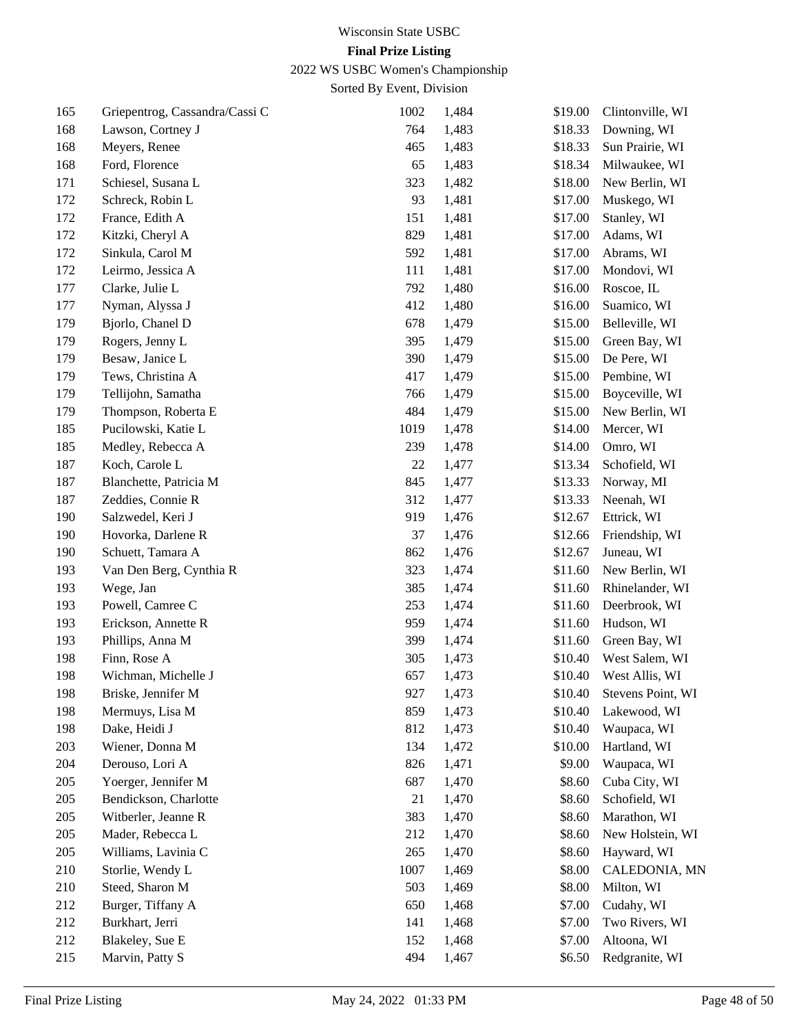Wisconsin State USBC

**Final Prize Listing**

2022 WS USBC Women's Championship

Sorted By Event, Division

| | | | | | |
|---|---|---|---|---|---|
| 165 | Griepentrog, Cassandra/Cassi C | 1002 | 1,484 | $19.00 | Clintonville, WI |
| 168 | Lawson, Cortney J | 764 | 1,483 | $18.33 | Downing, WI |
| 168 | Meyers, Renee | 465 | 1,483 | $18.33 | Sun Prairie, WI |
| 168 | Ford, Florence | 65 | 1,483 | $18.34 | Milwaukee, WI |
| 171 | Schiesel, Susana L | 323 | 1,482 | $18.00 | New Berlin, WI |
| 172 | Schreck, Robin L | 93 | 1,481 | $17.00 | Muskego, WI |
| 172 | France, Edith A | 151 | 1,481 | $17.00 | Stanley, WI |
| 172 | Kitzki, Cheryl A | 829 | 1,481 | $17.00 | Adams, WI |
| 172 | Sinkula, Carol M | 592 | 1,481 | $17.00 | Abrams, WI |
| 172 | Leirmo, Jessica A | 111 | 1,481 | $17.00 | Mondovi, WI |
| 177 | Clarke, Julie L | 792 | 1,480 | $16.00 | Roscoe, IL |
| 177 | Nyman, Alyssa J | 412 | 1,480 | $16.00 | Suamico, WI |
| 179 | Bjorlo, Chanel D | 678 | 1,479 | $15.00 | Belleville, WI |
| 179 | Rogers, Jenny L | 395 | 1,479 | $15.00 | Green Bay, WI |
| 179 | Besaw, Janice L | 390 | 1,479 | $15.00 | De Pere, WI |
| 179 | Tews, Christina A | 417 | 1,479 | $15.00 | Pembine, WI |
| 179 | Tellijohn, Samatha | 766 | 1,479 | $15.00 | Boyceville, WI |
| 179 | Thompson, Roberta E | 484 | 1,479 | $15.00 | New Berlin, WI |
| 185 | Pucilowski, Katie L | 1019 | 1,478 | $14.00 | Mercer, WI |
| 185 | Medley, Rebecca A | 239 | 1,478 | $14.00 | Omro, WI |
| 187 | Koch, Carole L | 22 | 1,477 | $13.34 | Schofield, WI |
| 187 | Blanchette, Patricia M | 845 | 1,477 | $13.33 | Norway, MI |
| 187 | Zeddies, Connie R | 312 | 1,477 | $13.33 | Neenah, WI |
| 190 | Salzwedel, Keri J | 919 | 1,476 | $12.67 | Ettrick, WI |
| 190 | Hovorka, Darlene R | 37 | 1,476 | $12.66 | Friendship, WI |
| 190 | Schuett, Tamara A | 862 | 1,476 | $12.67 | Juneau, WI |
| 193 | Van Den Berg, Cynthia R | 323 | 1,474 | $11.60 | New Berlin, WI |
| 193 | Wege, Jan | 385 | 1,474 | $11.60 | Rhinelander, WI |
| 193 | Powell, Camree C | 253 | 1,474 | $11.60 | Deerbrook, WI |
| 193 | Erickson, Annette R | 959 | 1,474 | $11.60 | Hudson, WI |
| 193 | Phillips, Anna M | 399 | 1,474 | $11.60 | Green Bay, WI |
| 198 | Finn, Rose A | 305 | 1,473 | $10.40 | West Salem, WI |
| 198 | Wichman, Michelle J | 657 | 1,473 | $10.40 | West Allis, WI |
| 198 | Briske, Jennifer M | 927 | 1,473 | $10.40 | Stevens Point, WI |
| 198 | Mermuys, Lisa M | 859 | 1,473 | $10.40 | Lakewood, WI |
| 198 | Dake, Heidi J | 812 | 1,473 | $10.40 | Waupaca, WI |
| 203 | Wiener, Donna M | 134 | 1,472 | $10.00 | Hartland, WI |
| 204 | Derouso, Lori A | 826 | 1,471 | $9.00 | Waupaca, WI |
| 205 | Yoerger, Jennifer M | 687 | 1,470 | $8.60 | Cuba City, WI |
| 205 | Bendickson, Charlotte | 21 | 1,470 | $8.60 | Schofield, WI |
| 205 | Witberler, Jeanne R | 383 | 1,470 | $8.60 | Marathon, WI |
| 205 | Mader, Rebecca L | 212 | 1,470 | $8.60 | New Holstein, WI |
| 205 | Williams, Lavinia C | 265 | 1,470 | $8.60 | Hayward, WI |
| 210 | Storlie, Wendy L | 1007 | 1,469 | $8.00 | CALEDONIA, MN |
| 210 | Steed, Sharon M | 503 | 1,469 | $8.00 | Milton, WI |
| 212 | Burger, Tiffany A | 650 | 1,468 | $7.00 | Cudahy, WI |
| 212 | Burkhart, Jerri | 141 | 1,468 | $7.00 | Two Rivers, WI |
| 212 | Blakeley, Sue E | 152 | 1,468 | $7.00 | Altoona, WI |
| 215 | Marvin, Patty S | 494 | 1,467 | $6.50 | Redgranite, WI |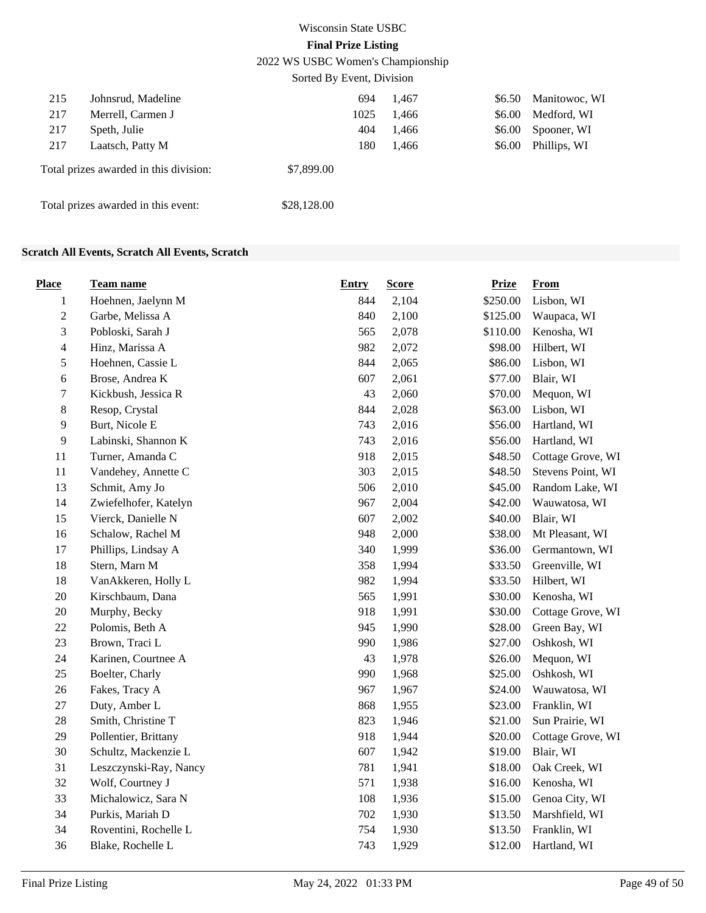Wisconsin State USBC

**Final Prize Listing**

2022 WS USBC Women's Championship

Sorted By Event, Division

| Place | Team name | Entry | Score | Prize | From |
|---|---|---|---|---|---|
| 215 | Johnsrud, Madeline | 694 | 1,467 | $6.50 | Manitowoc, WI |
| 217 | Merrell, Carmen J | 1025 | 1,466 | $6.00 | Medford, WI |
| 217 | Speth, Julie | 404 | 1,466 | $6.00 | Spooner, WI |
| 217 | Laatsch, Patty M | 180 | 1,466 | $6.00 | Phillips, WI |

Total prizes awarded in this division: $7,899.00

Total prizes awarded in this event: $28,128.00

**Scratch All Events, Scratch All Events, Scratch**

| Place | Team name | Entry | Score | Prize | From |
|---|---|---|---|---|---|
| 1 | Hoehnen, Jaelynn M | 844 | 2,104 | $250.00 | Lisbon, WI |
| 2 | Garbe, Melissa A | 840 | 2,100 | $125.00 | Waupaca, WI |
| 3 | Pobloski, Sarah J | 565 | 2,078 | $110.00 | Kenosha, WI |
| 4 | Hinz, Marissa A | 982 | 2,072 | $98.00 | Hilbert, WI |
| 5 | Hoehnen, Cassie L | 844 | 2,065 | $86.00 | Lisbon, WI |
| 6 | Brose, Andrea K | 607 | 2,061 | $77.00 | Blair, WI |
| 7 | Kickbush, Jessica R | 43 | 2,060 | $70.00 | Mequon, WI |
| 8 | Resop, Crystal | 844 | 2,028 | $63.00 | Lisbon, WI |
| 9 | Burt, Nicole E | 743 | 2,016 | $56.00 | Hartland, WI |
| 9 | Labinski, Shannon K | 743 | 2,016 | $56.00 | Hartland, WI |
| 11 | Turner, Amanda C | 918 | 2,015 | $48.50 | Cottage Grove, WI |
| 11 | Vandehey, Annette C | 303 | 2,015 | $48.50 | Stevens Point, WI |
| 13 | Schmit, Amy Jo | 506 | 2,010 | $45.00 | Random Lake, WI |
| 14 | Zwiefelhofer, Katelyn | 967 | 2,004 | $42.00 | Wauwatosa, WI |
| 15 | Vierck, Danielle N | 607 | 2,002 | $40.00 | Blair, WI |
| 16 | Schalow, Rachel M | 948 | 2,000 | $38.00 | Mt Pleasant, WI |
| 17 | Phillips, Lindsay A | 340 | 1,999 | $36.00 | Germantown, WI |
| 18 | Stern, Marn M | 358 | 1,994 | $33.50 | Greenville, WI |
| 18 | VanAkkeren, Holly L | 982 | 1,994 | $33.50 | Hilbert, WI |
| 20 | Kirschbaum, Dana | 565 | 1,991 | $30.00 | Kenosha, WI |
| 20 | Murphy, Becky | 918 | 1,991 | $30.00 | Cottage Grove, WI |
| 22 | Polomis, Beth A | 945 | 1,990 | $28.00 | Green Bay, WI |
| 23 | Brown, Traci L | 990 | 1,986 | $27.00 | Oshkosh, WI |
| 24 | Karinen, Courtnee A | 43 | 1,978 | $26.00 | Mequon, WI |
| 25 | Boelter, Charly | 990 | 1,968 | $25.00 | Oshkosh, WI |
| 26 | Fakes, Tracy A | 967 | 1,967 | $24.00 | Wauwatosa, WI |
| 27 | Duty, Amber L | 868 | 1,955 | $23.00 | Franklin, WI |
| 28 | Smith, Christine T | 823 | 1,946 | $21.00 | Sun Prairie, WI |
| 29 | Pollentier, Brittany | 918 | 1,944 | $20.00 | Cottage Grove, WI |
| 30 | Schultz, Mackenzie L | 607 | 1,942 | $19.00 | Blair, WI |
| 31 | Leszczynski-Ray, Nancy | 781 | 1,941 | $18.00 | Oak Creek, WI |
| 32 | Wolf, Courtney J | 571 | 1,938 | $16.00 | Kenosha, WI |
| 33 | Michalowicz, Sara N | 108 | 1,936 | $15.00 | Genoa City, WI |
| 34 | Purkis, Mariah D | 702 | 1,930 | $13.50 | Marshfield, WI |
| 34 | Roventini, Rochelle L | 754 | 1,930 | $13.50 | Franklin, WI |
| 36 | Blake, Rochelle L | 743 | 1,929 | $12.00 | Hartland, WI |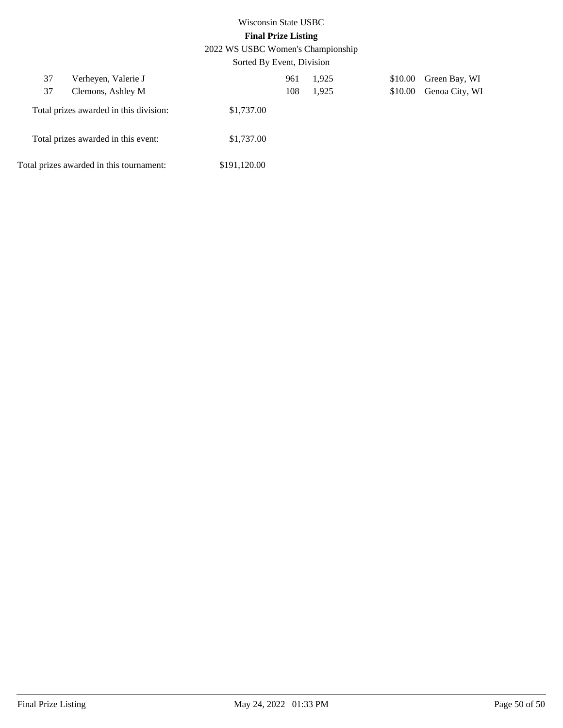Wisconsin State USBC

**Final Prize Listing**

2022 WS USBC Women's Championship

Sorted By Event, Division

| | | | | | |
|---|---|---|---|---|---|
| 37 | Verheyen, Valerie J | 961 | 1,925 | $10.00 | Green Bay, WI |
| 37 | Clemons, Ashley M | 108 | 1,925 | $10.00 | Genoa City, WI |

Total prizes awarded in this division: $1,737.00

Total prizes awarded in this event: $1,737.00

Total prizes awarded in this tournament: $191,120.00